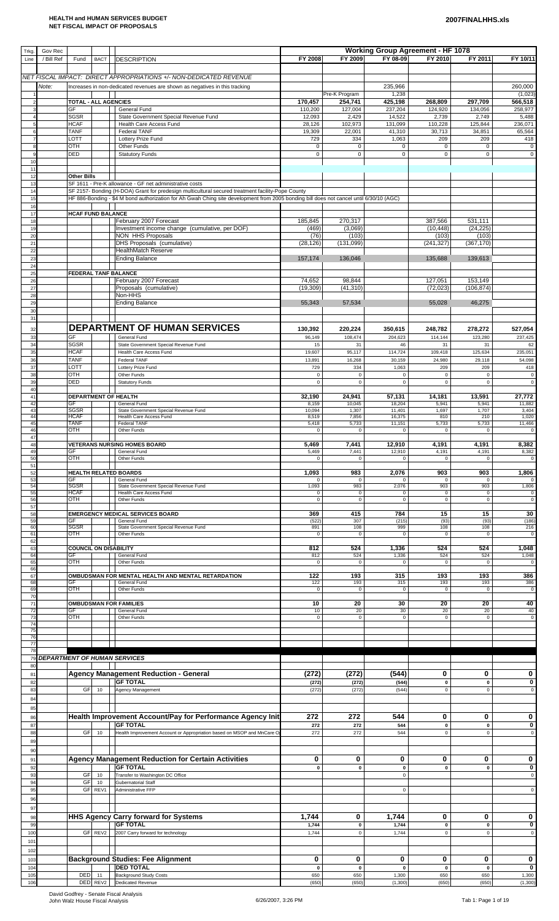# HEALTH and HUMAN SERVICES BUDGET
## NET FISCAL IMPACT OF PROPOSALS

2007FINALHHS.xls

| Trkg. Line | Gov Rec / Bill Ref | Fund | BACT | DESCRIPTION | FY 2008 | FY 2009 | FY 08-09 | FY 2010 | FY 2011 | FY 10/11 |
|---|---|---|---|---|---|---|---|---|---|---|
| | | | | | **Working Group Agreement - HF 1078** | | | | | |
| | | | | *NET FISCAL IMPACT: DIRECT APPROPRIATIONS +/- NON-DEDICATED REVENUE* | | | | | | |
| | Note: | | | Increases in non-dedicated revenues are shown as negatives in this tracking | | | 235,966 | | | 260,000 |
| 1 | | | | | | Pre-K Program | 1,238 | | | (1,023) |
| 2 | | **TOTAL - ALL AGENCIES** | | | 170,457 | 254,741 | 425,198 | 268,809 | 297,709 | 566,518 |
| 3 | | GF | | General Fund | 110,200 | 127,004 | 237,204 | 124,920 | 134,056 | 258,977 |
| 4 | | SGSR | | State Government Special Revenue Fund | 12,093 | 2,429 | 14,522 | 2,739 | 2,749 | 5,488 |
| 5 | | HCAF | | Health Care Access Fund | 28,126 | 102,973 | 131,099 | 110,228 | 125,844 | 236,071 |
| 6 | | TANF | | Federal TANF | 19,309 | 22,001 | 41,310 | 30,713 | 34,851 | 65,564 |
| 7 | | LOTT | | Lottery Prize Fund | 729 | 334 | 1,063 | 209 | 209 | 418 |
| 8 | | OTH | | Other Funds | 0 | 0 | 0 | 0 | 0 | 0 |
| 9 | | DED | | Statutory Funds | 0 | 0 | 0 | 0 | 0 | 0 |
| 10 | | | | | | | | | | |
| 11 | | | | | | | | | | |
| 12 | | **Other Bills** | | | | | | | | |
| 13 | | | | SF 1611 - Pre-K allowance - GF net administrative costs | | | | | | |
| 14 | | | | SF 2157- Bonding (H-DOA) Grant for predesign multicultural secured treatment facility-Pope County | | | | | | |
| 15 | | | | HF 886-Bonding - $4 M bond authorization for Ah Gwah Ching site development from 2005 bonding bill does not cancel until 6/30/10 (AGC) | | | | | | |
| 16 | | | | | | | | | | |
| 17 | | **HCAF FUND BALANCE** | | | | | | | | |
| 18 | | | | February 2007 Forecast | 185,845 | 270,317 | | 387,566 | 531,111 | |
| 19 | | | | Investment income change (cumulative, per DOF) | (469) | (3,069) | | (10,448) | (24,225) | |
| 20 | | | | NON HHS Proposals | (76) | (103) | | (103) | (103) | |
| 21 | | | | DHS Proposals (cumulative) | (28,126) | (131,099) | | (241,327) | (367,170) | |
| 22 | | | | HealthMatch Reserve | | | | | | |
| 23 | | | | Ending Balance | 157,174 | 136,046 | | 135,688 | 139,613 | |
| 24 | | | | | | | | | | |
| 25 | | **FEDERAL TANF BALANCE** | | | | | | | | |
| 26 | | | | February 2007 Forecast | 74,652 | 98,844 | | 127,051 | 153,149 | |
| 27 | | | | Proposals (cumulative) | (19,309) | (41,310) | | (72,023) | (106,874) | |
| 28 | | | | Non-HHS | | | | | | |
| 29 | | | | Ending Balance | 55,343 | 57,534 | | 55,028 | 46,275 | |
| 30 | | | | | | | | | | |
| 31 | | | | | | | | | | |
| 32 | | | | **DEPARTMENT OF HUMAN SERVICES** | **130,392** | **220,224** | **350,615** | **248,782** | **278,272** | **527,054** |
| 33 | | GF | | General Fund | 96,149 | 108,474 | 204,623 | 114,144 | 123,280 | 237,425 |
| 34 | | SGSR | | State Government Special Revenue Fund | 15 | 31 | 46 | 31 | 31 | 62 |
| 35 | | HCAF | | Health Care Access Fund | 19,607 | 95,117 | 114,724 | 109,418 | 125,634 | 235,051 |
| 36 | | TANF | | Federal TANF | 13,891 | 16,268 | 30,159 | 24,980 | 29,118 | 54,098 |
| 37 | | LOTT | | Lottery Prize Fund | 729 | 334 | 1,063 | 209 | 209 | 418 |
| 38 | | OTH | | Other Funds | 0 | 0 | 0 | 0 | 0 | 0 |
| 39 | | DED | | Statutory Funds | 0 | 0 | 0 | 0 | 0 | 0 |
| 40 | | | | | | | | | | |
| 41 | | **DEPARTMENT OF HEALTH** | | | **32,190** | **24,941** | **57,131** | **14,181** | **13,591** | **27,772** |
| 42 | | GF | | General Fund | 8,159 | 10,045 | 18,204 | 5,941 | 5,941 | 11,882 |
| 43 | | SGSR | | State Government Special Revenue Fund | 10,094 | 1,307 | 11,401 | 1,697 | 1,707 | 3,404 |
| 44 | | HCAF | | Health Care Access Fund | 8,519 | 7,856 | 16,375 | 810 | 210 | 1,020 |
| 45 | | TANF | | Federal TANF | 5,418 | 5,733 | 11,151 | 5,733 | 5,733 | 11,466 |
| 46 | | OTH | | Other Funds | 0 | 0 | 0 | 0 | 0 | 0 |
| 47 | | | | | | | | | | |
| 48 | | | | **VETERANS NURSING HOMES BOARD** | **5,469** | **7,441** | **12,910** | **4,191** | **4,191** | **8,382** |
| 49 | | GF | | General Fund | 5,469 | 7,441 | 12,910 | 4,191 | 4,191 | 8,382 |
| 50 | | OTH | | Other Funds | 0 | 0 | 0 | 0 | 0 | 0 |
| 51 | | | | | | | | | | |
| 52 | | **HEALTH RELATED BOARDS** | | | **1,093** | **983** | **2,076** | **903** | **903** | **1,806** |
| 53 | | GF | | General Fund | 0 | 0 | 0 | 0 | 0 | 0 |
| 54 | | SGSR | | State Government Special Revenue Fund | 1,093 | 983 | 2,076 | 903 | 903 | 1,806 |
| 55 | | HCAF | | Health Care Access Fund | 0 | 0 | 0 | 0 | 0 | 0 |
| 56 | | OTH | | Other Funds | 0 | 0 | 0 | 0 | 0 | 0 |
| 57 | | | | | | | | | | |
| 58 | | | | **EMERGENCY MEDICAL SERVICES BOARD** | **369** | **415** | **784** | **15** | **15** | **30** |
| 59 | | GF | | General Fund | (522) | 307 | (215) | (93) | (93) | (186) |
| 60 | | SGSR | | State Government Special Revenue Fund | 891 | 108 | 999 | 108 | 108 | 216 |
| 61 | | OTH | | Other Funds | 0 | 0 | 0 | 0 | 0 | 0 |
| 62 | | | | | | | | | | |
| 63 | | **COUNCIL ON DISABILITY** | | | **812** | **524** | **1,336** | **524** | **524** | **1,048** |
| 64 | | GF | | General Fund | 812 | 524 | 1,336 | 524 | 524 | 1,048 |
| 65 | | OTH | | Other Funds | 0 | 0 | 0 | 0 | 0 | 0 |
| 66 | | | | | | | | | | |
| 67 | | | | **OMBUDSMAN FOR MENTAL HEALTH AND MENTAL RETARDATION** | **122** | **193** | **315** | **193** | **193** | **386** |
| 68 | | GF | | General Fund | 122 | 193 | 315 | 193 | 193 | 386 |
| 69 | | OTH | | Other Funds | 0 | 0 | 0 | 0 | 0 | 0 |
| 70 | | | | | | | | | | |
| 71 | | | | **OMBUDSMAN FOR FAMILIES** | **10** | **20** | **30** | **20** | **20** | **40** |
| 72 | | GF | | General Fund | 10 | 20 | 30 | 20 | 20 | 40 |
| 73 | | OTH | | Other Funds | 0 | 0 | 0 | 0 | 0 | 0 |
| 74 | | | | | | | | | | |
| 75 | | | | | | | | | | |
| 76 | | | | | | | | | | |
| 77 | | | | | | | | | | |
| 78 | | | | | | | | | | |
| 79 | ***DEPARTMENT OF HUMAN SERVICES*** | | | | | | | | | |
| 80 | | | | | | | | | | |
| 81 | | | | **Agency Management Reduction - General** | **(272)** | **(272)** | **(544)** | **0** | **0** | **0** |
| 82 | | | | **GF TOTAL** | **(272)** | **(272)** | **(544)** | **0** | **0** | **0** |
| 83 | | GF | 10 | Agency Management | (272) | (272) | (544) | 0 | 0 | 0 |
| 84 | | | | | | | | | | |
| 85 | | | | | | | | | | |
| 86 | | | | **Health Improvement Account/Pay for Performance Agency Init** | **272** | **272** | **544** | **0** | **0** | **0** |
| 87 | | | | **GF TOTAL** | **272** | **272** | **544** | **0** | **0** | **0** |
| 88 | | GF | 10 | Health Improvement Account or Appropriation based on MSOP and MnCare O | 272 | 272 | 544 | 0 | 0 | 0 |
| 89 | | | | | | | | | | |
| 90 | | | | | | | | | | |
| 91 | | | | **Agency Management Reduction for Certain Activities** | **0** | **0** | **0** | **0** | **0** | **0** |
| 92 | | | | **GF TOTAL** | **0** | **0** | **0** | **0** | **0** | **0** |
| 93 | | GF | 10 | Transfer to Washington DC Office | | | 0 | | | 0 |
| 94 | | GF | 10 | Gubernatorial Staff | | | | | | |
| 95 | | GF | REV1 | Administrative FFP | | | 0 | | | 0 |
| 96 | | | | | | | | | | |
| 97 | | | | | | | | | | |
| 98 | | | | **HHS Agency Carry forward for Systems** | **1,744** | **0** | **1,744** | **0** | **0** | **0** |
| 99 | | | | **GF TOTAL** | **1,744** | **0** | **1,744** | **0** | **0** | **0** |
| 100 | | GF | REV2 | 2007 Carry forward for technology | 1,744 | 0 | 1,744 | 0 | 0 | 0 |
| 101 | | | | | | | | | | |
| 102 | | | | | | | | | | |
| 103 | | | | **Background Studies: Fee Alignment** | **0** | **0** | **0** | **0** | **0** | **0** |
| 104 | | | | **DED TOTAL** | **0** | **0** | **0** | **0** | **0** | **0** |
| 105 | | DED | 11 | Background Study Costs | 650 | 650 | 1,300 | 650 | 650 | 1,300 |
| 106 | | DED | REV2 | Dedicated Revenue | (650) | (650) | (1,300) | (650) | (650) | (1,300) |

David Godfrey - Senate Fiscal Analysis
John Walz House Fiscal Analysis

6/26/2007, 3:26 PM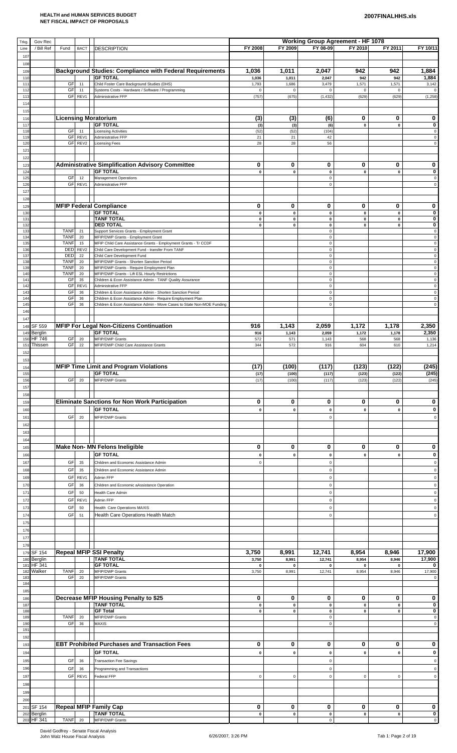**HEALTH and HUMAN SERVICES BUDGET**
**NET FISCAL IMPACT OF PROPOSALS**

2007FINALHHS.xls

| Trkg. Line | Gov Rec / Bill Ref | Fund | BACT | DESCRIPTION | FY 2008 | FY 2009 | FY 08-09 | FY 2010 | FY 2011 | FY 10/11 |
|---|---|---|---|---|---|---|---|---|---|---|
| | | | | | **Working Group Agreement - HF 1078** | | | | | |
| 107 | | | | | | | | | | |
| 108 | | | | | | | | | | |
| 109 | | | | **Background Studies: Compliance with Federal Requirements** | **1,036** | **1,011** | **2,047** | **942** | **942** | **1,884** |
| 110 | | | | **GF TOTAL** | 1,036 | 1,011 | 2,047 | 942 | 942 | 1,884 |
| 111 | | GF | 11 | Child Foster Care Background Studies (DHS) | 1,793 | 1,686 | 3,479 | 1,571 | 1,571 | 3,142 |
| 112 | | GF | 11 | Systems Costs - Hardware / Software / Programming | 0 | 0 | 0 | 0 | 0 | 0 |
| 113 | | GF | REV1 | Administrative FFP | (757) | (675) | (1,432) | (629) | (629) | (1,258) |
| 114 | | | | | | | | | | |
| 115 | | | | | | | | | | |
| 116 | | | | **Licensing Moratorium** | **(3)** | **(3)** | **(6)** | **0** | **0** | **0** |
| 117 | | | | **GF TOTAL** | (3) | (3) | (6) | 0 | 0 | 0 |
| 118 | | GF | 11 | Licensing Activities | (52) | (52) | (104) | | | 0 |
| 119 | | GF | REV1 | Administrative FFP | 21 | 21 | 42 | | | 0 |
| 120 | | GF | REV2 | Licensing Fees | 28 | 28 | 56 | | | 0 |
| 121 | | | | | | | | | | |
| 122 | | | | | | | | | | |
| 123 | | | | **Administrative Simplification Advisory Committee** | **0** | **0** | **0** | **0** | **0** | **0** |
| 124 | | | | **GF TOTAL** | 0 | 0 | 0 | 0 | 0 | 0 |
| 125 | | GF | 12 | Management Operations | | | 0 | | | 0 |
| 126 | | GF | REV1 | Administrative FFP | | | 0 | | | 0 |
| 127 | | | | | | | | | | |
| 128 | | | | | | | | | | |
| 129 | | | | **MFIP Federal Compliance** | **0** | **0** | **0** | **0** | **0** | **0** |
| 130 | | | | **GF TOTAL** | 0 | 0 | 0 | 0 | 0 | 0 |
| 131 | | | | **TANF TOTAL** | 0 | 0 | 0 | 0 | 0 | 0 |
| 132 | | | | **DED TOTAL** | 0 | 0 | 0 | 0 | 0 | 0 |
| 133 | | TANF | 21 | Support Services Grants - Employment Grant | | | 0 | | | 0 |
| 134 | | TANF | 20 | MFIP/DWP Grants - Employment Grant | | | 0 | | | 0 |
| 135 | | TANF | 15 | MFIP Child Care Assistance Grants - Employment Grants - Tr CCDF | | | 0 | | | 0 |
| 136 | | DED | REV2 | Child Care Development Fund - transfer From TANF | | | 0 | | | 0 |
| 137 | | DED | 22 | Child Care Development Fund | | | 0 | | | 0 |
| 138 | | TANF | 20 | MFIP/DWP Grants - Shorten Sanction Period | | | 0 | | | 0 |
| 139 | | TANF | 20 | MFIP/DWP Grants - Require Employment Plan | | | 0 | | | 0 |
| 140 | | TANF | 20 | MFIP/DWP Grants - Lift ESL Hourly Restrictions | | | 0 | | | 0 |
| 141 | | GF | 35 | Children & Econ Assistance Admin - TANF Quality Assurance | | | 0 | | | 0 |
| 142 | | GF | REV1 | Administrative FFP | | | 0 | | | 0 |
| 143 | | GF | 36 | Children & Econ Assistance Admin - Shorten Sanction Period | | | 0 | | | 0 |
| 144 | | GF | 36 | Children & Econ Assistance Admin - Require Employment Plan | | | 0 | | | 0 |
| 145 | | GF | 36 | Children & Econ Assistance Admin - Move Cases to State Non-MOE Funding | | | 0 | | | 0 |
| 146 | | | | | | | | | | |
| 147 | | | | | | | | | | |
| 148 | SF 559 | | | **MFIP For Legal Non-Citizens Continuation** | **916** | **1,143** | **2,059** | **1,172** | **1,178** | **2,350** |
| 149 | Berglin | | | **GF TOTAL** | 916 | 1,143 | 2,059 | 1,172 | 1,178 | 2,350 |
| 150 | HF 746 | GF | 20 | MFIP/DWP Grants | 572 | 571 | 1,143 | 568 | 568 | 1,136 |
| 151 | Thissen | GF | 22 | MFIP/DWP Child Care Assistance Grants | 344 | 572 | 916 | 604 | 610 | 1,214 |
| 152 | | | | | | | | | | |
| 153 | | | | | | | | | | |
| 154 | | | | **MFIP Time Limit and Program Violations** | **(17)** | **(100)** | **(117)** | **(123)** | **(122)** | **(245)** |
| 155 | | | | **GF TOTAL** | (17) | (100) | (117) | (123) | (122) | (245) |
| 156 | | GF | 20 | MFIP/DWP Grants | (17) | (100) | (117) | (123) | (122) | (245) |
| 157 | | | | | | | | | | |
| 158 | | | | | | | | | | |
| 159 | | | | **Eliminate Sanctions for Non Work Participation** | **0** | **0** | **0** | **0** | **0** | **0** |
| 160 | | | | **GF TOTAL** | 0 | 0 | 0 | 0 | 0 | 0 |
| 161 | | GF | 20 | MFIP/DWP Grants | | | 0 | | | 0 |
| 162 | | | | | | | | | | |
| 163 | | | | | | | | | | |
| 164 | | | | | | | | | | |
| 165 | | | | **Make Non- MN Felons Ineligible** | **0** | **0** | **0** | **0** | **0** | **0** |
| 166 | | | | **GF TOTAL** | 0 | 0 | 0 | 0 | 0 | 0 |
| 167 | | GF | 35 | Children and Economic Assistance Admin | 0 | | 0 | | | 0 |
| 168 | | GF | 35 | Children and Economic Assistance Admin | | | 0 | | | 0 |
| 169 | | GF | REV1 | Admin FFP | | | 0 | | | 0 |
| 170 | | GF | 36 | Children and Economic aAssistance Operation | | | 0 | | | 0 |
| 171 | | GF | 50 | Health Care Admin | | | 0 | | | 0 |
| 172 | | GF | REV1 | Admin FFP | | | 0 | | | 0 |
| 173 | | GF | 50 | Health Care Operations MAXIS | | | 0 | | | 0 |
| 174 | | GF | 51 | Health Care Operations Health Match | | | 0 | | | 0 |
| 175 | | | | | | | | | | |
| 176 | | | | | | | | | | |
| 177 | | | | | | | | | | |
| 178 | | | | | | | | | | |
| 179 | SF 154 | | | **Repeal MFIP SSI Penalty** | **3,750** | **8,991** | **12,741** | **8,954** | **8,946** | **17,900** |
| 180 | Berglin | | | **TANF TOTAL** | 3,750 | 8,991 | 12,741 | 8,954 | 8,946 | 17,900 |
| 181 | HF 341 | | | **GF TOTAL** | 0 | 0 | 0 | 0 | 0 | 0 |
| 182 | Walker | TANF | 20 | MFIP/DWP Grants | 3,750 | 8,991 | 12,741 | 8,954 | 8,946 | 17,900 |
| 183 | | GF | 20 | MFIP/DWP Grants | | | | | | 0 |
| 184 | | | | | | | | | | |
| 185 | | | | | | | | | | |
| 186 | | | | **Decrease MFIP Housing Penalty to $25** | **0** | **0** | **0** | **0** | **0** | **0** |
| 187 | | | | **TANF TOTAL** | 0 | 0 | 0 | 0 | 0 | 0 |
| 188 | | | | **GF Total** | 0 | 0 | 0 | 0 | 0 | 0 |
| 189 | | TANF | 20 | MFIP/DWP Grants | | | 0 | | | 0 |
| 190 | | GF | 36 | MAXIS | | | 0 | | | 0 |
| 191 | | | | | | | | | | |
| 192 | | | | | | | | | | |
| 193 | | | | **EBT Prohibited Purchases and Transaction Fees** | **0** | **0** | **0** | **0** | **0** | **0** |
| 194 | | | | **GF TOTAL** | 0 | 0 | 0 | 0 | 0 | 0 |
| 195 | | GF | 36 | Transaction Fee Savings | | | 0 | | | 0 |
| 196 | | GF | 36 | Programming and Transactions | | | 0 | | | 0 |
| 197 | | GF | REV1 | Federal FFP | 0 | 0 | 0 | 0 | 0 | 0 |
| 198 | | | | | | | | | | |
| 199 | | | | | | | | | | |
| 200 | | | | | | | | | | |
| 201 | SF 154 | | | **Repeal MFIP Family Cap** | **0** | **0** | **0** | **0** | **0** | **0** |
| 202 | Berglin | | | **TANF TOTAL** | 0 | 0 | 0 | 0 | 0 | 0 |
| 203 | HF 341 | TANF | 20 | MFIP/DWP Grants | | | 0 | | | 0 |

David Godfrey - Senate Fiscal Analysis
John Walz House Fiscal Analysis

6/26/2007, 3:26 PM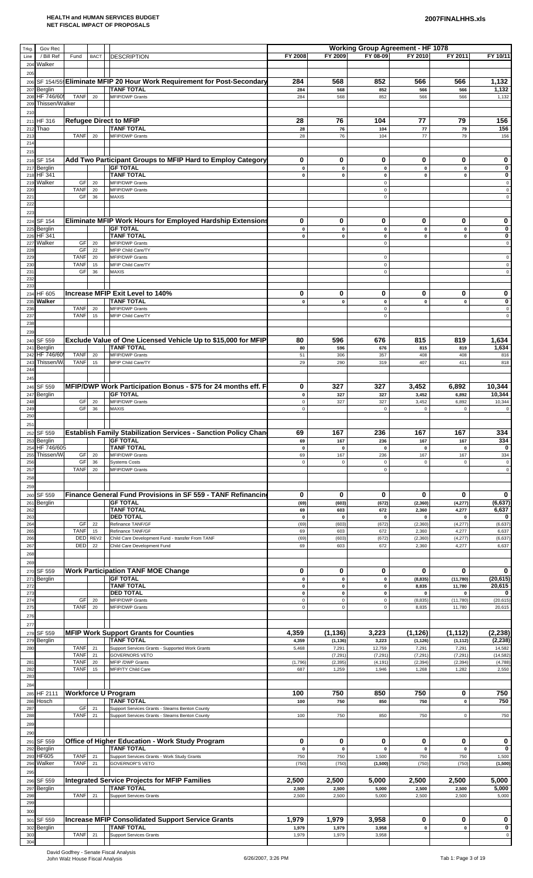**HEALTH and HUMAN SERVICES BUDGET**
**NET FISCAL IMPACT OF PROPOSALS**

**2007FINALHHS.xls**

| Trkg. Line | Gov Rec / Bill Ref | Fund | BACT | DESCRIPTION | FY 2008 | FY 2009 | FY 08-09 | FY 2010 | FY 2011 | FY 10/11 |
|---|---|---|---|---|---|---|---|---|---|---|
| | | | | | **Working Group Agreement - HF 1078** | | | | | |
| 204 | Walker | | | | | | | | | |
| 205 | | | | | | | | | | |
| 206 | SF 154/559 | | | **Eliminate MFIP 20 Hour Work Requirement for Post-Secondary** | **284** | **568** | **852** | **566** | **566** | **1,132** |
| 207 | Berglin | | | **TANF TOTAL** | 284 | 568 | 852 | 566 | 566 | 1,132 |
| 208 | HF 746/605 | TANF | 20 | MFIP/DWP Grants | 284 | 568 | 852 | 566 | 566 | 1,132 |
| 209 | Thissen/Walker | | | | | | | | | |
| 210 | | | | | | | | | | |
| 211 | HF 316 | | | **Refugee Direct to MFIP** | **28** | **76** | **104** | **77** | **79** | **156** |
| 212 | Thao | | | **TANF TOTAL** | 28 | 76 | 104 | 77 | 79 | 156 |
| 213 | | TANF | 20 | MFIP/DWP Grants | 28 | 76 | 104 | 77 | 79 | 156 |
| 214 | | | | | | | | | | |
| 215 | | | | | | | | | | |
| 216 | SF 154 | | | **Add Two Participant Groups to MFIP Hard to Employ Category** | **0** | **0** | **0** | **0** | **0** | **0** |
| 217 | Berglin | | | **GF TOTAL** | 0 | 0 | 0 | 0 | 0 | 0 |
| 218 | HF 341 | | | **TANF TOTAL** | 0 | 0 | 0 | 0 | 0 | 0 |
| 219 | Walker | GF | 20 | MFIP/DWP Grants | | | 0 | | | 0 |
| 220 | | TANF | 20 | MFIP/DWP Grants | | | 0 | | | 0 |
| 221 | | GF | 36 | MAXIS | | | 0 | | | 0 |
| 222 | | | | | | | | | | |
| 223 | | | | | | | | | | |
| 224 | SF 154 | | | **Eliminate MFIP Work Hours for Employed Hardship Extensions** | **0** | **0** | **0** | **0** | **0** | **0** |
| 225 | Berglin | | | **GF TOTAL** | 0 | 0 | 0 | 0 | 0 | 0 |
| 226 | HF 341 | | | **TANF TOTAL** | 0 | 0 | 0 | 0 | 0 | 0 |
| 227 | Walker | GF | 20 | MFIP/DWP Grants | | | 0 | | | 0 |
| 228 | | GF | 22 | MFIP Child Care/TY | | | | | | |
| 229 | | TANF | 20 | MFIP/DWP Grants | | | 0 | | | 0 |
| 230 | | TANF | 15 | MFIP Child Care/TY | | | 0 | | | 0 |
| 231 | | GF | 36 | MAXIS | | | 0 | | | 0 |
| 232 | | | | | | | | | | |
| 233 | | | | | | | | | | |
| 234 | HF 605 | | | **Increase MFIP Exit Level to 140%** | **0** | **0** | **0** | **0** | **0** | **0** |
| 235 | **Walker** | | | **TANF TOTAL** | 0 | 0 | 0 | 0 | 0 | 0 |
| 236 | | TANF | 20 | MFIP/DWP Grants | | | 0 | | | 0 |
| 237 | | TANF | 15 | MFIP Child Care/TY | | | 0 | | | 0 |
| 238 | | | | | | | | | | |
| 239 | | | | | | | | | | |
| 240 | SF 559 | | | **Exclude Value of One Licensed Vehicle Up to $15,000 for MFIP** | **80** | **596** | **676** | **815** | **819** | **1,634** |
| 241 | Berglin | | | **TANF TOTAL** | 80 | 596 | 676 | 815 | 819 | 1,634 |
| 242 | HF 746/605 | TANF | 20 | MFIP/DWP Grants | 51 | 306 | 357 | 408 | 408 | 816 |
| 243 | Thissen/W | TANF | 15 | MFIP Child Care/TY | 29 | 290 | 319 | 407 | 411 | 818 |
| 244 | | | | | | | | | | |
| 245 | | | | | | | | | | |
| 246 | SF 559 | | | **MFIP/DWP Work Participation Bonus - $75 for 24 months eff. F** | **0** | **327** | **327** | **3,452** | **6,892** | **10,344** |
| 247 | Berglin | | | **GF TOTAL** | 0 | 327 | 327 | 3,452 | 6,892 | 10,344 |
| 248 | | GF | 20 | MFIP/DWP Grants | 0 | 327 | 327 | 3,452 | 6,892 | 10,344 |
| 249 | | GF | 36 | MAXIS | 0 | | 0 | 0 | 0 | 0 |
| 250 | | | | | | | | | | |
| 251 | | | | | | | | | | |
| 252 | SF 559 | | | **Establish Family Stabilization Services - Sanction Policy Chan** | **69** | **167** | **236** | **167** | **167** | **334** |
| 253 | Berglin | | | **GF TOTAL** | 69 | 167 | 236 | 167 | 167 | 334 |
| 254 | HF 746/605 | | | **TANF TOTAL** | 0 | 0 | 0 | 0 | 0 | 0 |
| 255 | Thissen/W | GF | 20 | MFIP/DWP Grants | 69 | 167 | 236 | 167 | 167 | 334 |
| 256 | | GF | 36 | Systems Costs | 0 | 0 | 0 | 0 | 0 | 0 |
| 257 | | TANF | 20 | MFIP/DWP Grants | | | 0 | | | 0 |
| 258 | | | | | | | | | | |
| 259 | | | | | | | | | | |
| 260 | SF 559 | | | **Finance General Fund Provisions in SF 559 - TANF Refinancing** | **0** | **0** | **0** | **0** | **0** | **0** |
| 261 | Berglin | | | **GF TOTAL** | (69) | (603) | (672) | (2,360) | (4,277) | (6,637) |
| 262 | | | | **TANF TOTAL** | 69 | 603 | 672 | 2,360 | 4,277 | 6,637 |
| 263 | | | | **DED TOTAL** | 0 | 0 | 0 | 0 | 0 | 0 |
| 264 | | GF | 22 | Refinance TANF/GF | (69) | (603) | (672) | (2,360) | (4,277) | (6,637) |
| 265 | | TANF | 15 | Refinance TANF/GF | 69 | 603 | 672 | 2,360 | 4,277 | 6,637 |
| 266 | | DED | REV2 | Child Care Development Fund - transfer From TANF | (69) | (603) | (672) | (2,360) | (4,277) | (6,637) |
| 267 | | DED | 22 | Child Care Development Fund | 69 | 603 | 672 | 2,360 | 4,277 | 6,637 |
| 268 | | | | | | | | | | |
| 269 | | | | | | | | | | |
| 270 | SF 559 | | | **Work Participation TANF MOE Change** | **0** | **0** | **0** | **0** | **0** | **0** |
| 271 | Berglin | | | **GF TOTAL** | 0 | 0 | 0 | (8,835) | (11,780) | (20,615) |
| 272 | | | | **TANF TOTAL** | 0 | 0 | 0 | 8,835 | 11,780 | 20,615 |
| 273 | | | | **DED TOTAL** | 0 | 0 | 0 | 0 | 0 | 0 |
| 274 | | GF | 20 | MFIP/DWP Grants | 0 | 0 | 0 | (8,835) | (11,780) | (20,615) |
| 275 | | TANF | 20 | MFIP/DWP Grants | 0 | 0 | 0 | 8,835 | 11,780 | 20,615 |
| 276 | | | | | | | | | | |
| 277 | | | | | | | | | | |
| 278 | SF 559 | | | **MFIP Work Support Grants for Counties** | **4,359** | **(1,136)** | **3,223** | **(1,126)** | **(1,112)** | **(2,238)** |
| 279 | Berglin | | | **TANF TOTAL** | 4,359 | (1,136) | 3,223 | (1,126) | (1,112) | (2,238) |
| 280 | | TANF | 21 | Support Services Grants - Supported Work Grants | 5,468 | 7,291 | 12,759 | 7,291 | 7,291 | 14,582 |
| | | TANF | 21 | GOVERNORS VETO | | (7,291) | (7,291) | (7,291) | (7,291) | (14,582) |
| 281 | | TANF | 20 | MFIP /DWP Grants | (1,796) | (2,395) | (4,191) | (2,394) | (2,394) | (4,788) |
| 282 | | TANF | 15 | MFIP/TY Child Care | 687 | 1,259 | 1,946 | 1,268 | 1,282 | 2,550 |
| 283 | | | | | | | | | | |
| 284 | | | | | | | | | | |
| 285 | HF 2111 | | | **Workforce U Program** | **100** | **750** | **850** | **750** | **0** | **750** |
| 286 | Hosch | | | **TANF TOTAL** | 100 | 750 | 850 | 750 | 0 | 750 |
| 287 | | GF | 21 | Support Services Grants - Stearns Benton County | | | | | | |
| 288 | | TANF | 21 | Support Services Grants - Stearns Benton County | 100 | 750 | 850 | 750 | 0 | 750 |
| 289 | | | | | | | | | | |
| 290 | | | | | | | | | | |
| 291 | SF 559 | | | **Office of Higher Education - Work Study Program** | **0** | **0** | **0** | **0** | **0** | **0** |
| 292 | Berglin | | | **TANF TOTAL** | 0 | 0 | 0 | 0 | 0 | 0 |
| 293 | HF605 | TANF | 21 | Support Services Grants - Work Study Grants | 750 | 750 | 1,500 | 750 | 750 | 1,500 |
| 294 | Walker | TANF | 21 | GOVERNOR'S VETO | (750) | (750) | (1,500) | (750) | (750) | (1,500) |
| 295 | | | | | | | | | | |
| 296 | SF 559 | | | **Integrated Service Projects for MFIP Families** | **2,500** | **2,500** | **5,000** | **2,500** | **2,500** | **5,000** |
| 297 | Berglin | | | **TANF TOTAL** | 2,500 | 2,500 | 5,000 | 2,500 | 2,500 | 5,000 |
| 298 | | TANF | 21 | Support Services Grants | 2,500 | 2,500 | 5,000 | 2,500 | 2,500 | 5,000 |
| 299 | | | | | | | | | | |
| 300 | | | | | | | | | | |
| 301 | SF 559 | | | **Increase MFIP Consolidated Support Service Grants** | **1,979** | **1,979** | **3,958** | **0** | **0** | **0** |
| 302 | Berglin | | | **TANF TOTAL** | 1,979 | 1,979 | 3,958 | 0 | 0 | 0 |
| 303 | | TANF | 21 | Support Services Grants | 1,979 | 1,979 | 3,958 | | | 0 |
| 304 | | | | | | | | | | |

David Godfrey - Senate Fiscal Analysis
John Walz House Fiscal Analysis

6/26/2007, 3:26 PM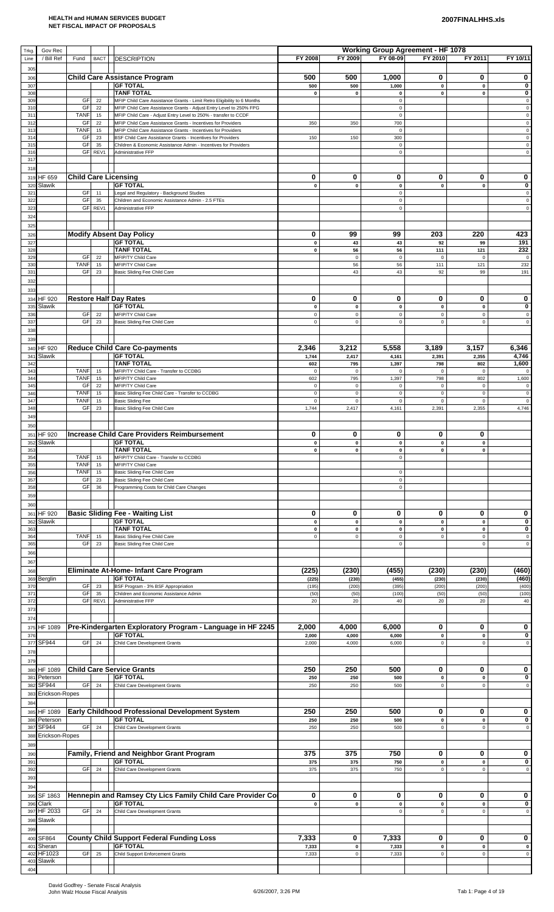**HEALTH and HUMAN SERVICES BUDGET**
**NET FISCAL IMPACT OF PROPOSALS**

**2007FINALHHS.xls**

| Trkg. Line | Gov Rec / Bill Ref | Fund | BACT | DESCRIPTION | FY 2008 | FY 2009 | FY 08-09 | FY 2010 | FY 2011 | FY 10/11 |
|---|---|---|---|---|---|---|---|---|---|---|
| | | | | | **Working Group Agreement - HF 1078** | | | | | |
| 305 | | | | | | | | | | |
| 306 | | | | **Child Care Assistance Program** | **500** | **500** | **1,000** | **0** | **0** | **0** |
| 307 | | | | **GF TOTAL** | 500 | 500 | 1,000 | 0 | 0 | 0 |
| 308 | | | | **TANF TOTAL** | 0 | 0 | 0 | 0 | 0 | 0 |
| 309 | | GF | 22 | MFIP Child Care Assistance Grants - Limit Retro Eligibility to 6 Months | | | 0 | | | 0 |
| 310 | | GF | 22 | MFIP Child Care Assistance Grants - Adjust Entry Level to 250% FPG | | | 0 | | | 0 |
| 311 | | TANF | 15 | MFIP Child Care - Adjust Entry Level to 250% - transfer to CCDF | | | 0 | | | 0 |
| 312 | | GF | 22 | MFIP Child Care Assistance Grants - Incentives for Providers | 350 | 350 | 700 | | | 0 |
| 313 | | TANF | 15 | MFIP Child Care Assistance Grants - Incentives for Providers | | | 0 | | | 0 |
| 314 | | GF | 23 | BSF Child Care Assistance Grants - Incentives for Providers | 150 | 150 | 300 | | | 0 |
| 315 | | GF | 35 | Children & Economic Assistance Admin - Incentives for Providers | | | 0 | | | 0 |
| 316 | | GF | REV1 | Administrative FFP | | | 0 | | | 0 |
| 317 | | | | | | | | | | |
| 318 | | | | | | | | | | |
| 319 | HF 659 | | | **Child Care Licensing** | **0** | **0** | **0** | **0** | **0** | **0** |
| 320 | Slawik | | | **GF TOTAL** | 0 | 0 | 0 | 0 | 0 | 0 |
| 321 | | GF | 11 | Legal and Regulatory - Background Studies | | | 0 | | | 0 |
| 322 | | GF | 35 | Children and Economic Assistance Admin - 2.5 FTEs | | | 0 | | | 0 |
| 323 | | GF | REV1 | Administrative FFP | | | 0 | | | 0 |
| 324 | | | | | | | | | | |
| 325 | | | | | | | | | | |
| 326 | | | | **Modify Absent Day Policy** | **0** | **99** | **99** | **203** | **220** | **423** |
| 327 | | | | **GF TOTAL** | 0 | 43 | 43 | 92 | 99 | 191 |
| 328 | | | | **TANF TOTAL** | 0 | 56 | 56 | 111 | 121 | 232 |
| 329 | | GF | 22 | MFIP/TY Child Care | | 0 | 0 | 0 | 0 | 0 |
| 330 | | TANF | 15 | MFIP/TY Child Care | | 56 | 56 | 111 | 121 | 232 |
| 331 | | GF | 23 | Basic Sliding Fee Child Care | | 43 | 43 | 92 | 99 | 191 |
| 332 | | | | | | | | | | |
| 333 | | | | | | | | | | |
| 334 | HF 920 | | | **Restore Half Day Rates** | **0** | **0** | **0** | **0** | **0** | **0** |
| 335 | Slawik | | | **GF TOTAL** | 0 | 0 | 0 | 0 | 0 | 0 |
| 336 | | GF | 22 | MFIP/TY Child Care | 0 | 0 | 0 | 0 | 0 | 0 |
| 337 | | GF | 23 | Basic Sliding Fee Child Care | 0 | 0 | 0 | 0 | 0 | 0 |
| 338 | | | | | | | | | | |
| 339 | | | | | | | | | | |
| 340 | HF 920 | | | **Reduce Child Care Co-payments** | **2,346** | **3,212** | **5,558** | **3,189** | **3,157** | **6,346** |
| 341 | Slawik | | | **GF TOTAL** | 1,744 | 2,417 | 4,161 | 2,391 | 2,355 | 4,746 |
| 342 | | | | **TANF TOTAL** | 602 | 795 | 1,397 | 798 | 802 | 1,600 |
| 343 | | TANF | 15 | MFIP/TY Child Care - Transfer to CCDBG | 0 | 0 | 0 | 0 | 0 | 0 |
| 344 | | TANF | 15 | MFIP/TY Child Care | 602 | 795 | 1,397 | 798 | 802 | 1,600 |
| 345 | | GF | 22 | MFIP/TY Child Care | 0 | 0 | 0 | 0 | 0 | 0 |
| 346 | | TANF | 15 | Basic Sliding Fee Child Care - Transfer to CCDBG | 0 | 0 | 0 | 0 | 0 | 0 |
| 347 | | TANF | 15 | Basic Sliding Fee | 0 | 0 | 0 | 0 | 0 | 0 |
| 348 | | GF | 23 | Basic Sliding Fee Child Care | 1,744 | 2,417 | 4,161 | 2,391 | 2,355 | 4,746 |
| 349 | | | | | | | | | | |
| 350 | | | | | | | | | | |
| 351 | HF 920 | | | **Increase Child Care Providers Reimbursement** | **0** | **0** | **0** | **0** | **0** | |
| 352 | Slawik | | | **GF TOTAL** | 0 | 0 | 0 | 0 | 0 | |
| 353 | | | | **TANF TOTAL** | 0 | 0 | 0 | 0 | 0 | |
| 354 | | TANF | 15 | MFIP/TY Child Care - Transfer to CCDBG | | | 0 | | | |
| 355 | | TANF | 15 | MFIP/TY Child Care | | | | | | |
| 356 | | TANF | 15 | Basic Sliding Fee Child Care | | | 0 | | | |
| 357 | | GF | 23 | Basic Sliding Fee Child Care | | | 0 | | | |
| 358 | | GF | 36 | Programming Costs for Child Care Changes | | | 0 | | | |
| 359 | | | | | | | | | | |
| 360 | | | | | | | | | | |
| 361 | HF 920 | | | **Basic Sliding Fee - Waiting List** | **0** | **0** | **0** | **0** | **0** | **0** |
| 362 | Slawik | | | **GF TOTAL** | 0 | 0 | 0 | 0 | 0 | 0 |
| 363 | | | | **TANF TOTAL** | 0 | 0 | 0 | 0 | 0 | 0 |
| 364 | | TANF | 15 | Basic Sliding Fee Child Care | 0 | 0 | 0 | 0 | 0 | 0 |
| 365 | | GF | 23 | Basic Sliding Fee Child Care | | | 0 | | 0 | 0 |
| 366 | | | | | | | | | | |
| 367 | | | | | | | | | | |
| 368 | | | | **Eliminate At-Home- Infant Care Program** | **(225)** | **(230)** | **(455)** | **(230)** | **(230)** | **(460)** |
| 369 | Berglin | | | **GF TOTAL** | (225) | (230) | (455) | (230) | (230) | (460) |
| 370 | | GF | 23 | BSF Program - 3% BSF Appropriation | (195) | (200) | (395) | (200) | (200) | (400) |
| 371 | | GF | 35 | Children and Economic Assistance Admin | (50) | (50) | (100) | (50) | (50) | (100) |
| 372 | | GF | REV1 | Administrative FFP | 20 | 20 | 40 | 20 | 20 | 40 |
| 373 | | | | | | | | | | |
| 374 | | | | | | | | | | |
| 375 | HF 1089 | | | **Pre-Kindergarten Exploratory Program - Language in HF 2245** | **2,000** | **4,000** | **6,000** | **0** | **0** | **0** |
| 376 | | | | **GF TOTAL** | 2,000 | 4,000 | 6,000 | 0 | 0 | 0 |
| 377 | SF944 | GF | 24 | Child Care Development Grants | 2,000 | 4,000 | 6,000 | 0 | 0 | 0 |
| 378 | | | | | | | | | | |
| 379 | | | | | | | | | | |
| 380 | HF 1089 | | | **Child Care Service Grants** | **250** | **250** | **500** | **0** | **0** | **0** |
| 381 | Peterson | | | **GF TOTAL** | 250 | 250 | 500 | 0 | 0 | 0 |
| 382 | SF944 | GF | 24 | Child Care Development Grants | 250 | 250 | 500 | 0 | 0 | 0 |
| 383 | Erickson-Ropes | | | | | | | | | |
| 384 | | | | | | | | | | |
| 385 | HF 1089 | | | **Early Childhood Professional Development System** | **250** | **250** | **500** | **0** | **0** | **0** |
| 386 | Peterson | | | **GF TOTAL** | 250 | 250 | 500 | 0 | 0 | 0 |
| 387 | SF944 | GF | 24 | Child Care Development Grants | 250 | 250 | 500 | 0 | 0 | 0 |
| 388 | Erickson-Ropes | | | | | | | | | |
| 389 | | | | | | | | | | |
| 390 | | | | **Family, Friend and Neighbor Grant Program** | **375** | **375** | **750** | **0** | **0** | **0** |
| 391 | | | | **GF TOTAL** | 375 | 375 | 750 | 0 | 0 | 0 |
| 392 | | GF | 24 | Child Care Development Grants | 375 | 375 | 750 | 0 | 0 | 0 |
| 393 | | | | | | | | | | |
| 394 | | | | | | | | | | |
| 395 | SF 1863 | | | **Hennepin and Ramsey Cty Lics Family Child Care Provider Co** | **0** | **0** | **0** | **0** | **0** | **0** |
| 396 | Clark | | | **GF TOTAL** | 0 | 0 | 0 | 0 | 0 | 0 |
| 397 | HF 2033 | GF | 24 | Child Care Development Grants | | | 0 | 0 | 0 | 0 |
| 398 | Slawik | | | | | | | | | |
| 399 | | | | | | | | | | |
| 400 | SF864 | | | **County Child Support Federal Funding Loss** | **7,333** | **0** | **7,333** | **0** | **0** | **0** |
| 401 | Sheran | | | **GF TOTAL** | 7,333 | 0 | 7,333 | 0 | 0 | 0 |
| 402 | HF1023 | GF | 25 | Child Support Enforcement Grants | 7,333 | 0 | 7,333 | 0 | 0 | 0 |
| 403 | Slawik | | | | | | | | | |
| 404 | | | | | | | | | | |

David Godfrey - Senate Fiscal Analysis
John Walz House Fiscal Analysis

6/26/2007, 3:26 PM

Tab 1: Page 4 of 19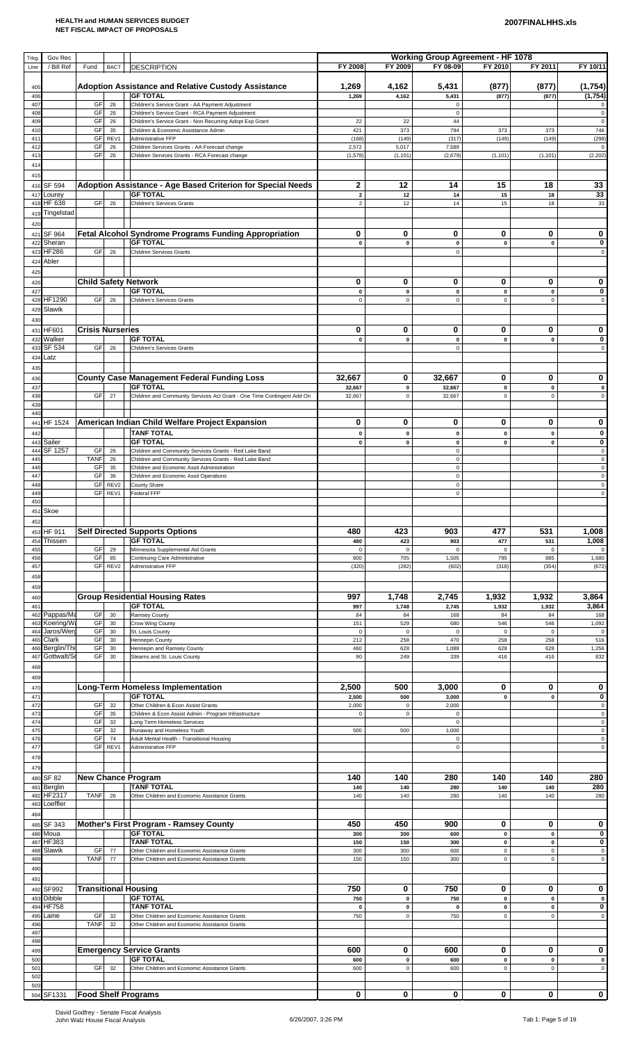**HEALTH and HUMAN SERVICES BUDGET**
**NET FISCAL IMPACT OF PROPOSALS**

**2007FINALHHS.xls**

| Trkg. Line | Gov Rec / Bill Ref | Fund | BACT | DESCRIPTION | FY 2008 | FY 2009 | FY 08-09 | FY 2010 | FY 2011 | FY 10/11 |
|---|---|---|---|---|---|---|---|---|---|---|
| | | | | | **Working Group Agreement - HF 1078** | | | | | |
| 405 | | | | **Adoption Assistance and Relative Custody Assistance** | **1,269** | **4,162** | **5,431** | **(877)** | **(877)** | **(1,754)** |
| 406 | | | | **GF TOTAL** | 1,269 | 4,162 | 5,431 | (877) | (877) | (1,754) |
| 407 | | GF | 26 | Children's Service Grant - AA Payment Adjustment | | | 0 | | | 0 |
| 408 | | GF | 26 | Children's Service Grant - RCA Payment Adjustment | | | 0 | | | 0 |
| 409 | | GF | 26 | Children's Service Grant - Non Recurring Adopt Exp Grant | 22 | 22 | 44 | | | 0 |
| 410 | | GF | 35 | Children & Economic Assistance Admin | 421 | 373 | 794 | 373 | 373 | 746 |
| 411 | | GF | REV1 | Administrative FFP | (168) | (149) | (317) | (149) | (149) | (298) |
| 412 | | GF | 26 | Children Services Grants - AA Forecast change | 2,572 | 5,017 | 7,589 | | | 0 |
| 413 | | GF | 26 | Children Services Grants - RCA Forecast change | (1,578) | (1,101) | (2,679) | (1,101) | (1,101) | (2,202) |
| 414 | | | | | | | | | | |
| 415 | | | | | | | | | | |
| 416 | SF 594 | | | **Adoption Assistance - Age Based Criterion for Special Needs** | **2** | **12** | **14** | **15** | **18** | **33** |
| 417 | Lourey | | | **GF TOTAL** | 2 | 12 | 14 | 15 | 18 | 33 |
| 418 | HF 638 | GF | 26 | Children's Services Grants | 2 | 12 | 14 | 15 | 18 | 33 |
| 419 | Tingelstad | | | | | | | | | |
| 420 | | | | | | | | | | |
| 421 | SF 964 | | | **Fetal Alcohol Syndrome Programs Funding Appropriation** | **0** | **0** | **0** | **0** | **0** | **0** |
| 422 | Sheran | | | **GF TOTAL** | 0 | 0 | 0 | 0 | 0 | 0 |
| 423 | HF286 | GF | 26 | Children Services Grants | | | 0 | | | 0 |
| 424 | Abler | | | | | | | | | |
| 425 | | | | | | | | | | |
| 426 | | | | **Child Safety Network** | **0** | **0** | **0** | **0** | **0** | **0** |
| 427 | | | | **GF TOTAL** | 0 | 0 | 0 | 0 | 0 | 0 |
| 428 | HF1290 | GF | 26 | Children's Services Grants | 0 | 0 | 0 | 0 | 0 | 0 |
| 429 | Slawik | | | | | | | | | |
| 430 | | | | | | | | | | |
| 431 | HF601 | | | **Crisis Nurseries** | **0** | **0** | **0** | **0** | **0** | **0** |
| 432 | Walker | | | **GF TOTAL** | 0 | 0 | 0 | 0 | 0 | 0 |
| 433 | SF 534 | GF | 26 | Children's Services Grants | | | 0 | | | 0 |
| 434 | Latz | | | | | | | | | |
| 435 | | | | | | | | | | |
| 436 | | | | **County Case Management Federal Funding Loss** | **32,667** | **0** | **32,667** | **0** | **0** | **0** |
| 437 | | | | **GF TOTAL** | 32,667 | 0 | 32,667 | 0 | 0 | 0 |
| 438 | | GF | 27 | Children and Community Services Act Grant - One Time Contingent Add On | 32,667 | 0 | 32,667 | 0 | 0 | 0 |
| 439 | | | | | | | | | | |
| 440 | | | | | | | | | | |
| 441 | HF 1524 | | | **American Indian Child Welfare Project Expansion** | **0** | **0** | **0** | **0** | **0** | **0** |
| 442 | | | | **TANF TOTAL** | 0 | 0 | 0 | 0 | 0 | 0 |
| 443 | Sailer | | | **GF TOTAL** | 0 | 0 | 0 | 0 | 0 | 0 |
| 444 | SF 1257 | GF | 26 | Children and Community Services Grants - Red Lake Band | | | 0 | | | 0 |
| 445 | | TANF | 26 | Children and Community Services Grants - Red Lake Band | | | 0 | | | 0 |
| 446 | | GF | 35 | Children and Economic Assit Administration | | | 0 | | | 0 |
| 447 | | GF | 36 | Children and Economic Assit Operations | | | 0 | | | 0 |
| 448 | | GF | REV2 | County Share | | | 0 | | | 0 |
| 449 | | GF | REV1 | Federal FFP | | | 0 | | | 0 |
| 450 | | | | | | | | | | |
| 451 | Skoe | | | | | | | | | |
| 452 | | | | | | | | | | |
| 453 | HF 911 | | | **Self Directed Supports Options** | **480** | **423** | **903** | **477** | **531** | **1,008** |
| 454 | Thissen | | | **GF TOTAL** | 480 | 423 | 903 | 477 | 531 | 1,008 |
| 455 | | GF | 29 | Minnesota Supplemental Aid Grants | 0 | 0 | 0 | 0 | 0 | 0 |
| 456 | | GF | 85 | Continuing Care Administrative | 800 | 705 | 1,505 | 795 | 885 | 1,680 |
| 457 | | GF | REV2 | Administrative FFP | (320) | (282) | (602) | (318) | (354) | (672) |
| 458 | | | | | | | | | | |
| 459 | | | | | | | | | | |
| 460 | | | | **Group Residential Housing Rates** | **997** | **1,748** | **2,745** | **1,932** | **1,932** | **3,864** |
| 461 | | | | **GF TOTAL** | 997 | 1,748 | 2,745 | 1,932 | 1,932 | 3,864 |
| 462 | Pappas/Ma | GF | 30 | Ramsey County | 84 | 84 | 168 | 84 | 84 | 168 |
| 463 | Koering/W | GF | 30 | Crow Wing County | 151 | 529 | 680 | 546 | 546 | 1,092 |
| 464 | Jaros/Wer | GF | 30 | St. Louis County | 0 | 0 | 0 | 0 | 0 | 0 |
| 465 | Clark | GF | 30 | Hennepin County | 212 | 258 | 470 | 258 | 258 | 516 |
| 466 | Berglin/Thi | GF | 30 | Hennepin and Ramsey County | 460 | 628 | 1,088 | 628 | 628 | 1,256 |
| 467 | Gottwalt/S | GF | 30 | Stearns and St. Louis County | 90 | 249 | 339 | 416 | 416 | 832 |
| 468 | | | | | | | | | | |
| 469 | | | | | | | | | | |
| 470 | | | | **Long-Term Homeless Implementation** | **2,500** | **500** | **3,000** | **0** | **0** | **0** |
| 471 | | | | **GF TOTAL** | 2,500 | 500 | 3,000 | 0 | 0 | 0 |
| 472 | | GF | 32 | Other Children & Econ Assist Grants | 2,000 | 0 | 2,000 | | | 0 |
| 473 | | GF | 35 | Children & Econ Assist Admin - Program Infrastructure | 0 | 0 | 0 | | | 0 |
| 474 | | GF | 32 | Long Term Homeless Services | | | 0 | | | 0 |
| 475 | | GF | 32 | Runaway and Homeless Youth | 500 | 500 | 1,000 | | | 0 |
| 476 | | GF | 74 | Adult Mental Health - Transitional Housing | | | 0 | | | 0 |
| 477 | | GF | REV1 | Administrative FFP | | | 0 | | | 0 |
| 478 | | | | | | | | | | |
| 479 | | | | | | | | | | |
| 480 | SF 82 | | | **New Chance Program** | **140** | **140** | **280** | **140** | **140** | **280** |
| 481 | Berglin | | | **TANF TOTAL** | 140 | 140 | 280 | 140 | 140 | 280 |
| 482 | HF2317 | TANF | 26 | Other Children and Economic Assistance Grants | 140 | 140 | 280 | 140 | 140 | 280 |
| 483 | Loeffler | | | | | | | | | |
| 484 | | | | | | | | | | |
| 485 | SF 343 | | | **Mother's First Program - Ramsey County** | **450** | **450** | **900** | **0** | **0** | **0** |
| 486 | Moua | | | **GF TOTAL** | 300 | 300 | 600 | 0 | 0 | 0 |
| 487 | HF383 | | | **TANF TOTAL** | 150 | 150 | 300 | 0 | 0 | 0 |
| 488 | Slawik | GF | 77 | Other Children and Economic Assistance Grants | 300 | 300 | 600 | 0 | 0 | 0 |
| 489 | | TANF | 77 | Other Children and Economic Assistance Grants | 150 | 150 | 300 | 0 | 0 | 0 |
| 490 | | | | | | | | | | |
| 491 | | | | | | | | | | |
| 492 | SF992 | | | **Transitional Housing** | **750** | **0** | **750** | **0** | **0** | **0** |
| 493 | Dibble | | | **GF TOTAL** | 750 | 0 | 750 | 0 | 0 | 0 |
| 494 | HF758 | | | **TANF TOTAL** | 0 | 0 | 0 | 0 | 0 | 0 |
| 495 | Laine | GF | 32 | Other Children and Economic Assistance Grants | 750 | 0 | 750 | 0 | 0 | 0 |
| 496 | | TANF | 32 | Other Children and Economic Assistance Grants | | | | | | |
| 497 | | | | | | | | | | |
| 498 | | | | | | | | | | |
| 499 | | | | **Emergency Service Grants** | **600** | **0** | **600** | **0** | **0** | **0** |
| 500 | | | | **GF TOTAL** | 600 | 0 | 600 | 0 | 0 | 0 |
| 501 | | GF | 32 | Other Children and Economic Assistance Grants | 600 | 0 | 600 | 0 | 0 | 0 |
| 502 | | | | | | | | | | |
| 503 | | | | | | | | | | |
| 504 | SF1331 | | | **Food Shelf Programs** | **0** | **0** | **0** | **0** | **0** | **0** |

David Godfrey - Senate Fiscal Analysis
John Walz House Fiscal Analysis

6/26/2007, 3:26 PM

Tab 1: Page 5 of 19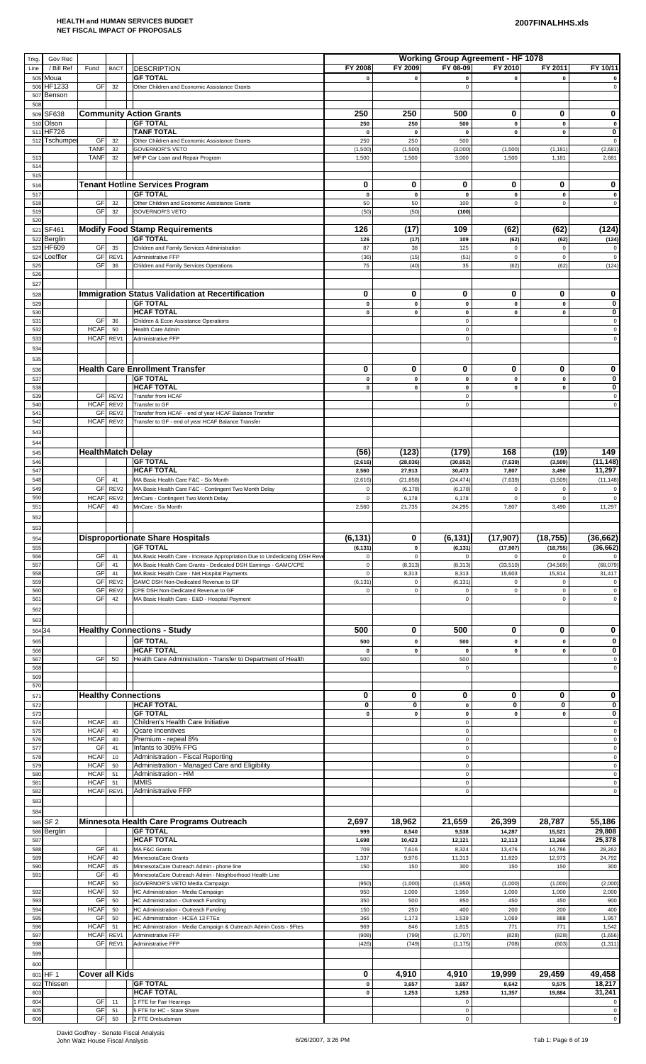**HEALTH and HUMAN SERVICES BUDGET**
**NET FISCAL IMPACT OF PROPOSALS**

**2007FINALHHS.xls**

| Trkg. Line | Gov Rec / Bill Ref | Fund | BACT | DESCRIPTION | FY 2008 | FY 2009 | FY 08-09 | FY 2010 | FY 2011 | FY 10/11 |
|---|---|---|---|---|---|---|---|---|---|---|
| | | | | | **Working Group Agreement - HF 1078** | | | | | |
| 505 | Moua | | | **GF TOTAL** | 0 | 0 | 0 | 0 | 0 | 0 |
| 506 | HF1233 | GF | 32 | Other Children and Economic Assistance Grants | | | 0 | | | 0 |
| 507 | Benson | | | | | | | | | |
| 508 | | | | | | | | | | |
| 509 | SF638 | | | **Community Action Grants** | 250 | 250 | 500 | 0 | 0 | 0 |
| 510 | Olson | | | **GF TOTAL** | 250 | 250 | 500 | 0 | 0 | 0 |
| 511 | HF726 | | | **TANF TOTAL** | 0 | 0 | 0 | 0 | 0 | 0 |
| 512 | Tschumper | GF | 32 | Other Children and Economic Assistance Grants | 250 | 250 | 500 | | | 0 |
| | | TANF | 32 | GOVERNOR'S VETO | (1,500) | (1,500) | (3,000) | (1,500) | (1,181) | (2,681) |
| 513 | | TANF | 32 | MFIP Car Loan and Repair Program | 1,500 | 1,500 | 3,000 | 1,500 | 1,181 | 2,681 |
| 514 | | | | | | | | | | |
| 515 | | | | | | | | | | |
| 516 | | | | **Tenant Hotline Services Program** | 0 | 0 | 0 | 0 | 0 | 0 |
| 517 | | | | **GF TOTAL** | 0 | 0 | 0 | 0 | 0 | 0 |
| 518 | | GF | 32 | Other Children and Economic Assistance Grants | 50 | 50 | 100 | 0 | 0 | 0 |
| 519 | | GF | 32 | GOVERNOR'S VETO | (50) | (50) | (100) | | | |
| 520 | | | | | | | | | | |
| 521 | SF461 | | | **Modify Food Stamp Requirements** | 126 | (17) | 109 | (62) | (62) | (124) |
| 522 | Berglin | | | **GF TOTAL** | 126 | (17) | 109 | (62) | (62) | (124) |
| 523 | HF609 | GF | 35 | Children and Family Services Administration | 87 | 38 | 125 | 0 | 0 | 0 |
| 524 | Loeffler | GF | REV1 | Administrative FFP | (36) | (15) | (51) | 0 | 0 | 0 |
| 525 | | GF | 36 | Children and Family Services Operations | 75 | (40) | 35 | (62) | (62) | (124) |
| 526 | | | | | | | | | | |
| 527 | | | | | | | | | | |
| 528 | | | | **Immigration Status Validation at Recertification** | 0 | 0 | 0 | 0 | 0 | 0 |
| 529 | | | | **GF TOTAL** | 0 | 0 | 0 | 0 | 0 | 0 |
| 530 | | | | **HCAF TOTAL** | 0 | 0 | 0 | 0 | 0 | 0 |
| 531 | | GF | 36 | Children & Econ Assistance Operations | | | 0 | | | 0 |
| 532 | | HCAF | 50 | Health Care Admin | | | 0 | | | 0 |
| 533 | | HCAF | REV1 | Administrative FFP | | | 0 | | | 0 |
| 534 | | | | | | | | | | |
| 535 | | | | | | | | | | |
| 536 | | | | **Health Care Enrollment Transfer** | 0 | 0 | 0 | 0 | 0 | 0 |
| 537 | | | | **GF TOTAL** | 0 | 0 | 0 | 0 | 0 | 0 |
| 538 | | | | **HCAF TOTAL** | 0 | 0 | 0 | 0 | 0 | 0 |
| 539 | | GF | REV2 | Transfer from HCAF | | | 0 | | | 0 |
| 540 | | HCAF | REV2 | Transfer to GF | | | 0 | | | 0 |
| 541 | | GF | REV2 | Transfer from HCAF - end of year HCAF Balance Transfer | | | | | | |
| 542 | | HCAF | REV2 | Transfer to GF - end of year HCAF Balance Transfer | | | | | | |
| 543 | | | | | | | | | | |
| 544 | | | | | | | | | | |
| 545 | | **HealthMatch Delay** | | | (56) | (123) | (179) | 168 | (19) | 149 |
| 546 | | | | **GF TOTAL** | (2,616) | (28,036) | (30,652) | (7,639) | (3,509) | (11,148) |
| 547 | | | | **HCAF TOTAL** | 2,560 | 27,913 | 30,473 | 7,807 | 3,490 | 11,297 |
| 548 | | GF | 41 | MA Basic Health Care F&C - Six Month | (2,616) | (21,858) | (24,474) | (7,639) | (3,509) | (11,148) |
| 549 | | GF | REV2 | MA Basic Health Care F&C - Contingent Two Month Delay | 0 | (6,178) | (6,178) | 0 | 0 | 0 |
| 550 | | HCAF | REV2 | MnCare - Contingent Two Month Delay | 0 | 6,178 | 6,178 | 0 | 0 | 0 |
| 551 | | HCAF | 40 | MnCare - Six Month | 2,560 | 21,735 | 24,295 | 7,807 | 3,490 | 11,297 |
| 552 | | | | | | | | | | |
| 553 | | | | | | | | | | |
| 554 | | | | **Disproportionate Share Hospitals** | (6,131) | 0 | (6,131) | (17,907) | (18,755) | (36,662) |
| 555 | | | | **GF TOTAL** | (6,131) | 0 | (6,131) | (17,907) | (18,755) | (36,662) |
| 556 | | GF | 41 | MA Basic Health Care - Increase Appropriation Due to Undedicating DSH Reve | 0 | 0 | 0 | 0 | 0 | 0 |
| 557 | | GF | 41 | MA Basic Health Care Grants - Dedicated DSH Earnings - GAMC/CPE | 0 | (8,313) | (8,313) | (33,510) | (34,569) | (68,079) |
| 558 | | GF | 41 | MA Basic Health Care - Net Hospital Payments | 0 | 8,313 | 8,313 | 15,603 | 15,814 | 31,417 |
| 559 | | GF | REV2 | GAMC DSH Non-Dedicated Revenue to GF | (6,131) | 0 | (6,131) | 0 | 0 | 0 |
| 560 | | GF | REV2 | CPE DSH Non-Dedicated Revenue to GF | 0 | 0 | 0 | 0 | 0 | 0 |
| 561 | | GF | 42 | MA Basic Health Care - E&D - Hospital Payment | | | 0 | | 0 | 0 |
| 562 | | | | | | | | | | |
| 563 | | | | | | | | | | |
| 564 | 34 | | | **Healthy Connections - Study** | 500 | 0 | 500 | 0 | 0 | 0 |
| 565 | | | | **GF TOTAL** | 500 | 0 | 500 | 0 | 0 | 0 |
| 566 | | | | **HCAF TOTAL** | 0 | 0 | 0 | 0 | 0 | 0 |
| 567 | | GF | 50 | Health Care Administration - Transfer to Department of Health | 500 | | 500 | | | 0 |
| 568 | | | | | | | 0 | | | 0 |
| 569 | | | | | | | | | | |
| 570 | | | | | | | | | | |
| 571 | | **Healthy Connections** | | | 0 | 0 | 0 | 0 | 0 | 0 |
| 572 | | | | **HCAF TOTAL** | 0 | 0 | 0 | 0 | 0 | 0 |
| 573 | | | | **GF TOTAL** | 0 | 0 | 0 | 0 | 0 | 0 |
| 574 | | HCAF | 40 | Children's Health Care Initiative | | | 0 | | | 0 |
| 575 | | HCAF | 40 | Qcare Incentives | | | 0 | | | 0 |
| 576 | | HCAF | 40 | Premium - repeal 8% | | | 0 | | | 0 |
| 577 | | GF | 41 | Infants to 305% FPG | | | 0 | | | 0 |
| 578 | | HCAF | 10 | Administration - Fiscal Reporting | | | 0 | | | 0 |
| 579 | | HCAF | 50 | Administration - Managed Care and Eligibility | | | 0 | | | 0 |
| 580 | | HCAF | 51 | Administration - HM | | | 0 | | | 0 |
| 581 | | HCAF | 51 | MMIS | | | 0 | | | 0 |
| 582 | | HCAF | REV1 | Administrative FFP | | | 0 | | | 0 |
| 583 | | | | | | | | | | |
| 584 | | | | | | | | | | |
| 585 | SF 2 | | | **Minnesota Health Care Programs Outreach** | 2,697 | 18,962 | 21,659 | 26,399 | 28,787 | 55,186 |
| 586 | Berglin | | | **GF TOTAL** | 999 | 8,540 | 9,538 | 14,287 | 15,521 | 29,808 |
| 587 | | | | **HCAF TOTAL** | 1,698 | 10,423 | 12,121 | 12,113 | 13,266 | 25,378 |
| 588 | | GF | 41 | MA F&C Grants | 709 | 7,616 | 8,324 | 13,476 | 14,786 | 28,262 |
| 589 | | HCAF | 40 | MinnesotaCare Grants | 1,337 | 9,976 | 11,313 | 11,820 | 12,973 | 24,792 |
| 590 | | HCAF | 45 | MinnesotaCare Outreach Admin - phone line | 150 | 150 | 300 | 150 | 150 | 300 |
| 591 | | GF | 45 | MinnesotaCare Outreach Admin - Neighborhood Health Line | | | | | | |
| | | HCAF | 50 | GOVERNOR'S VETO Media Campaign | (950) | (1,000) | (1,950) | (1,000) | (1,000) | (2,000) |
| 592 | | HCAF | 50 | HC Administration - Media Campaign | 950 | 1,000 | 1,950 | 1,000 | 1,000 | 2,000 |
| 593 | | GF | 50 | HC Administration - Outreach Funding | 350 | 500 | 850 | 450 | 450 | 900 |
| 594 | | HCAF | 50 | HC Administration - Outreach Funding | 150 | 250 | 400 | 200 | 200 | 400 |
| 595 | | GF | 50 | HC Administration - HCEA 13 FTEs | 366 | 1,173 | 1,539 | 1,069 | 888 | 1,957 |
| 596 | | HCAF | 51 | HC Administration - Media Campaign & Outreach Admin Costs - 9Ftes | 969 | 846 | 1,815 | 771 | 771 | 1,542 |
| 597 | | HCAF | REV1 | Administrative FFP | (908) | (799) | (1,707) | (828) | (828) | (1,656) |
| 598 | | GF | REV1 | Administrative FFP | (426) | (749) | (1,175) | (708) | (603) | (1,311) |
| 599 | | | | | | | | | | |
| 600 | | | | | | | | | | |
| 601 | HF 1 | **Cover all Kids** | | | 0 | 4,910 | 4,910 | 19,999 | 29,459 | 49,458 |
| 602 | Thissen | | | **GF TOTAL** | 0 | 3,657 | 3,657 | 8,642 | 9,575 | 18,217 |
| 603 | | | | **HCAF TOTAL** | 0 | 1,253 | 1,253 | 11,357 | 19,884 | 31,241 |
| 604 | | GF | 11 | 1 FTE for Fair Hearings | | | 0 | | | 0 |
| 605 | | GF | 51 | 5 FTE for HC - State Share | | | 0 | | | 0 |
| 606 | | GF | 50 | 2 FTE Ombudsman | | | 0 | | | 0 |

David Godfrey - Senate Fiscal Analysis
John Walz House Fiscal Analysis

6/26/2007, 3:26 PM

Tab 1: Page 6 of 19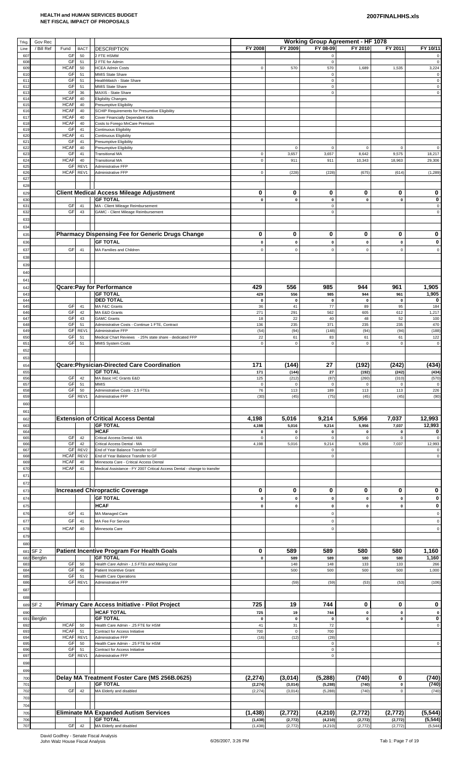**HEALTH and HUMAN SERVICES BUDGET**
**NET FISCAL IMPACT OF PROPOSALS**

**2007FINALHHS.xls**

| Trkg. Line | Gov Rec / Bill Ref | Fund | BACT | DESCRIPTION | FY 2008 | FY 2009 | FY 08-09 | FY 2010 | FY 2011 | FY 10/11 |
|---|---|---|---|---|---|---|---|---|---|---|
| | | | | | **Working Group Agreement - HF 1078** | | | | | |
| 607 | | GF | 50 | 2 FTE HSMM | | | 0 | | | 0 |
| 608 | | GF | 51 | 2 FTE for Admin | | | 0 | | | 0 |
| 609 | | HCAF | 50 | HCEA Admin Costs | 0 | 570 | 570 | 1,689 | 1,535 | 3,224 |
| 610 | | GF | 51 | MMIS State Share | | | 0 | | | 0 |
| 611 | | GF | 51 | HealthMatch - State Share | | | 0 | | | 0 |
| 612 | | GF | 51 | MMIS State Share | | | 0 | | | 0 |
| 613 | | GF | 36 | MAXIS - State Share | | | 0 | | | 0 |
| 614 | | HCAF | 40 | Eligibility Changes | | | | | | |
| 615 | | HCAF | 40 | Presumptive Eligibility | | | | | | |
| 616 | | HCAF | 40 | SCHIP Requirements for Presumtive Eligibility | | | | | | |
| 617 | | HCAF | 40 | Cover Financially Dependant Kids | | | | | | |
| 618 | | HCAF | 40 | Costs to Forego MnCare Premium | | | | | | |
| 619 | | GF | 41 | Continuous Eligibility | | | | | | |
| 620 | | HCAF | 41 | Continuous Eligibility | | | | | | |
| 621 | | GF | 41 | Presumptive Eligibility | | | | | | |
| 622 | | HCAF | 40 | Presumptive Eligibility | | 0 | 0 | 0 | 0 | 0 |
| 623 | | GF | 41 | Transitional MA | 0 | 3,657 | 3,657 | 8,642 | 9,575 | 18,217 |
| 624 | | HCAF | 40 | Transitional MA | 0 | 911 | 911 | 10,343 | 18,963 | 29,306 |
| 625 | | GF | REV1 | Administrative FFP | | | | | | |
| 626 | | HCAF | REV1 | Administrative FFP | 0 | (228) | (228) | (675) | (614) | (1,289) |
| 627 | | | | | | | | | | |
| 628 | | | | | | | | | | |
| 629 | | | | **Client Medical Access Mileage Adjustment** | **0** | **0** | **0** | **0** | **0** | **0** |
| 630 | | | | **GF TOTAL** | **0** | **0** | **0** | **0** | **0** | **0** |
| 631 | | GF | 41 | MA - Client Mileage Reimbursement | | | 0 | | | 0 |
| 632 | | GF | 43 | GAMC - Client Mileage Reimbursement | | | 0 | | | 0 |
| 633 | | | | | | | | | | |
| 634 | | | | | | | | | | |
| 635 | | | | **Pharmacy Dispensing Fee for Generic Drugs Change** | **0** | **0** | **0** | **0** | **0** | **0** |
| 636 | | | | **GF TOTAL** | **0** | **0** | **0** | **0** | **0** | **0** |
| 637 | | GF | 41 | MA Families and Children | 0 | 0 | 0 | 0 | 0 | 0 |
| 638 | | | | | | | | | | |
| 639 | | | | | | | | | | |
| 640 | | | | | | | | | | |
| 641 | | | | | | | | | | |
| 642 | | | | **Qcare:Pay for Performance** | **429** | **556** | **985** | **944** | **961** | **1,905** |
| 643 | | | | **GF TOTAL** | **429** | **556** | **985** | **944** | **961** | **1,905** |
| 644 | | | | **DED TOTAL** | **0** | **0** | **0** | **0** | **0** | **0** |
| 645 | | GF | 41 | MA F&C Grants | 36 | 41 | 77 | 89 | 95 | 184 |
| 646 | | GF | 42 | MA E&D Grants | 271 | 291 | 562 | 605 | 612 | 1,217 |
| 647 | | GF | 43 | GAMC Grants | 18 | 22 | 40 | 48 | 52 | 100 |
| 648 | | GF | 51 | Administrative Costs - Continue 1 FTE, Contract | 136 | 235 | 371 | 235 | 235 | 470 |
| 649 | | GF | REV1 | Administrative FFP | (54) | (94) | (148) | (94) | (94) | (188) |
| 650 | | GF | 51 | Medical Chart Reviews - 25% state share - dedicated FFP | 22 | 61 | 83 | 61 | 61 | 122 |
| 651 | | GF | 51 | MMIS System Costs | 0 | 0 | 0 | 0 | 0 | 0 |
| 652 | | | | | | | | | | |
| 653 | | | | | | | | | | |
| 654 | | | | **Qcare:Physician-Directed Care Coordination** | **171** | **(144)** | **27** | **(192)** | **(242)** | **(434)** |
| 655 | | | | **GF TOTAL** | **171** | **(144)** | **27** | **(192)** | **(242)** | **(434)** |
| 656 | | GF | 42 | MA Basic HC Grants E&D | 125 | (212) | (87) | (260) | (310) | (570) |
| 657 | | GF | 51 | MMIS | 0 | 0 | 0 | 0 | 0 | 0 |
| 658 | | GF | 50 | Administrative Costs - 2.5 FTEs | 76 | 113 | 189 | 113 | 113 | 226 |
| 659 | | GF | REV1 | Administrative FFP | (30) | (45) | (75) | (45) | (45) | (90) |
| 660 | | | | | | | | | | |
| 661 | | | | | | | | | | |
| 662 | | | | **Extension of Critical Access Dental** | **4,198** | **5,016** | **9,214** | **5,956** | **7,037** | **12,993** |
| 663 | | | | **GF TOTAL** | **4,198** | **5,016** | **9,214** | **5,956** | **7,037** | **12,993** |
| 664 | | | | **HCAF** | **0** | **0** | **0** | **0** | **0** | **0** |
| 665 | | GF | 42 | Critical Access Dental - MA | 0 | 0 | 0 | 0 | 0 | 0 |
| 666 | | GF | 42 | Critical Access Dental - MA | 4,198 | 5,016 | 9,214 | 5,956 | 7,037 | 12,993 |
| 667 | | GF | REV2 | End of Year Balance Transfer to GF | | | 0 | | | 0 |
| 668 | | HCAF | REV2 | End of Year Balance Transfer to GF | | | 0 | | | 0 |
| 669 | | HCAF | 40 | Minnesota Care - Critical Access Dental | | | | | | |
| 670 | | HCAF | 41 | Medical Assistance - FY 2007 Critical Access Dental - change to transfer | | | | | | |
| 671 | | | | | | | | | | |
| 672 | | | | | | | | | | |
| 673 | | | | **Increased Chiropractic Coverage** | **0** | **0** | **0** | **0** | **0** | **0** |
| 674 | | | | **GF TOTAL** | **0** | **0** | **0** | **0** | **0** | **0** |
| 675 | | | | **HCAF** | **0** | **0** | **0** | **0** | **0** | **0** |
| 676 | | GF | 41 | MA Managed Care | | | 0 | | | 0 |
| 677 | | GF | 41 | MA Fee For Service | | | 0 | | | 0 |
| 678 | | HCAF | 40 | Minnesota Care | | | 0 | | | 0 |
| 679 | | | | | | | | | | |
| 680 | | | | | | | | | | |
| 681 | SF 2 | | | **Patient Incentive Program For Health Goals** | **0** | **589** | **589** | **580** | **580** | **1,160** |
| 682 | Berglin | | | **GF TOTAL** | **0** | **589** | **589** | **580** | **580** | **1,160** |
| 683 | | GF | 50 | *Health Care Admin - 1.5 FTEs and Mailing Cost* | | 148 | 148 | 133 | 133 | 266 |
| 684 | | GF | 45 | Patient Incentive Grant | | 500 | 500 | 500 | 500 | 1,000 |
| 685 | | GF | 51 | Health Care Operations | | | | | | |
| 686 | | GF | REV1 | Administrative FFP | | (59) | (59) | (53) | (53) | (106) |
| 687 | | | | | | | | | | |
| 688 | | | | | | | | | | |
| 689 | SF 2 | | | **Primary Care Access Initiative - Pilot Project** | **725** | **19** | **744** | **0** | **0** | **0** |
| 690 | | | | **HCAF TOTAL** | **725** | **19** | **744** | **0** | **0** | **0** |
| 691 | Berglin | | | **GF TOTAL** | **0** | **0** | **0** | **0** | **0** | **0** |
| 692 | | HCAF | 50 | Health Care Admin - .25 FTE for HSM | 41 | 31 | 72 | | | 0 |
| 693 | | HCAF | 51 | Contract for Access Initiative | 700 | 0 | 700 | | | |
| 694 | | HCAF | REV1 | Administrative FFP | (16) | (12) | (28) | | | |
| 695 | | GF | 50 | Health Care Admin - .25 FTE for HSM | | | 0 | | | 0 |
| 696 | | GF | 51 | Contract for Access Initiative | | | 0 | | | |
| 697 | | GF | REV1 | Administrative FFP | | | 0 | | | |
| 698 | | | | | | | | | | |
| 699 | | | | | | | | | | |
| 700 | | | | **Delay MA Treatment Foster Care (MS 256B.0625)** | **(2,274)** | **(3,014)** | **(5,288)** | **(740)** | **0** | **(740)** |
| 701 | | | | **GF TOTAL** | **(2,274)** | **(3,014)** | **(5,288)** | **(740)** | **0** | **(740)** |
| 702 | | GF | 42 | MA Elderly and disabled | (2,274) | (3,014) | (5,288) | (740) | 0 | (740) |
| 703 | | | | | | | | | | |
| 704 | | | | | | | | | | |
| 705 | | | | **Eliminate MA Expanded Autism Services** | **(1,438)** | **(2,772)** | **(4,210)** | **(2,772)** | **(2,772)** | **(5,544)** |
| 706 | | | | **GF TOTAL** | **(1,438)** | **(2,772)** | **(4,210)** | **(2,772)** | **(2,772)** | **(5,544)** |
| 707 | | GF | 42 | MA Elderly and disabled | (1,438) | (2,772) | (4,210) | (2,772) | (2,772) | (5,544) |

David Godfrey - Senate Fiscal Analysis
John Walz House Fiscal Analysis

6/26/2007, 3:26 PM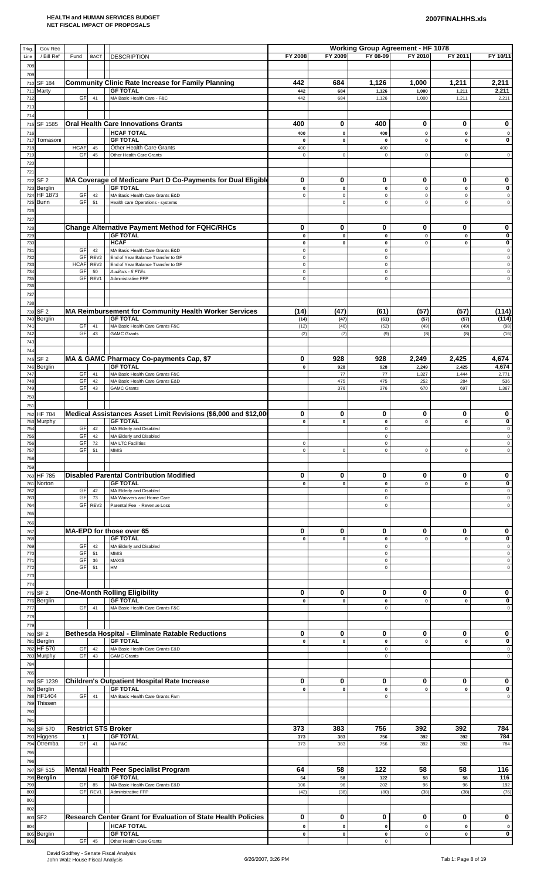**HEALTH and HUMAN SERVICES BUDGET**
**NET FISCAL IMPACT OF PROPOSALS**

**2007FINALHHS.xls**

| Trkg. Line | Gov Rec / Bill Ref | Fund | BACT | DESCRIPTION | FY 2008 | FY 2009 | FY 08-09 | FY 2010 | FY 2011 | FY 10/11 |
|---|---|---|---|---|---|---|---|---|---|---|
| | | | | | **Working Group Agreement - HF 1078** | | | | | |
| 708 | | | | | | | | | | |
| 709 | | | | | | | | | | |
| 710 | SF 184 | | | **Community Clinic Rate Increase for Family Planning** | **442** | **684** | **1,126** | **1,000** | **1,211** | **2,211** |
| 711 | Marty | | | **GF TOTAL** | 442 | 684 | 1,126 | 1,000 | 1,211 | 2,211 |
| 712 | | GF | 41 | MA Basic Health Care - F&C | 442 | 684 | 1,126 | 1,000 | 1,211 | 2,211 |
| 713 | | | | | | | | | | |
| 714 | | | | | | | | | | |
| 715 | SF 1585 | | | **Oral Health Care Innovations Grants** | **400** | **0** | **400** | **0** | **0** | **0** |
| 716 | | | | **HCAF TOTAL** | 400 | 0 | 400 | 0 | 0 | 0 |
| 717 | Tomasoni | | | **GF TOTAL** | 0 | 0 | 0 | 0 | 0 | 0 |
| 718 | | HCAF | 45 | Other Health Care Grants | 400 | | 400 | | | |
| 719 | | GF | 45 | Other Health Care Grants | 0 | 0 | 0 | 0 | 0 | 0 |
| 720 | | | | | | | | | | |
| 721 | | | | | | | | | | |
| 722 | SF 2 | | | **MA Coverage of Medicare Part D Co-Payments for Dual Eligible** | **0** | **0** | **0** | **0** | **0** | **0** |
| 723 | Berglin | | | **GF TOTAL** | 0 | 0 | 0 | 0 | 0 | 0 |
| 724 | HF 1873 | GF | 42 | MA Basic Health Care Grants E&D | 0 | 0 | 0 | 0 | 0 | 0 |
| 725 | Bunn | GF | 51 | Health care Operations - systems | | 0 | 0 | 0 | 0 | 0 |
| 726 | | | | | | | | | | |
| 727 | | | | | | | | | | |
| 728 | | | | **Change Alternative Payment Method for FQHC/RHCs** | **0** | **0** | **0** | **0** | **0** | **0** |
| 729 | | | | **GF TOTAL** | 0 | 0 | 0 | 0 | 0 | 0 |
| 730 | | | | **HCAF** | 0 | 0 | 0 | 0 | 0 | 0 |
| 731 | | GF | 42 | MA Basic Health Care Grants E&D | 0 | | 0 | | | 0 |
| 732 | | GF | REV2 | End of Year Balance Transfer to GF | 0 | | 0 | | | 0 |
| 733 | | HCAF | REV2 | End of Year Balance Transfer to GF | 0 | | 0 | | | 0 |
| 734 | | GF | 50 | *Auditors - 5 FTEs* | 0 | | 0 | | | 0 |
| 735 | | GF | REV1 | Administrative FFP | 0 | | 0 | | | 0 |
| 736 | | | | | | | | | | |
| 737 | | | | | | | | | | |
| 738 | | | | | | | | | | |
| 739 | SF 2 | | | **MA Reimbursement for Community Health Worker Services** | **(14)** | **(47)** | **(61)** | **(57)** | **(57)** | **(114)** |
| 740 | Berglin | | | **GF TOTAL** | (14) | (47) | (61) | (57) | (57) | (114) |
| 741 | | GF | 41 | MA Basic Health Care Grants F&C | (12) | (40) | (52) | (49) | (49) | (98) |
| 742 | | GF | 43 | GAMC Grants | (2) | (7) | (9) | (8) | (8) | (16) |
| 743 | | | | | | | | | | |
| 744 | | | | | | | | | | |
| 745 | SF 2 | | | **MA & GAMC Pharmacy Co-payments Cap, $7** | **0** | **928** | **928** | **2,249** | **2,425** | **4,674** |
| 746 | Berglin | | | **GF TOTAL** | 0 | 928 | 928 | 2,249 | 2,425 | 4,674 |
| 747 | | GF | 41 | MA Basic Health Care Grants F&C | | 77 | 77 | 1,327 | 1,444 | 2,771 |
| 748 | | GF | 42 | MA Basic Health Care Grants E&D | | 475 | 475 | 252 | 284 | 536 |
| 749 | | GF | 43 | GAMC Grants | | 376 | 376 | 670 | 697 | 1,367 |
| 750 | | | | | | | | | | |
| 751 | | | | | | | | | | |
| 752 | HF 784 | | | **Medical Assistances Asset Limit Revisions ($6,000 and $12,000** | **0** | **0** | **0** | **0** | **0** | **0** |
| 753 | Murphy | | | **GF TOTAL** | 0 | 0 | 0 | 0 | 0 | 0 |
| 754 | | GF | 42 | MA Elderly and Disabled | | | 0 | | | 0 |
| 755 | | GF | 42 | MA Elderly and Disabled | | | 0 | | | 0 |
| 756 | | GF | 72 | MA LTC Facilities | 0 | | 0 | | | 0 |
| 757 | | GF | 51 | MMIS | 0 | 0 | 0 | 0 | 0 | 0 |
| 758 | | | | | | | | | | |
| 759 | | | | | | | | | | |
| 760 | HF 785 | | | **Disabled Parental Contribution Modified** | **0** | **0** | **0** | **0** | **0** | **0** |
| 761 | Norton | | | **GF TOTAL** | 0 | 0 | 0 | 0 | 0 | 0 |
| 762 | | GF | 42 | MA Elderly and Disabled | | | 0 | | | 0 |
| 763 | | GF | 73 | MA Waivvers and Home Care | | | 0 | | | 0 |
| 764 | | GF | REV2 | Parental Fee - Revenue Loss | | | 0 | | | 0 |
| 765 | | | | | | | | | | |
| 766 | | | | | | | | | | |
| 767 | | | | **MA-EPD for those over 65** | **0** | **0** | **0** | **0** | **0** | **0** |
| 768 | | | | **GF TOTAL** | 0 | 0 | 0 | 0 | 0 | 0 |
| 769 | | GF | 42 | MA Elderly and Disabled | | | 0 | | | 0 |
| 770 | | GF | 51 | MMIS | | | 0 | | | 0 |
| 771 | | GF | 36 | MAXIS | | | 0 | | | 0 |
| 772 | | GF | 51 | HM | | | 0 | | | 0 |
| 773 | | | | | | | | | | |
| 774 | | | | | | | | | | |
| 775 | SF 2 | | | **One-Month Rolling Eligibility** | **0** | **0** | **0** | **0** | **0** | **0** |
| 776 | Berglin | | | **GF TOTAL** | 0 | 0 | 0 | 0 | 0 | 0 |
| 777 | | GF | 41 | MA Basic Health Care Grants F&C | | | 0 | | | 0 |
| 778 | | | | | | | | | | |
| 779 | | | | | | | | | | |
| 780 | SF 2 | | | **Bethesda Hospital - Eliminate Ratable Reductions** | **0** | **0** | **0** | **0** | **0** | **0** |
| 781 | Berglin | | | **GF TOTAL** | 0 | 0 | 0 | 0 | 0 | 0 |
| 782 | HF 570 | GF | 42 | MA Basic Health Care Grants E&D | | | 0 | | | 0 |
| 783 | Murphy | GF | 43 | GAMC Grants | | | 0 | | | 0 |
| 784 | | | | | | | | | | |
| 785 | | | | | | | | | | |
| 786 | SF 1239 | | | **Children's Outpatient Hospital Rate Increase** | **0** | **0** | **0** | **0** | **0** | **0** |
| 787 | Berglin | | | **GF TOTAL** | 0 | 0 | 0 | 0 | 0 | 0 |
| 788 | HF1404 | GF | 41 | MA Basic Health Care Grants Fam | | | 0 | | | 0 |
| 789 | Thissen | | | | | | | | | |
| 790 | | | | | | | | | | |
| 791 | | | | | | | | | | |
| 792 | SF 570 | | | **Restrict STS Broker** | **373** | **383** | **756** | **392** | **392** | **784** |
| 793 | Higgens | 1 | | **GF TOTAL** | 373 | 383 | 756 | 392 | 392 | 784 |
| 794 | Otremba | GF | 41 | MA F&C | 373 | 383 | 756 | 392 | 392 | 784 |
| 795 | | | | | | | | | | |
| 796 | | | | | | | | | | |
| 797 | SF 515 | | | **Mental Health Peer Specialist Program** | **64** | **58** | **122** | **58** | **58** | **116** |
| 798 | **Berglin** | | | **GF TOTAL** | 64 | 58 | 122 | 58 | 58 | 116 |
| 799 | | GF | 85 | MA Basic Health Care Grants E&D | 106 | 96 | 202 | 96 | 96 | 192 |
| 800 | | GF | REV1 | Administrative FFP | (42) | (38) | (80) | (38) | (38) | (76) |
| 801 | | | | | | | | | | |
| 802 | | | | | | | | | | |
| 803 | SF2 | | | **Research Center Grant for Evaluation of State Health Policies** | **0** | **0** | **0** | **0** | **0** | **0** |
| 804 | | | | **HCAF TOTAL** | 0 | 0 | 0 | 0 | 0 | 0 |
| 805 | Berglin | | | **GF TOTAL** | 0 | 0 | 0 | 0 | 0 | 0 |
| 806 | | GF | 45 | Other Health Care Grants | | | 0 | | | |

David Godfrey - Senate Fiscal Analysis
John Walz House Fiscal Analysis

6/26/2007, 3:26 PM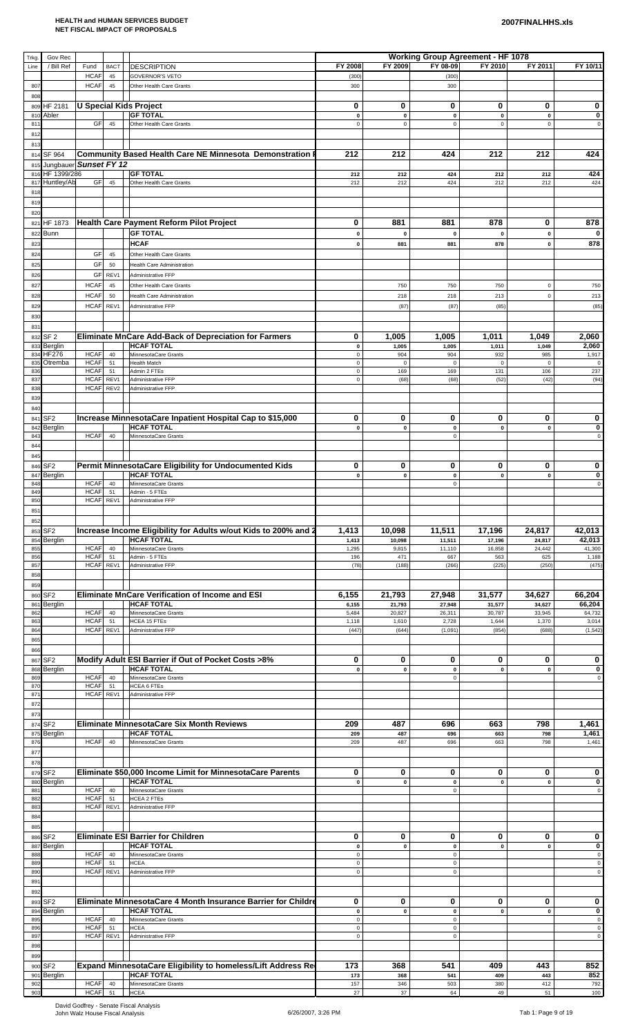**HEALTH and HUMAN SERVICES BUDGET**
**NET FISCAL IMPACT OF PROPOSALS**

**2007FINALHHS.xls**

| Trkg. Line | Gov Rec / Bill Ref | Fund | BACT | DESCRIPTION | FY 2008 | FY 2009 | FY 08-09 | FY 2010 | FY 2011 | FY 10/11 |
|---|---|---|---|---|---|---|---|---|---|---|
| | | | | | **Working Group Agreement - HF 1078** | | | | | |
| | | HCAF | 45 | GOVERNOR'S VETO | (300) | | (300) | | | |
| 807 | | HCAF | 45 | Other Health Care Grants | 300 | | 300 | | | |
| 808 | | | | | | | | | | |
| 809 | HF 2181 | | | **U Special Kids Project** | **0** | **0** | **0** | **0** | **0** | **0** |
| 810 | Abler | | | **GF TOTAL** | 0 | 0 | 0 | 0 | 0 | 0 |
| 811 | | GF | 45 | Other Health Care Grants | 0 | 0 | 0 | 0 | 0 | 0 |
| 812 | | | | | | | | | | |
| 813 | | | | | | | | | | |
| 814 | SF 964 | | | **Community Based Health Care NE Minnesota Demonstration P** | **212** | **212** | **424** | **212** | **212** | **424** |
| 815 | Jungbauer | ***Sunset FY 12*** | | | | | | | | |
| 816 | HF 1399/286 | | | **GF TOTAL** | 212 | 212 | 424 | 212 | 212 | 424 |
| 817 | Huntley/Ab | GF | 45 | Other Health Care Grants | 212 | 212 | 424 | 212 | 212 | 424 |
| 818 | | | | | | | | | | |
| 819 | | | | | | | | | | |
| 820 | | | | | | | | | | |
| 821 | HF 1873 | | | **Health Care Payment Reform Pilot Project** | **0** | **881** | **881** | **878** | **0** | **878** |
| 822 | Bunn | | | **GF TOTAL** | 0 | 0 | 0 | 0 | 0 | 0 |
| 823 | | | | **HCAF** | 0 | 881 | 881 | 878 | 0 | 878 |
| 824 | | GF | 45 | Other Health Care Grants | | | | | | |
| 825 | | GF | 50 | Health Care Administration | | | | | | |
| 826 | | GF | REV1 | Administrative FFP | | | | | | |
| 827 | | HCAF | 45 | Other Health Care Grants | | 750 | 750 | 750 | 0 | 750 |
| 828 | | HCAF | 50 | Health Care Administration | | 218 | 218 | 213 | 0 | 213 |
| 829 | | HCAF | REV1 | Administrative FFP | | (87) | (87) | (85) | | (85) |
| 830 | | | | | | | | | | |
| 831 | | | | | | | | | | |
| 832 | SF 2 | | | **Eliminate MnCare Add-Back of Depreciation for Farmers** | **0** | **1,005** | **1,005** | **1,011** | **1,049** | **2,060** |
| 833 | Berglin | | | **HCAF TOTAL** | 0 | 1,005 | 1,005 | 1,011 | 1,049 | 2,060 |
| 834 | HF276 | HCAF | 40 | MinnesotaCare Grants | 0 | 904 | 904 | 932 | 985 | 1,917 |
| 835 | Otremba | HCAF | 51 | Health Match | 0 | 0 | 0 | 0 | 0 | 0 |
| 836 | | HCAF | 51 | Admin 2 FTEs | 0 | 169 | 169 | 131 | 106 | 237 |
| 837 | | HCAF | REV1 | Administrative FFP | 0 | (68) | (68) | (52) | (42) | (94) |
| 838 | | HCAF | REV2 | Administrative FFP | | | | | | |
| 839 | | | | | | | | | | |
| 840 | | | | | | | | | | |
| 841 | SF2 | | | **Increase MinnesotaCare Inpatient Hospital Cap to $15,000** | **0** | **0** | **0** | **0** | **0** | **0** |
| 842 | Berglin | | | **HCAF TOTAL** | 0 | 0 | 0 | 0 | 0 | 0 |
| 843 | | HCAF | 40 | MinnesotaCare Grants | | | 0 | | | 0 |
| 844 | | | | | | | | | | |
| 845 | | | | | | | | | | |
| 846 | SF2 | | | **Permit MinnesotaCare Eligibility for Undocumented Kids** | **0** | **0** | **0** | **0** | **0** | **0** |
| 847 | Berglin | | | **HCAF TOTAL** | 0 | 0 | 0 | 0 | 0 | 0 |
| 848 | | HCAF | 40 | MinnesotaCare Grants | | | 0 | | | 0 |
| 849 | | HCAF | 51 | Admin - 5 FTEs | | | | | | |
| 850 | | HCAF | REV1 | Administrative FFP | | | | | | |
| 851 | | | | | | | | | | |
| 852 | | | | | | | | | | |
| 853 | SF2 | | | **Increase Income Eligibility for Adults w/out Kids to 200% and 2** | **1,413** | **10,098** | **11,511** | **17,196** | **24,817** | **42,013** |
| 854 | Berglin | | | **HCAF TOTAL** | 1,413 | 10,098 | 11,511 | 17,196 | 24,817 | 42,013 |
| 855 | | HCAF | 40 | MinnesotaCare Grants | 1,295 | 9,815 | 11,110 | 16,858 | 24,442 | 41,300 |
| 856 | | HCAF | 51 | Admin - 5 FTEs | 196 | 471 | 667 | 563 | 625 | 1,188 |
| 857 | | HCAF | REV1 | Administrative FFP | (78) | (188) | (266) | (225) | (250) | (475) |
| 858 | | | | | | | | | | |
| 859 | | | | | | | | | | |
| 860 | SF2 | | | **Eliminate MnCare Verification of Income and ESI** | **6,155** | **21,793** | **27,948** | **31,577** | **34,627** | **66,204** |
| 861 | Berglin | | | **HCAF TOTAL** | 6,155 | 21,793 | 27,948 | 31,577 | 34,627 | 66,204 |
| 862 | | HCAF | 40 | MinnesotaCare Grants | 5,484 | 20,827 | 26,311 | 30,787 | 33,945 | 64,732 |
| 863 | | HCAF | 51 | HCEA 15 FTEs | 1,118 | 1,610 | 2,728 | 1,644 | 1,370 | 3,014 |
| 864 | | HCAF | REV1 | Administrative FFP | (447) | (644) | (1,091) | (854) | (688) | (1,542) |
| 865 | | | | | | | | | | |
| 866 | | | | | | | | | | |
| 867 | SF2 | | | **Modify Adult ESI Barrier if Out of Pocket Costs >8%** | **0** | **0** | **0** | **0** | **0** | **0** |
| 868 | Berglin | | | **HCAF TOTAL** | 0 | 0 | 0 | 0 | 0 | 0 |
| 869 | | HCAF | 40 | MinnesotaCare Grants | | | 0 | | | 0 |
| 870 | | HCAF | 51 | HCEA 6 FTEs | | | | | | |
| 871 | | HCAF | REV1 | Administrative FFP | | | | | | |
| 872 | | | | | | | | | | |
| 873 | | | | | | | | | | |
| 874 | SF2 | | | **Eliminate MinnesotaCare Six Month Reviews** | **209** | **487** | **696** | **663** | **798** | **1,461** |
| 875 | Berglin | | | **HCAF TOTAL** | 209 | 487 | 696 | 663 | 798 | 1,461 |
| 876 | | HCAF | 40 | MinnesotaCare Grants | 209 | 487 | 696 | 663 | 798 | 1,461 |
| 877 | | | | | | | | | | |
| 878 | | | | | | | | | | |
| 879 | SF2 | | | **Eliminate $50,000 Income Limit for MinnesotaCare Parents** | **0** | **0** | **0** | **0** | **0** | **0** |
| 880 | Berglin | | | **HCAF TOTAL** | 0 | 0 | 0 | 0 | 0 | 0 |
| 881 | | HCAF | 40 | MinnesotaCare Grants | | | 0 | | | 0 |
| 882 | | HCAF | 51 | HCEA 2 FTEs | | | | | | |
| 883 | | HCAF | REV1 | Administrative FFP | | | | | | |
| 884 | | | | | | | | | | |
| 885 | | | | | | | | | | |
| 886 | SF2 | | | **Eliminate ESI Barrier for Children** | **0** | **0** | **0** | **0** | **0** | **0** |
| 887 | Berglin | | | **HCAF TOTAL** | 0 | 0 | 0 | 0 | 0 | 0 |
| 888 | | HCAF | 40 | MinnesotaCare Grants | 0 | | 0 | | | 0 |
| 889 | | HCAF | 51 | HCEA | 0 | | 0 | | | 0 |
| 890 | | HCAF | REV1 | Administrative FFP | 0 | | 0 | | | 0 |
| 891 | | | | | | | | | | |
| 892 | | | | | | | | | | |
| 893 | SF2 | | | **Eliminate MinnesotaCare 4 Month Insurance Barrier for Childre** | **0** | **0** | **0** | **0** | **0** | **0** |
| 894 | Berglin | | | **HCAF TOTAL** | 0 | 0 | 0 | 0 | 0 | 0 |
| 895 | | HCAF | 40 | MinnesotaCare Grants | 0 | | 0 | | | 0 |
| 896 | | HCAF | 51 | HCEA | 0 | | 0 | | | 0 |
| 897 | | HCAF | REV1 | Administrative FFP | 0 | | 0 | | | 0 |
| 898 | | | | | | | | | | |
| 899 | | | | | | | | | | |
| 900 | SF2 | | | **Expand MinnesotaCare Eligibility to homeless/Lift Address Re** | **173** | **368** | **541** | **409** | **443** | **852** |
| 901 | Berglin | | | **HCAF TOTAL** | 173 | 368 | 541 | 409 | 443 | 852 |
| 902 | | HCAF | 40 | MinnesotaCare Grants | 157 | 346 | 503 | 380 | 412 | 792 |
| 903 | | HCAF | 51 | HCEA | 27 | 37 | 64 | 49 | 51 | 100 |

David Godfrey - Senate Fiscal Analysis
John Walz House Fiscal Analysis

6/26/2007, 3:26 PM

Tab 1: Page 9 of 19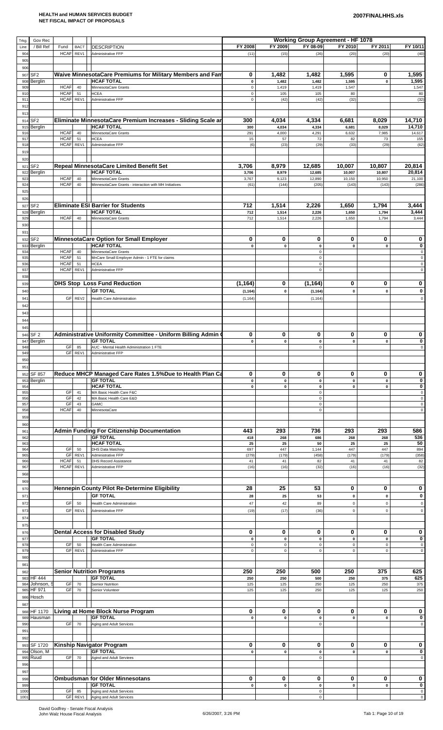**HEALTH and HUMAN SERVICES BUDGET**
**NET FISCAL IMPACT OF PROPOSALS**

**2007FINALHHS.xls**

| Trkg. Line | Gov Rec / Bill Ref | Fund | BACT | DESCRIPTION | FY 2008 | FY 2009 | FY 08-09 | FY 2010 | FY 2011 | FY 10/11 |
|---|---|---|---|---|---|---|---|---|---|---|
| | | | | | **Working Group Agreement - HF 1078** | | | | | |
| 904 | | HCAF | REV1 | Administrative FFP | (11) | (15) | (26) | (20) | (20) | (40) |
| 905 | | | | | | | | | | |
| 906 | | | | | | | | | | |
| 907 | SF2 | | | **Waive MinnesotaCare Premiums for Military Members and Fam** | **0** | **1,482** | **1,482** | **1,595** | **0** | **1,595** |
| 908 | Berglin | | | **HCAF TOTAL** | 0 | 1,482 | 1,482 | 1,595 | 0 | 1,595 |
| 909 | | HCAF | 40 | MinnesotaCare Grants | 0 | 1,419 | 1,419 | 1,547 | | 1,547 |
| 910 | | HCAF | 51 | HCEA | 0 | 105 | 105 | 80 | | 80 |
| 911 | | HCAF | REV1 | Administrative FFP | 0 | (42) | (42) | (32) | | (32) |
| 912 | | | | | | | | | | |
| 913 | | | | | | | | | | |
| 914 | SF2 | | | **Eliminate MinnesotaCare Premium Increases - Sliding Scale ar** | **300** | **4,034** | **4,334** | **6,681** | **8,029** | **14,710** |
| 915 | Berglin | | | **HCAF TOTAL** | 300 | 4,034 | 4,334 | 6,681 | 8,029 | 14,710 |
| 916 | | HCAF | 40 | MinnesotaCare Grants | 291 | 4,000 | 4,291 | 6,632 | 7,985 | 14,617 |
| 917 | | HCAF | 51 | HCEA | 15 | 57 | 72 | 82 | 73 | 155 |
| 918 | | HCAF | REV1 | Administrative FFP | (6) | (23) | (29) | (33) | (29) | (62) |
| 919 | | | | | | | | | | |
| 920 | | | | | | | | | | |
| 921 | SF2 | | | **Repeal MinnesotaCare Limited Benefit Set** | **3,706** | **8,979** | **12,685** | **10,007** | **10,807** | **20,814** |
| 922 | Berglin | | | **HCAF TOTAL** | 3,706 | 8,979 | 12,685 | 10,007 | 10,807 | 20,814 |
| 923 | | HCAF | 40 | MinnesotaCare Grants | 3,767 | 9,123 | 12,890 | 10,150 | 10,950 | 21,100 |
| 924 | | HCAF | 40 | MinnesotaCare Grants - interaction with MH Initiatives | (61) | (144) | (205) | (143) | (143) | (286) |
| 925 | | | | | | | | | | |
| 926 | | | | | | | | | | |
| 927 | SF2 | | | **Eliminate ESI Barrier for Students** | **712** | **1,514** | **2,226** | **1,650** | **1,794** | **3,444** |
| 928 | Berglin | | | **HCAF TOTAL** | 712 | 1,514 | 2,226 | 1,650 | 1,794 | 3,444 |
| 929 | | HCAF | 40 | MinnesotaCare Grants | 712 | 1,514 | 2,226 | 1,650 | 1,794 | 3,444 |
| 930 | | | | | | | | | | |
| 931 | | | | | | | | | | |
| 932 | SF2 | | | **MinnesotaCare Option for Small Employer** | **0** | **0** | **0** | **0** | **0** | **0** |
| 933 | Berglin | | | **HCAF TOTAL** | 0 | 0 | 0 | 0 | 0 | 0 |
| 934 | | HCAF | 40 | MinnesotaCare Grants | | | 0 | | | 0 |
| 935 | | HCAF | 51 | MnCare Small Employer Admin - 1 FTE for claims | | | 0 | | | 0 |
| 936 | | HCAF | 51 | HCEA | | | 0 | | | 0 |
| 937 | | HCAF | REV1 | Administrative FFP | | | 0 | | | 0 |
| 938 | | | | | | | | | | |
| 939 | | | | **DHS Stop Loss Fund Reduction** | **(1,164)** | **0** | **(1,164)** | **0** | **0** | **0** |
| 940 | | | | **GF TOTAL** | (1,164) | 0 | (1,164) | 0 | 0 | 0 |
| 941 | | GF | REV2 | Health Care Administration | (1,164) | | (1,164) | | | 0 |
| 942 | | | | | | | | | | |
| 943 | | | | | | | | | | |
| 944 | | | | | | | | | | |
| 945 | | | | | | | | | | |
| 946 | SF 2 | | | **Administrative Uniformity Committee - Uniform Billing Admin (** | **0** | **0** | **0** | **0** | **0** | **0** |
| 947 | Berglin | | | **GF TOTAL** | 0 | 0 | 0 | 0 | 0 | 0 |
| 948 | | GF | 85 | AUC - Mental Health Administration 1 FTE | | | 0 | | | 0 |
| 949 | | GF | REV1 | Administrative FFP | | | | | | |
| 950 | | | | | | | | | | |
| 951 | | | | | | | | | | |
| 952 | SF 857 | | | **Reduce MHCP Managed Care Rates 1.5%Due to Health Plan Ca** | **0** | **0** | **0** | **0** | **0** | **0** |
| 953 | Berglin | | | **GF TOTAL** | 0 | 0 | 0 | 0 | 0 | 0 |
| 954 | | | | **HCAF TOTAL** | 0 | 0 | 0 | 0 | 0 | 0 |
| 955 | | GF | 41 | MA Basic Health Care F&C | | | 0 | | | 0 |
| 956 | | GF | 42 | MA Basic Health Care E&D | | | 0 | | | 0 |
| 957 | | GF | 43 | GAMC | | | 0 | | | 0 |
| 958 | | HCAF | 40 | MinnesotaCare | | | 0 | | | 0 |
| 959 | | | | | | | | | | |
| 960 | | | | | | | | | | |
| 961 | | | | **Admin Funding For Citizenship Documentation** | **443** | **293** | **736** | **293** | **293** | **586** |
| 962 | | | | **GF TOTAL** | 418 | 268 | 686 | 268 | 268 | 536 |
| 963 | | | | **HCAF TOTAL** | 25 | 25 | 50 | 25 | 25 | 50 |
| 964 | | GF | 50 | DHS Data Matching | 697 | 447 | 1,144 | 447 | 447 | 894 |
| 965 | | GF | REV1 | Administrative FFP | (279) | (179) | (458) | (179) | (179) | (358) |
| 966 | | HCAF | 51 | DHS Record Assistance | 41 | 41 | 82 | 41 | 41 | 82 |
| 967 | | HCAF | REV1 | Administrative FFP | (16) | (16) | (32) | (16) | (16) | (32) |
| 968 | | | | | | | | | | |
| 969 | | | | | | | | | | |
| 970 | | | | **Hennepin County Pilot Re-Determine Eligibility** | **28** | **25** | **53** | **0** | **0** | **0** |
| 971 | | | | **GF TOTAL** | 28 | 25 | 53 | 0 | 0 | 0 |
| 972 | | GF | 50 | Health Care Administration | 47 | 42 | 89 | 0 | 0 | 0 |
| 973 | | GF | REV1 | Administrative FFP | (19) | (17) | (36) | 0 | 0 | 0 |
| 974 | | | | | | | | | | |
| 975 | | | | | | | | | | |
| 976 | | | | **Dental Access for Disabled Study** | **0** | **0** | **0** | **0** | **0** | **0** |
| 977 | | | | **GF TOTAL** | 0 | 0 | 0 | 0 | 0 | 0 |
| 978 | | GF | 50 | Health Care Administration | 0 | 0 | 0 | 0 | 0 | 0 |
| 979 | | GF | REV1 | Administrative FFP | 0 | 0 | 0 | 0 | 0 | 0 |
| 980 | | | | | | | | | | |
| 981 | | | | | | | | | | |
| 982 | | | | **Senior Nutrition Programs** | **250** | **250** | **500** | **250** | **375** | **625** |
| 983 | HF 444 | | | **GF TOTAL** | 250 | 250 | 500 | 250 | 375 | 625 |
| 984 | Johnson, S | GF | 70 | Senior Nutrition | 125 | 125 | 250 | 125 | 250 | 375 |
| 985 | HF 971 | GF | 70 | Senior Volunteer | 125 | 125 | 250 | 125 | 125 | 250 |
| 986 | Hosch | | | | | | | | | |
| 987 | | | | | | | | | | |
| 988 | HF 1170 | | | **Living at Home Block Nurse Program** | **0** | **0** | **0** | **0** | **0** | **0** |
| 989 | Hausman | | | **GF TOTAL** | 0 | 0 | 0 | 0 | 0 | 0 |
| 990 | | GF | 70 | Aging and Adult Services | | | 0 | | | 0 |
| 991 | | | | | | | | | | |
| 992 | | | | | | | | | | |
| 993 | SF 1720 | | | **Kinship Navigator Program** | **0** | **0** | **0** | **0** | **0** | **0** |
| 994 | Olson, M | | | **GF TOTAL** | 0 | 0 | 0 | 0 | 0 | 0 |
| 995 | Ruud | GF | 70 | Agind and Adult Services | | | 0 | | | 0 |
| 996 | | | | | | | | | | |
| 997 | | | | | | | | | | |
| 998 | | | | **Ombudsman for Older Minnesotans** | **0** | **0** | **0** | **0** | **0** | **0** |
| 999 | | | | **GF TOTAL** | 0 | 0 | 0 | 0 | 0 | 0 |
| 1000 | | GF | 85 | Aging and Adult Services | | | 0 | | | 0 |
| 1001 | | GF | REV1 | Aging and Adult Services | | | 0 | | | 0 |

David Godfrey - Senate Fiscal Analysis
John Walz House Fiscal Analysis

6/26/2007, 3:26 PM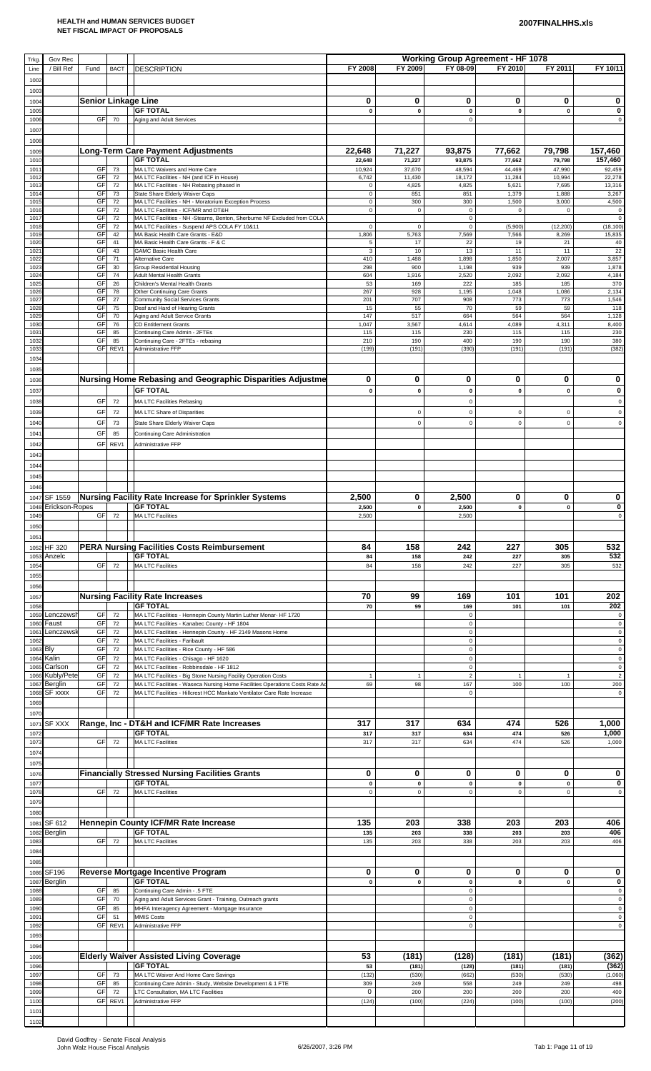**HEALTH and HUMAN SERVICES BUDGET**
**NET FISCAL IMPACT OF PROPOSALS**

**2007FINALHHS.xls**

| Trkg. Line | Gov Rec / Bill Ref | Fund | BACT | DESCRIPTION | FY 2008 | FY 2009 | FY 08-09 | FY 2010 | FY 2011 | FY 10/11 |
|---|---|---|---|---|---|---|---|---|---|---|
| | | | | | **Working Group Agreement - HF 1078** | | | | | |
| 1002 | | | | | | | | | | |
| 1003 | | | | | | | | | | |
| 1004 | | **Senior Linkage Line** | | | **0** | **0** | **0** | **0** | **0** | **0** |
| 1005 | | | | **GF TOTAL** | 0 | 0 | 0 | 0 | 0 | 0 |
| 1006 | | GF | 70 | Aging and Adult Services | | | 0 | | | 0 |
| 1007 | | | | | | | | | | |
| 1008 | | | | | | | | | | |
| 1009 | | | | **Long-Term Care Payment Adjustments** | **22,648** | **71,227** | **93,875** | **77,662** | **79,798** | **157,460** |
| 1010 | | | | **GF TOTAL** | 22,648 | 71,227 | 93,875 | 77,662 | 79,798 | 157,460 |
| 1011 | | GF | 73 | MA LTC Waivers and Home Care | 10,924 | 37,670 | 48,594 | 44,469 | 47,990 | 92,459 |
| 1012 | | GF | 72 | MA LTC Facilities - NH (and ICF in House) | 6,742 | 11,430 | 18,172 | 11,284 | 10,994 | 22,278 |
| 1013 | | GF | 72 | MA LTC Facilities - NH Rebasing phased in | 0 | 4,825 | 4,825 | 5,621 | 7,695 | 13,316 |
| 1014 | | GF | 73 | State Share Elderly Waiver Caps | 0 | 851 | 851 | 1,379 | 1,888 | 3,267 |
| 1015 | | GF | 72 | MA LTC Facilities - NH - Moratorium Exception Process | 0 | 300 | 300 | 1,500 | 3,000 | 4,500 |
| 1016 | | GF | 72 | MA LTC Facilities - ICF/MR and DT&H | 0 | 0 | 0 | 0 | 0 | 0 |
| 1017 | | GF | 72 | MA LTC Facilities - NH -Stearns, Benton, Sherburne NF Excluded from COLA | | | 0 | | | 0 |
| 1018 | | GF | 72 | MA LTC Facilities - Suspend APS COLA FY 10&11 | 0 | 0 | 0 | (5,900) | (12,200) | (18,100) |
| 1019 | | GF | 42 | MA Basic Health Care Grants - E&D | 1,806 | 5,763 | 7,569 | 7,566 | 8,269 | 15,835 |
| 1020 | | GF | 41 | MA Basic Health Care Grants - F & C | 5 | 17 | 22 | 19 | 21 | 40 |
| 1021 | | GF | 43 | GAMC Basic Health Care | 3 | 10 | 13 | 11 | 11 | 22 |
| 1022 | | GF | 71 | Alternative Care | 410 | 1,488 | 1,898 | 1,850 | 2,007 | 3,857 |
| 1023 | | GF | 30 | Group Residential Housing | 298 | 900 | 1,198 | 939 | 939 | 1,878 |
| 1024 | | GF | 74 | Adult Mental Health Grants | 604 | 1,916 | 2,520 | 2,092 | 2,092 | 4,184 |
| 1025 | | GF | 26 | Children's Mental Health Grants | 53 | 169 | 222 | 185 | 185 | 370 |
| 1026 | | GF | 78 | Other Continuing Care Grants | 267 | 928 | 1,195 | 1,048 | 1,086 | 2,134 |
| 1027 | | GF | 27 | Community Social Services Grants | 201 | 707 | 908 | 773 | 773 | 1,546 |
| 1028 | | GF | 75 | Deaf and Hard of Hearing Grants | 15 | 55 | 70 | 59 | 59 | 118 |
| 1029 | | GF | 70 | Aging and Adult Service Grants | 147 | 517 | 664 | 564 | 564 | 1,128 |
| 1030 | | GF | 76 | CD Entitlement Grants | 1,047 | 3,567 | 4,614 | 4,089 | 4,311 | 8,400 |
| 1031 | | GF | 85 | Continuing Care Admin - 2FTEs | 115 | 115 | 230 | 115 | 115 | 230 |
| 1032 | | GF | 85 | Continuing Care - 2FTEs - rebasing | 210 | 190 | 400 | 190 | 190 | 380 |
| 1033 | | GF | REV1 | Administrative FFP | (199) | (191) | (390) | (191) | (191) | (382) |
| 1034 | | | | | | | | | | |
| 1035 | | | | | | | | | | |
| 1036 | | | | **Nursing Home Rebasing and Geographic Disparities Adjustme** | **0** | **0** | **0** | **0** | **0** | **0** |
| 1037 | | | | **GF TOTAL** | 0 | 0 | 0 | 0 | 0 | 0 |
| 1038 | | GF | 72 | MA LTC Facilities Rebasing | | | 0 | | | 0 |
| 1039 | | GF | 72 | MA LTC Share of Disparities | | 0 | 0 | 0 | 0 | 0 |
| 1040 | | GF | 73 | State Share Elderly Waiver Caps | | 0 | 0 | 0 | 0 | 0 |
| 1041 | | GF | 85 | Continuing Care Administration | | | | | | |
| 1042 | | GF | REV1 | Administrative FFP | | | | | | |
| 1043 | | | | | | | | | | |
| 1044 | | | | | | | | | | |
| 1045 | | | | | | | | | | |
| 1046 | | | | | | | | | | |
| 1047 | SF 1559 | | | **Nursing Facility Rate Increase for Sprinkler Systems** | **2,500** | **0** | **2,500** | **0** | **0** | **0** |
| 1048 | Erickson-Ropes | | | **GF TOTAL** | 2,500 | 0 | 2,500 | 0 | 0 | 0 |
| 1049 | | GF | 72 | MA LTC Facilities | 2,500 | | 2,500 | | | 0 |
| 1050 | | | | | | | | | | |
| 1051 | | | | | | | | | | |
| 1052 | HF 320 | | | **PERA Nursing Facilities Costs Reimbursement** | **84** | **158** | **242** | **227** | **305** | **532** |
| 1053 | Anzelc | | | **GF TOTAL** | 84 | 158 | 242 | 227 | 305 | 532 |
| 1054 | | GF | 72 | MA LTC Facilities | 84 | 158 | 242 | 227 | 305 | 532 |
| 1055 | | | | | | | | | | |
| 1056 | | | | | | | | | | |
| 1057 | | | | **Nursing Facility Rate Increases** | **70** | **99** | **169** | **101** | **101** | **202** |
| 1058 | | | | **GF TOTAL** | 70 | 99 | 169 | 101 | 101 | 202 |
| 1059 | Lenczewsk | GF | 72 | MA LTC Facilities - Hennepin County Martin Luther Monar- HF 1720 | | | 0 | | | 0 |
| 1060 | Faust | GF | 72 | MA LTC Facilities - Kanabec County - HF 1804 | | | 0 | | | 0 |
| 1061 | Lenczewsk | GF | 72 | MA LTC Facilities - Hennepin County - HF 2149 Masons Home | | | 0 | | | 0 |
| 1062 | | GF | 72 | MA LTC Facilities - Faribault | | | 0 | | | 0 |
| 1063 | Bly | GF | 72 | MA LTC Facilities - Rice County - HF 586 | | | 0 | | | 0 |
| 1064 | Kalin | GF | 72 | MA LTC Facilities - Chisago - HF 1620 | | | 0 | | | 0 |
| 1065 | Carlson | GF | 72 | MA LTC Facilities - Robbinsdale - HF 1812 | | | 0 | | | 0 |
| 1066 | Kubly/Pete | GF | 72 | MA LTC Facilities - Big Stone Nursing Facility Operation Costs | 1 | 1 | 2 | 1 | 1 | 2 |
| 1067 | Berglin | GF | 72 | MA LTC Facilities - Waseca Nursing Home Facilities Operations Costs Rate Ad | 69 | 98 | 167 | 100 | 100 | 200 |
| 1068 | SF xxxx | GF | 72 | MA LTC Facilities - Hillcrest HCC Mankato Ventilator Care Rate Increase | | | 0 | | | 0 |
| 1069 | | | | | | | | | | |
| 1070 | | | | | | | | | | |
| 1071 | SF XXX | | | **Range, Inc - DT&H and ICF/MR Rate Increases** | **317** | **317** | **634** | **474** | **526** | **1,000** |
| 1072 | | | | **GF TOTAL** | 317 | 317 | 634 | 474 | 526 | 1,000 |
| 1073 | | GF | 72 | MA LTC Facilities | 317 | 317 | 634 | 474 | 526 | 1,000 |
| 1074 | | | | | | | | | | |
| 1075 | | | | | | | | | | |
| 1076 | | | | **Financially Stressed Nursing Facilities Grants** | **0** | **0** | **0** | **0** | **0** | **0** |
| 1077 | | | | **GF TOTAL** | 0 | 0 | 0 | 0 | 0 | 0 |
| 1078 | | GF | 72 | MA LTC Facilities | 0 | 0 | 0 | 0 | 0 | 0 |
| 1079 | | | | | | | | | | |
| 1080 | | | | | | | | | | |
| 1081 | SF 612 | | | **Hennepin County ICF/MR Rate Increase** | **135** | **203** | **338** | **203** | **203** | **406** |
| 1082 | Berglin | | | **GF TOTAL** | 135 | 203 | 338 | 203 | 203 | 406 |
| 1083 | | GF | 72 | MA LTC Facilities | 135 | 203 | 338 | 203 | 203 | 406 |
| 1084 | | | | | | | | | | |
| 1085 | | | | | | | | | | |
| 1086 | SF196 | | | **Reverse Mortgage Incentive Program** | **0** | **0** | **0** | **0** | **0** | **0** |
| 1087 | Berglin | | | **GF TOTAL** | 0 | 0 | 0 | 0 | 0 | 0 |
| 1088 | | GF | 85 | Continuing Care Admin - .5 FTE | | | 0 | | | 0 |
| 1089 | | GF | 70 | Aging and Adult Services Grant - Training, Outreach grants | | | 0 | | | 0 |
| 1090 | | GF | 85 | MHFA Interagency Agreement - Mortgage Insurance | | | 0 | | | 0 |
| 1091 | | GF | 51 | MMIS Costs | | | 0 | | | 0 |
| 1092 | | GF | REV1 | Administrative FFP | | | 0 | | | 0 |
| 1093 | | | | | | | | | | |
| 1094 | | | | | | | | | | |
| 1095 | | | | **Elderly Waiver Assisted Living Coverage** | **53** | **(181)** | **(128)** | **(181)** | **(181)** | **(362)** |
| 1096 | | | | **GF TOTAL** | 53 | (181) | (128) | (181) | (181) | (362) |
| 1097 | | GF | 73 | MA LTC Waiver And Home Care Savings | (132) | (530) | (662) | (530) | (530) | (1,060) |
| 1098 | | GF | 85 | Continuing Care Admin - Study, Website Development & 1 FTE | 309 | 249 | 558 | 249 | 249 | 498 |
| 1099 | | GF | 72 | LTC Consultation, MA LTC Facilities | 0 | 200 | 200 | 200 | 200 | 400 |
| 1100 | | GF | REV1 | Administrative FFP | (124) | (100) | (224) | (100) | (100) | (200) |
| 1101 | | | | | | | | | | |
| 1102 | | | | | | | | | | |

David Godfrey - Senate Fiscal Analysis
John Walz House Fiscal Analysis

6/26/2007, 3:26 PM

Tab 1: Page 11 of 19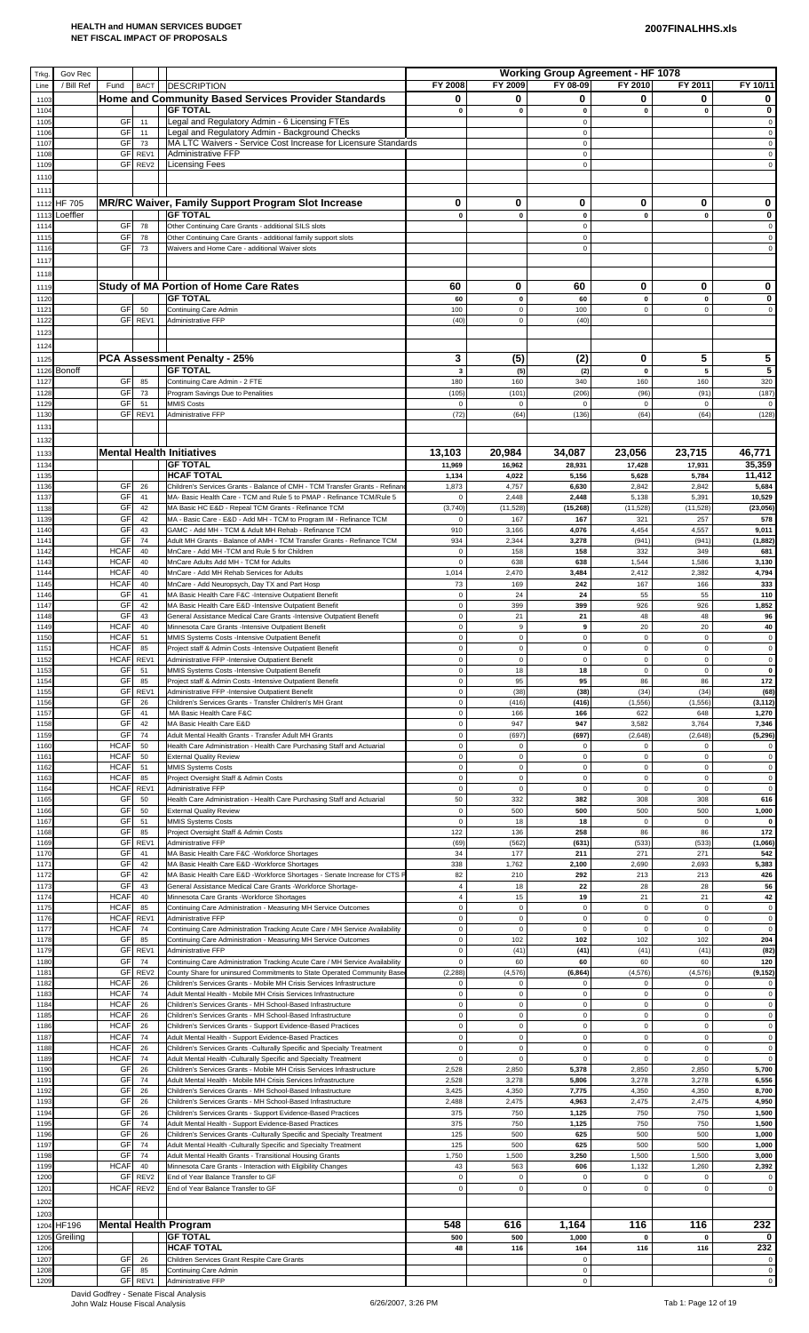**HEALTH and HUMAN SERVICES BUDGET**
**NET FISCAL IMPACT OF PROPOSALS**

**2007FINALHHS.xls**

| Trkg. Line | Gov Rec / Bill Ref | Fund | BACT | DESCRIPTION | Working Group Agreement - HF 1078 FY 2008 | FY 2009 | FY 08-09 | FY 2010 | FY 2011 | FY 10/11 |
|---|---|---|---|---|---|---|---|---|---|---|
| 1103 | | | | **Home and Community Based Services Provider Standards** | **0** | **0** | **0** | **0** | **0** | **0** |
| 1104 | | | | **GF TOTAL** | **0** | **0** | **0** | **0** | **0** | **0** |
| 1105 | | GF | 11 | Legal and Regulatory Admin - 6 Licensing FTEs | | | 0 | | | 0 |
| 1106 | | GF | 11 | Legal and Regulatory Admin - Background Checks | | | 0 | | | 0 |
| 1107 | | GF | 73 | MA LTC Waivers - Service Cost Increase for Licensure Standards | | | 0 | | | 0 |
| 1108 | | GF | REV1 | Administrative FFP | | | 0 | | | 0 |
| 1109 | | GF | REV2 | Licensing Fees | | | 0 | | | 0 |
| 1110 | | | | | | | | | | |
| 1111 | | | | | | | | | | |
| 1112 | HF 705 | | | **MR/RC Waiver, Family Support Program Slot Increase** | **0** | **0** | **0** | **0** | **0** | **0** |
| 1113 | Loeffler | | | **GF TOTAL** | **0** | **0** | **0** | **0** | **0** | **0** |
| 1114 | | GF | 78 | Other Continuing Care Grants - additional SILS slots | | | 0 | | | 0 |
| 1115 | | GF | 78 | Other Continuing Care Grants - additional family support slots | | | 0 | | | 0 |
| 1116 | | GF | 73 | Waivers and Home Care - additional Waiver slots | | | 0 | | | 0 |
| 1117 | | | | | | | | | | |
| 1118 | | | | | | | | | | |
| 1119 | | | | **Study of MA Portion of Home Care Rates** | **60** | **0** | **60** | **0** | **0** | **0** |
| 1120 | | | | **GF TOTAL** | **60** | **0** | **60** | **0** | **0** | **0** |
| 1121 | | GF | 50 | Continuing Care Admin | 100 | 0 | 100 | 0 | 0 | 0 |
| 1122 | | GF | REV1 | Administrative FFP | (40) | 0 | (40) | | | |
| 1123 | | | | | | | | | | |
| 1124 | | | | | | | | | | |
| 1125 | | | | **PCA Assessment Penalty - 25%** | **3** | **(5)** | **(2)** | **0** | **5** | **5** |
| 1126 | Bonoff | | | **GF TOTAL** | **3** | **(5)** | **(2)** | **0** | **5** | **5** |
| 1127 | | GF | 85 | Continuing Care Admin - 2 FTE | 180 | 160 | 340 | 160 | 160 | 320 |
| 1128 | | GF | 73 | Program Savings Due to Penalities | (105) | (101) | (206) | (96) | (91) | (187) |
| 1129 | | GF | 51 | MMIS Costs | 0 | 0 | 0 | 0 | 0 | 0 |
| 1130 | | GF | REV1 | Administrative FFP | (72) | (64) | (136) | (64) | (64) | (128) |
| 1131 | | | | | | | | | | |
| 1132 | | | | | | | | | | |
| 1133 | | | | **Mental Health Initiatives** | **13,103** | **20,984** | **34,087** | **23,056** | **23,715** | **46,771** |
| 1134 | | | | **GF TOTAL** | **11,969** | **16,962** | **28,931** | **17,428** | **17,931** | **35,359** |
| 1135 | | | | **HCAF TOTAL** | **1,134** | **4,022** | **5,156** | **5,628** | **5,784** | **11,412** |
| 1136 | | GF | 26 | Children's Services Grants - Balance of CMH - TCM Transfer Grants - Refinanc | 1,873 | 4,757 | 6,630 | 2,842 | 2,842 | 5,684 |
| 1137 | | GF | 41 | MA- Basic Health Care - TCM and Rule 5 to PMAP - Refinance TCM/Rule 5 | 0 | 2,448 | 2,448 | 5,138 | 5,391 | 10,529 |
| 1138 | | GF | 42 | MA Basic HC E&D - Repeal TCM Grants - Refinance TCM | (3,740) | (11,528) | (15,268) | (11,528) | (11,528) | (23,056) |
| 1139 | | GF | 42 | MA - Basic Care - E&D - Add MH - TCM to Program IM - Refinance TCM | 0 | 167 | 167 | 321 | 257 | 578 |
| 1140 | | GF | 43 | GAMC - Add MH - TCM & Adult MH Rehab - Refinance TCM | 910 | 3,166 | 4,076 | 4,454 | 4,557 | 9,011 |
| 1141 | | GF | 74 | Adult MH Grants - Balance of AMH - TCM Transfer Grants - Refinance TCM | 934 | 2,344 | 3,278 | (941) | (941) | (1,882) |
| 1142 | | HCAF | 40 | MnCare - Add MH -TCM and Rule 5 for Children | 0 | 158 | 158 | 332 | 349 | 681 |
| 1143 | | HCAF | 40 | MnCare Adults Add MH - TCM for Adults | 0 | 638 | 638 | 1,544 | 1,586 | 3,130 |
| 1144 | | HCAF | 40 | MnCare - Add MH Rehab Services for Adults | 1,014 | 2,470 | 3,484 | 2,412 | 2,382 | 4,794 |
| 1145 | | HCAF | 40 | MnCare - Add Neuropsych, Day TX and Part Hosp | 73 | 169 | 242 | 167 | 166 | 333 |
| 1146 | | GF | 41 | MA Basic Health Care F&C -Intensive Outpatient Benefit | 0 | 24 | 24 | 55 | 55 | 110 |
| 1147 | | GF | 42 | MA Basic Health Care E&D -Intensive Outpatient Benefit | 0 | 399 | 399 | 926 | 926 | 1,852 |
| 1148 | | GF | 43 | General Assistance Medical Care Grants -Intensive Outpatient Benefit | 0 | 21 | 21 | 48 | 48 | 96 |
| 1149 | | HCAF | 40 | Minnesota Care Grants -Intensive Outpatient Benefit | 0 | 9 | 9 | 20 | 20 | 40 |
| 1150 | | HCAF | 51 | MMIS Systems Costs -Intensive Outpatient Benefit | 0 | 0 | 0 | 0 | 0 | 0 |
| 1151 | | HCAF | 85 | Project staff & Admin Costs -Intensive Outpatient Benefit | 0 | 0 | 0 | 0 | 0 | 0 |
| 1152 | | HCAF | REV1 | Administrative FFP -Intensive Outpatient Benefit | 0 | 0 | 0 | 0 | 0 | 0 |
| 1153 | | GF | 51 | MMIS Systems Costs -Intensive Outpatient Benefit | 0 | 18 | 18 | 0 | 0 | 0 |
| 1154 | | GF | 85 | Project staff & Admin Costs -Intensive Outpatient Benefit | 0 | 95 | 95 | 86 | 86 | 172 |
| 1155 | | GF | REV1 | Administrative FFP -Intensive Outpatient Benefit | 0 | (38) | (38) | (34) | (34) | (68) |
| 1156 | | GF | 26 | Children's Services Grants - Transfer Children's MH Grant | 0 | (416) | (416) | (1,556) | (1,556) | (3,112) |
| 1157 | | GF | 41 | MA Basic Health Care F&C | 0 | 166 | 166 | 622 | 648 | 1,270 |
| 1158 | | GF | 42 | MA Basic Health Care E&D | 0 | 947 | 947 | 3,582 | 3,764 | 7,346 |
| 1159 | | GF | 74 | Adult Mental Health Grants - Transfer Adult MH Grants | 0 | (697) | (697) | (2,648) | (2,648) | (5,296) |
| 1160 | | HCAF | 50 | Health Care Administration - Health Care Purchasing Staff and Actuarial | 0 | 0 | 0 | 0 | 0 | 0 |
| 1161 | | HCAF | 50 | External Quality Review | 0 | 0 | 0 | 0 | 0 | 0 |
| 1162 | | HCAF | 51 | MMIS Systems Costs | 0 | 0 | 0 | 0 | 0 | 0 |
| 1163 | | HCAF | 85 | Project Oversight Staff & Admin Costs | 0 | 0 | 0 | 0 | 0 | 0 |
| 1164 | | HCAF | REV1 | Administrative FFP | 0 | 0 | 0 | 0 | 0 | 0 |
| 1165 | | GF | 50 | Health Care Administration - Health Care Purchasing Staff and Actuarial | 50 | 332 | 382 | 308 | 308 | 616 |
| 1166 | | GF | 50 | External Quality Review | 0 | 500 | 500 | 500 | 500 | 1,000 |
| 1167 | | GF | 51 | MMIS Systems Costs | 0 | 18 | 18 | 0 | 0 | 0 |
| 1168 | | GF | 85 | Project Oversight Staff & Admin Costs | 122 | 136 | 258 | 86 | 86 | 172 |
| 1169 | | GF | REV1 | Administrative FFP | (69) | (562) | (631) | (533) | (533) | (1,066) |
| 1170 | | GF | 41 | MA Basic Health Care F&C -Workforce Shortages | 34 | 177 | 211 | 271 | 271 | 542 |
| 1171 | | GF | 42 | MA Basic Health Care E&D -Workforce Shortages | 338 | 1,762 | 2,100 | 2,690 | 2,693 | 5,383 |
| 1172 | | GF | 42 | MA Basic Health Care E&D -Workforce Shortages - Senate Increase for CTS F | 82 | 210 | 292 | 213 | 213 | 426 |
| 1173 | | GF | 43 | General Assistance Medical Care Grants -Workforce Shortage- | 4 | 18 | 22 | 28 | 28 | 56 |
| 1174 | | HCAF | 40 | Minnesota Care Grants -Workforce Shortages | 4 | 15 | 19 | 21 | 21 | 42 |
| 1175 | | HCAF | 85 | Continuing Care Administration - Measuring MH Service Outcomes | 0 | 0 | 0 | 0 | 0 | 0 |
| 1176 | | HCAF | REV1 | Administrative FFP | 0 | 0 | 0 | 0 | 0 | 0 |
| 1177 | | HCAF | 74 | Continuing Care Administration Tracking Acute Care / MH Service Availability | 0 | 0 | 0 | 0 | 0 | 0 |
| 1178 | | GF | 85 | Continuing Care Administration - Measuring MH Service Outcomes | 0 | 102 | 102 | 102 | 102 | 204 |
| 1179 | | GF | REV1 | Administrative FFP | 0 | (41) | (41) | (41) | (41) | (82) |
| 1180 | | GF | 74 | Continuing Care Administration Tracking Acute Care / MH Service Availability | 0 | 60 | 60 | 60 | 60 | 120 |
| 1181 | | GF | REV2 | County Share for uninsured Commitments to State Operated Community Base | (2,288) | (4,576) | (6,864) | (4,576) | (4,576) | (9,152) |
| 1182 | | HCAF | 26 | Children's Services Grants - Mobile MH Crisis Services Infrastructure | 0 | 0 | 0 | 0 | 0 | 0 |
| 1183 | | HCAF | 74 | Adult Mental Health - Mobile MH Crisis Services Infrastructure | 0 | 0 | 0 | 0 | 0 | 0 |
| 1184 | | HCAF | 26 | Children's Services Grants - MH School-Based Infrastructure | 0 | 0 | 0 | 0 | 0 | 0 |
| 1185 | | HCAF | 26 | Children's Services Grants - MH School-Based Infrastructure | 0 | 0 | 0 | 0 | 0 | 0 |
| 1186 | | HCAF | 26 | Children's Services Grants - Support Evidence-Based Practices | 0 | 0 | 0 | 0 | 0 | 0 |
| 1187 | | HCAF | 74 | Adult Mental Health - Support Evidence-Based Practices | 0 | 0 | 0 | 0 | 0 | 0 |
| 1188 | | HCAF | 26 | Children's Services Grants -Culturally Specific and Specialty Treatment | 0 | 0 | 0 | 0 | 0 | 0 |
| 1189 | | HCAF | 74 | Adult Mental Health -Culturally Specific and Specialty Treatment | 0 | 0 | 0 | 0 | 0 | 0 |
| 1190 | | GF | 26 | Children's Services Grants - Mobile MH Crisis Services Infrastructure | 2,528 | 2,850 | 5,378 | 2,850 | 2,850 | 5,700 |
| 1191 | | GF | 74 | Adult Mental Health - Mobile MH Crisis Services Infrastructure | 2,528 | 3,278 | 5,806 | 3,278 | 3,278 | 6,556 |
| 1192 | | GF | 26 | Children's Services Grants - MH School-Based Infrastructure | 3,425 | 4,350 | 7,775 | 4,350 | 4,350 | 8,700 |
| 1193 | | GF | 26 | Children's Services Grants - MH School-Based Infrastructure | 2,488 | 2,475 | 4,963 | 2,475 | 2,475 | 4,950 |
| 1194 | | GF | 26 | Children's Services Grants - Support Evidence-Based Practices | 375 | 750 | 1,125 | 750 | 750 | 1,500 |
| 1195 | | GF | 74 | Adult Mental Health - Support Evidence-Based Practices | 375 | 750 | 1,125 | 750 | 750 | 1,500 |
| 1196 | | GF | 26 | Children's Services Grants -Culturally Specific and Specialty Treatment | 125 | 500 | 625 | 500 | 500 | 1,000 |
| 1197 | | GF | 74 | Adult Mental Health -Culturally Specific and Specialty Treatment | 125 | 500 | 625 | 500 | 500 | 1,000 |
| 1198 | | GF | 74 | Adult Mental Health Grants - Transitional Housing Grants | 1,750 | 1,500 | 3,250 | 1,500 | 1,500 | 3,000 |
| 1199 | | HCAF | 40 | Minnesota Care Grants - Interaction with Eligibility Changes | 43 | 563 | 606 | 1,132 | 1,260 | 2,392 |
| 1200 | | GF | REV2 | End of Year Balance Transfer to GF | 0 | 0 | 0 | 0 | 0 | 0 |
| 1201 | | HCAF | REV2 | End of Year Balance Transfer to GF | 0 | 0 | 0 | 0 | 0 | 0 |
| 1202 | | | | | | | | | | |
| 1203 | | | | | | | | | | |
| 1204 | HF196 | | | **Mental Health Program** | **548** | **616** | **1,164** | **116** | **116** | **232** |
| 1205 | Greiling | | | **GF TOTAL** | **500** | **500** | **1,000** | **0** | **0** | **0** |
| 1206 | | | | **HCAF TOTAL** | **48** | **116** | **164** | **116** | **116** | **232** |
| 1207 | | GF | 26 | Children Services Grant Respite Care Grants | | | 0 | | | 0 |
| 1208 | | GF | 85 | Continuing Care Admin | | | 0 | | | 0 |
| 1209 | | GF | REV1 | Administrative FFP | | | 0 | | | 0 |

David Godfrey - Senate Fiscal Analysis
John Walz House Fiscal Analysis

6/26/2007, 3:26 PM

Tab 1: Page 12 of 19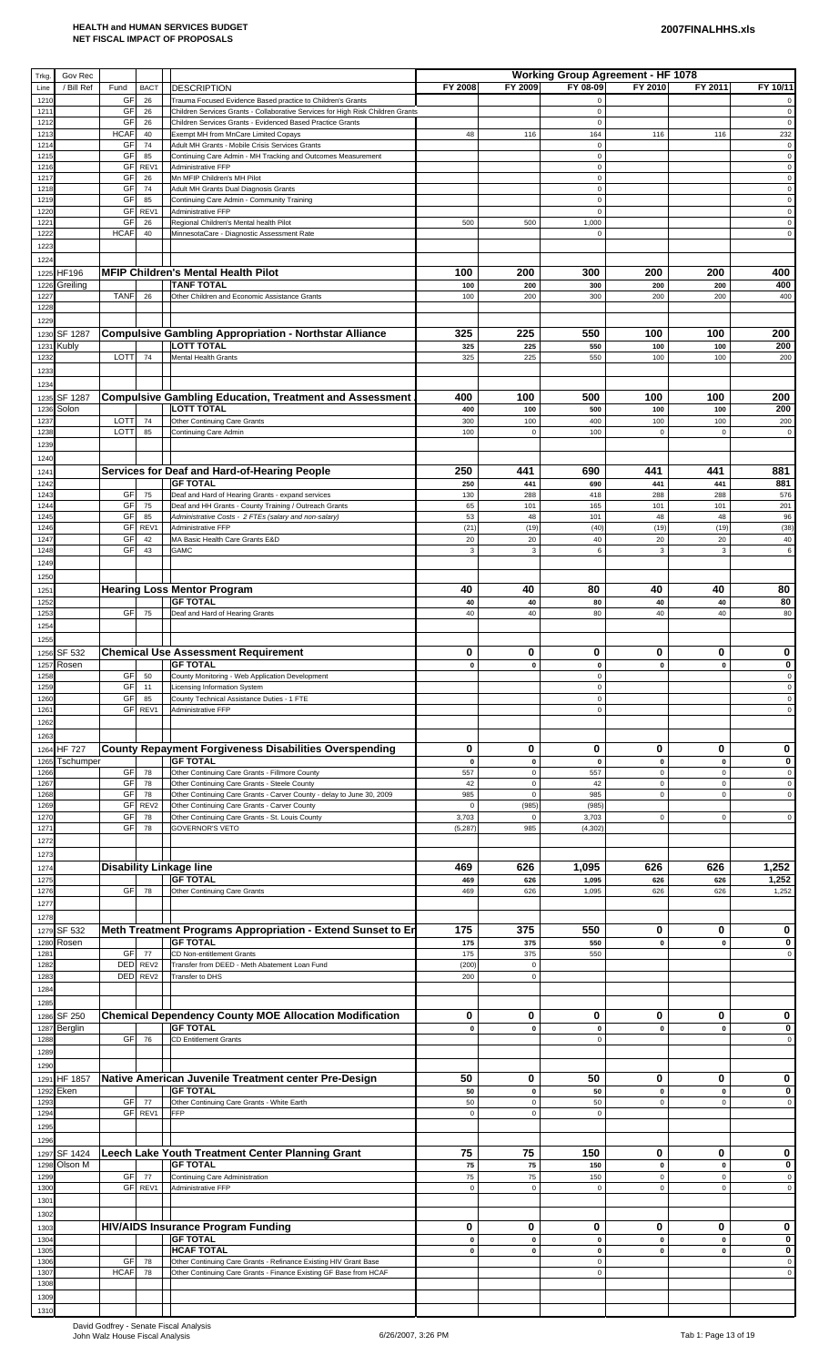**HEALTH and HUMAN SERVICES BUDGET**
**NET FISCAL IMPACT OF PROPOSALS**

**2007FINALHHS.xls**

| Trkg. Line | Gov Rec / Bill Ref | Fund | BACT | DESCRIPTION | FY 2008 | FY 2009 | FY 08-09 | FY 2010 | FY 2011 | FY 10/11 |
|---|---|---|---|---|---|---|---|---|---|---|
| | | | | | **Working Group Agreement - HF 1078** | | | | | |
| 1210 | | GF | 26 | Trauma Focused Evidence Based practice to Children's Grants | | | 0 | | | 0 |
| 1211 | | GF | 26 | Children Services Grants - Collaborative Services for High Risk Children Grants | | | 0 | | | 0 |
| 1212 | | GF | 26 | Children Services Grants - Evidenced Based Practice Grants | | | 0 | | | 0 |
| 1213 | | HCAF | 40 | Exempt MH from MnCare Limited Copays | 48 | 116 | 164 | 116 | 116 | 232 |
| 1214 | | GF | 74 | Adult MH Grants - Mobile Crisis Services Grants | | | 0 | | | 0 |
| 1215 | | GF | 85 | Continuing Care Admin - MH Tracking and Outcomes Measurement | | | 0 | | | 0 |
| 1216 | | GF | REV1 | Administrative FFP | | | 0 | | | 0 |
| 1217 | | GF | 26 | Mn MFIP Children's MH Pilot | | | 0 | | | 0 |
| 1218 | | GF | 74 | Adult MH Grants Dual Diagnosis Grants | | | 0 | | | 0 |
| 1219 | | GF | 85 | Continuing Care Admin - Community Training | | | 0 | | | 0 |
| 1220 | | GF | REV1 | Administrative FFP | | | 0 | | | 0 |
| 1221 | | GF | 26 | Regional Children's Mental health Pilot | 500 | 500 | 1,000 | | | 0 |
| 1222 | | HCAF | 40 | MinnesotaCare - Diagnostic Assessment Rate | | | 0 | | | 0 |
| 1223 | | | | | | | | | | |
| 1224 | | | | | | | | | | |
| 1225 | HF196 | | | **MFIP Children's Mental Health Pilot** | **100** | **200** | **300** | **200** | **200** | **400** |
| 1226 | Greiling | | | **TANF TOTAL** | **100** | **200** | **300** | **200** | **200** | **400** |
| 1227 | | TANF | 26 | Other Children and Economic Assistance Grants | 100 | 200 | 300 | 200 | 200 | 400 |
| 1228 | | | | | | | | | | |
| 1229 | | | | | | | | | | |
| 1230 | SF 1287 | | | **Compulsive Gambling Appropriation - Northstar Alliance** | **325** | **225** | **550** | **100** | **100** | **200** |
| 1231 | Kubly | | | **LOTT TOTAL** | **325** | **225** | **550** | **100** | **100** | **200** |
| 1232 | | LOTT | 74 | Mental Health Grants | 325 | 225 | 550 | 100 | 100 | 200 |
| 1233 | | | | | | | | | | |
| 1234 | | | | | | | | | | |
| 1235 | SF 1287 | | | **Compulsive Gambling Education, Treatment and Assessment** | **400** | **100** | **500** | **100** | **100** | **200** |
| 1236 | Solon | | | **LOTT TOTAL** | **400** | **100** | **500** | **100** | **100** | **200** |
| 1237 | | LOTT | 74 | Other Continuing Care Grants | 300 | 100 | 400 | 100 | 100 | 200 |
| 1238 | | LOTT | 85 | Continuing Care Admin | 100 | 0 | 100 | 0 | 0 | 0 |
| 1239 | | | | | | | | | | |
| 1240 | | | | | | | | | | |
| 1241 | | | | **Services for Deaf and Hard-of-Hearing People** | **250** | **441** | **690** | **441** | **441** | **881** |
| 1242 | | | | **GF TOTAL** | **250** | **441** | **690** | **441** | **441** | **881** |
| 1243 | | GF | 75 | Deaf and Hard of Hearing Grants - expand services | 130 | 288 | 418 | 288 | 288 | 576 |
| 1244 | | GF | 75 | Deaf and HH Grants - County Training / Outreach Grants | 65 | 101 | 165 | 101 | 101 | 201 |
| 1245 | | GF | 85 | *Administrative Costs - 2 FTEs (salary and non-salary)* | 53 | 48 | 101 | 48 | 48 | 96 |
| 1246 | | GF | REV1 | Administrative FFP | (21) | (19) | (40) | (19) | (19) | (38) |
| 1247 | | GF | 42 | MA Basic Health Care Grants E&D | 20 | 20 | 40 | 20 | 20 | 40 |
| 1248 | | GF | 43 | GAMC | 3 | 3 | 6 | 3 | 3 | 6 |
| 1249 | | | | | | | | | | |
| 1250 | | | | | | | | | | |
| 1251 | | | | **Hearing Loss Mentor Program** | **40** | **40** | **80** | **40** | **40** | **80** |
| 1252 | | | | **GF TOTAL** | **40** | **40** | **80** | **40** | **40** | **80** |
| 1253 | | GF | 75 | Deaf and Hard of Hearing Grants | 40 | 40 | 80 | 40 | 40 | 80 |
| 1254 | | | | | | | | | | |
| 1255 | | | | | | | | | | |
| 1256 | SF 532 | | | **Chemical Use Assessment Requirement** | **0** | **0** | **0** | **0** | **0** | **0** |
| 1257 | Rosen | | | **GF TOTAL** | **0** | **0** | **0** | **0** | **0** | **0** |
| 1258 | | GF | 50 | County Monitoring - Web Application Development | | | 0 | | | 0 |
| 1259 | | GF | 11 | Licensing Information System | | | 0 | | | 0 |
| 1260 | | GF | 85 | County Technical Assistance Duties - 1 FTE | | | 0 | | | 0 |
| 1261 | | GF | REV1 | Administrative FFP | | | 0 | | | 0 |
| 1262 | | | | | | | | | | |
| 1263 | | | | | | | | | | |
| 1264 | HF 727 | | | **County Repayment Forgiveness Disabilities Overspending** | **0** | **0** | **0** | **0** | **0** | **0** |
| 1265 | Tschumper | | | **GF TOTAL** | **0** | **0** | **0** | **0** | **0** | **0** |
| 1266 | | GF | 78 | Other Continuing Care Grants - Fillmore County | 557 | 0 | 557 | 0 | 0 | 0 |
| 1267 | | GF | 78 | Other Continuing Care Grants - Steele County | 42 | 0 | 42 | 0 | 0 | 0 |
| 1268 | | GF | 78 | Other Continuing Care Grants - Carver County - delay to June 30, 2009 | 985 | 0 | 985 | 0 | 0 | 0 |
| 1269 | | GF | REV2 | Other Continuing Care Grants - Carver County | 0 | (985) | (985) | | | |
| 1270 | | GF | 78 | Other Continuing Care Grants - St. Louis County | 3,703 | 0 | 3,703 | 0 | 0 | 0 |
| 1271 | | GF | 78 | GOVERNOR'S VETO | (5,287) | 985 | (4,302) | | | |
| 1272 | | | | | | | | | | |
| 1273 | | | | | | | | | | |
| 1274 | | | | **Disability Linkage line** | **469** | **626** | **1,095** | **626** | **626** | **1,252** |
| 1275 | | | | **GF TOTAL** | **469** | **626** | **1,095** | **626** | **626** | **1,252** |
| 1276 | | GF | 78 | Other Continuing Care Grants | 469 | 626 | 1,095 | 626 | 626 | 1,252 |
| 1277 | | | | | | | | | | |
| 1278 | | | | | | | | | | |
| 1279 | SF 532 | | | **Meth Treatment Programs Appropriation - Extend Sunset to Er** | **175** | **375** | **550** | **0** | **0** | **0** |
| 1280 | Rosen | | | **GF TOTAL** | **175** | **375** | **550** | **0** | **0** | **0** |
| 1281 | | GF | 77 | CD Non-entitlement Grants | 175 | 375 | 550 | | | 0 |
| 1282 | | DED | REV2 | Transfer from DEED - Meth Abatement Loan Fund | (200) | 0 | | | | |
| 1283 | | DED | REV2 | Transfer to DHS | 200 | 0 | | | | |
| 1284 | | | | | | | | | | |
| 1285 | | | | | | | | | | |
| 1286 | SF 250 | | | **Chemical Dependency County MOE Allocation Modification** | **0** | **0** | **0** | **0** | **0** | **0** |
| 1287 | Berglin | | | **GF TOTAL** | **0** | **0** | **0** | **0** | **0** | **0** |
| 1288 | | GF | 76 | CD Entitlement Grants | | | 0 | | | 0 |
| 1289 | | | | | | | | | | |
| 1290 | | | | | | | | | | |
| 1291 | HF 1857 | | | **Native American Juvenile Treatment center Pre-Design** | **50** | **0** | **50** | **0** | **0** | **0** |
| 1292 | Eken | | | **GF TOTAL** | **50** | **0** | **50** | **0** | **0** | **0** |
| 1293 | | GF | 77 | Other Continuing Care Grants - White Earth | 50 | 0 | 50 | 0 | 0 | 0 |
| 1294 | | GF | REV1 | FFP | 0 | 0 | 0 | | | |
| 1295 | | | | | | | | | | |
| 1296 | | | | | | | | | | |
| 1297 | SF 1424 | | | **Leech Lake Youth Treatment Center Planning Grant** | **75** | **75** | **150** | **0** | **0** | **0** |
| 1298 | Olson M | | | **GF TOTAL** | **75** | **75** | **150** | **0** | **0** | **0** |
| 1299 | | GF | 77 | Continuing Care Administration | 75 | 75 | 150 | 0 | 0 | 0 |
| 1300 | | GF | REV1 | Administrative FFP | 0 | 0 | 0 | 0 | 0 | 0 |
| 1301 | | | | | | | | | | |
| 1302 | | | | | | | | | | |
| 1303 | | | | **HIV/AIDS Insurance Program Funding** | **0** | **0** | **0** | **0** | **0** | **0** |
| 1304 | | | | **GF TOTAL** | **0** | **0** | **0** | **0** | **0** | **0** |
| 1305 | | | | **HCAF TOTAL** | **0** | **0** | **0** | **0** | **0** | **0** |
| 1306 | | GF | 78 | Other Continuing Care Grants - Refinance Existing HIV Grant Base | | | 0 | | | 0 |
| 1307 | | HCAF | 78 | Other Continuing Care Grants - Finance Existing GF Base from HCAF | | | 0 | | | 0 |
| 1308 | | | | | | | | | | |
| 1309 | | | | | | | | | | |
| 1310 | | | | | | | | | | |

David Godfrey - Senate Fiscal Analysis
John Walz House Fiscal Analysis

6/26/2007, 3:26 PM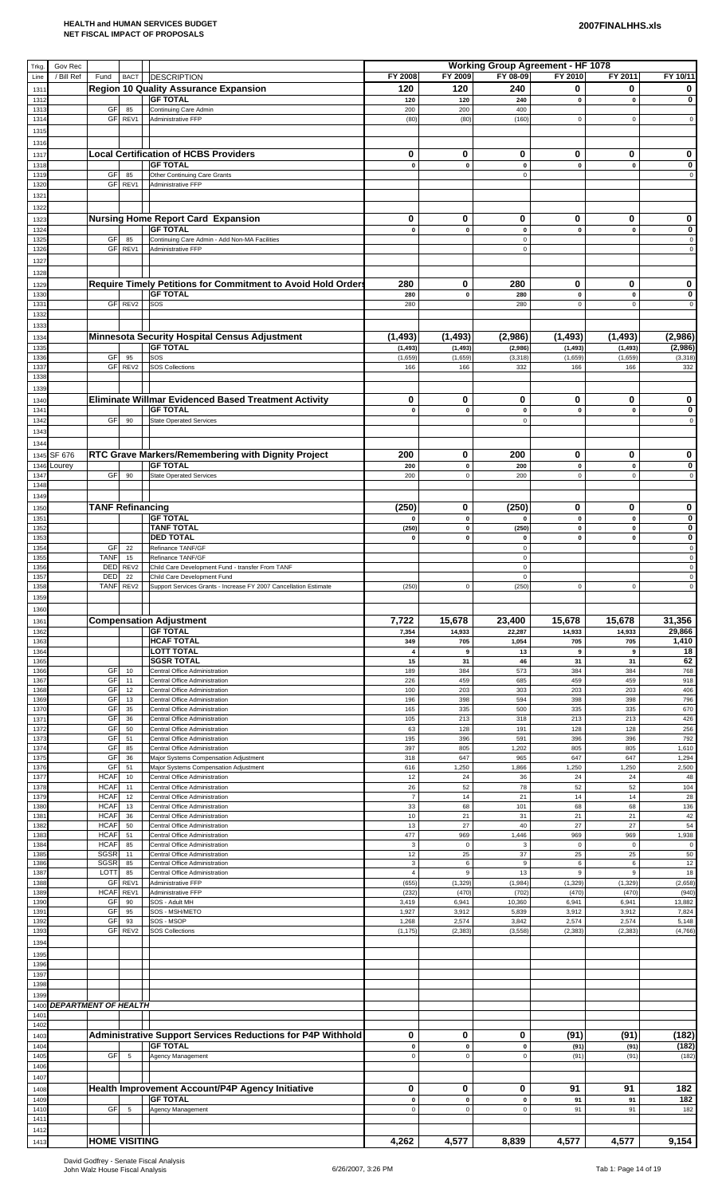**HEALTH and HUMAN SERVICES BUDGET**
**NET FISCAL IMPACT OF PROPOSALS**

**2007FINALHHS.xls**

| Trkg. Line | Gov Rec / Bill Ref | Fund | BACT | DESCRIPTION | FY 2008 | FY 2009 | FY 08-09 | FY 2010 | FY 2011 | FY 10/11 |
|---|---|---|---|---|---|---|---|---|---|---|
| | | | | | **Working Group Agreement - HF 1078** | | | | | |
| 1311 | | | | **Region 10 Quality Assurance Expansion** | **120** | **120** | **240** | **0** | **0** | **0** |
| 1312 | | | | **GF TOTAL** | 120 | 120 | 240 | 0 | 0 | 0 |
| 1313 | | GF | 85 | Continuing Care Admin | 200 | 200 | 400 | | | |
| 1314 | | GF | REV1 | Administrative FFP | (80) | (80) | (160) | 0 | 0 | 0 |
| 1315 | | | | | | | | | | |
| 1316 | | | | | | | | | | |
| 1317 | | | | **Local Certification of HCBS Providers** | **0** | **0** | **0** | **0** | **0** | **0** |
| 1318 | | | | **GF TOTAL** | 0 | 0 | 0 | 0 | 0 | 0 |
| 1319 | | GF | 85 | Other Continuing Care Grants | | | 0 | | | 0 |
| 1320 | | GF | REV1 | Administrative FFP | | | | | | |
| 1321 | | | | | | | | | | |
| 1322 | | | | | | | | | | |
| 1323 | | | | **Nursing Home Report Card Expansion** | **0** | **0** | **0** | **0** | **0** | **0** |
| 1324 | | | | **GF TOTAL** | 0 | 0 | 0 | 0 | 0 | 0 |
| 1325 | | GF | 85 | Continuing Care Admin - Add Non-MA Facilities | | | 0 | | | 0 |
| 1326 | | GF | REV1 | Administrative FFP | | | 0 | | | 0 |
| 1327 | | | | | | | | | | |
| 1328 | | | | | | | | | | |
| 1329 | | | | **Require Timely Petitions for Commitment to Avoid Hold Orders** | **280** | **0** | **280** | **0** | **0** | **0** |
| 1330 | | | | **GF TOTAL** | 280 | 0 | 280 | 0 | 0 | 0 |
| 1331 | | GF | REV2 | SOS | 280 | | 280 | 0 | 0 | 0 |
| 1332 | | | | | | | | | | |
| 1333 | | | | | | | | | | |
| 1334 | | | | **Minnesota Security Hospital Census Adjustment** | **(1,493)** | **(1,493)** | **(2,986)** | **(1,493)** | **(1,493)** | **(2,986)** |
| 1335 | | | | **GF TOTAL** | (1,493) | (1,493) | (2,986) | (1,493) | (1,493) | (2,986) |
| 1336 | | GF | 95 | SOS | (1,659) | (1,659) | (3,318) | (1,659) | (1,659) | (3,318) |
| 1337 | | GF | REV2 | SOS Collections | 166 | 166 | 332 | 166 | 166 | 332 |
| 1338 | | | | | | | | | | |
| 1339 | | | | | | | | | | |
| 1340 | | | | **Eliminate Willmar Evidenced Based Treatment Activity** | **0** | **0** | **0** | **0** | **0** | **0** |
| 1341 | | | | **GF TOTAL** | 0 | 0 | 0 | 0 | 0 | 0 |
| 1342 | | GF | 90 | State Operated Services | | | 0 | | | 0 |
| 1343 | | | | | | | | | | |
| 1344 | | | | | | | | | | |
| 1345 | SF 676 | | | **RTC Grave Markers/Remembering with Dignity Project** | **200** | **0** | **200** | **0** | **0** | **0** |
| 1346 | Lourey | | | **GF TOTAL** | 200 | 0 | 200 | 0 | 0 | 0 |
| 1347 | | GF | 90 | State Operated Services | 200 | 0 | 200 | 0 | 0 | 0 |
| 1348 | | | | | | | | | | |
| 1349 | | | | | | | | | | |
| 1350 | | **TANF Refinancing** | | | **(250)** | **0** | **(250)** | **0** | **0** | **0** |
| 1351 | | | | **GF TOTAL** | 0 | 0 | 0 | 0 | 0 | 0 |
| 1352 | | | | **TANF TOTAL** | (250) | 0 | (250) | 0 | 0 | 0 |
| 1353 | | | | **DED TOTAL** | 0 | 0 | 0 | 0 | 0 | 0 |
| 1354 | | GF | 22 | Refinance TANF/GF | | | 0 | | | 0 |
| 1355 | | TANF | 15 | Refinance TANF/GF | | | 0 | | | 0 |
| 1356 | | DED | REV2 | Child Care Development Fund - transfer From TANF | | | 0 | | | 0 |
| 1357 | | DED | 22 | Child Care Development Fund | | | 0 | | | 0 |
| 1358 | | TANF | REV2 | Support Services Grants - Increase FY 2007 Cancellation Estimate | (250) | 0 | (250) | 0 | 0 | 0 |
| 1359 | | | | | | | | | | |
| 1360 | | | | | | | | | | |
| 1361 | | | | **Compensation Adjustment** | **7,722** | **15,678** | **23,400** | **15,678** | **15,678** | **31,356** |
| 1362 | | | | **GF TOTAL** | 7,354 | 14,933 | 22,287 | 14,933 | 14,933 | 29,866 |
| 1363 | | | | **HCAF TOTAL** | 349 | 705 | 1,054 | 705 | 705 | 1,410 |
| 1364 | | | | **LOTT TOTAL** | 4 | 9 | 13 | 9 | 9 | 18 |
| 1365 | | | | **SGSR TOTAL** | 15 | 31 | 46 | 31 | 31 | 62 |
| 1366 | | GF | 10 | Central Office Administration | 189 | 384 | 573 | 384 | 384 | 768 |
| 1367 | | GF | 11 | Central Office Administration | 226 | 459 | 685 | 459 | 459 | 918 |
| 1368 | | GF | 12 | Central Office Administration | 100 | 203 | 303 | 203 | 203 | 406 |
| 1369 | | GF | 13 | Central Office Administration | 196 | 398 | 594 | 398 | 398 | 796 |
| 1370 | | GF | 35 | Central Office Administration | 165 | 335 | 500 | 335 | 335 | 670 |
| 1371 | | GF | 36 | Central Office Administration | 105 | 213 | 318 | 213 | 213 | 426 |
| 1372 | | GF | 50 | Central Office Administration | 63 | 128 | 191 | 128 | 128 | 256 |
| 1373 | | GF | 51 | Central Office Administration | 195 | 396 | 591 | 396 | 396 | 792 |
| 1374 | | GF | 85 | Central Office Administration | 397 | 805 | 1,202 | 805 | 805 | 1,610 |
| 1375 | | GF | 36 | Major Systems Compensation Adjustment | 318 | 647 | 965 | 647 | 647 | 1,294 |
| 1376 | | GF | 51 | Major Systems Compensation Adjustment | 616 | 1,250 | 1,866 | 1,250 | 1,250 | 2,500 |
| 1377 | | HCAF | 10 | Central Office Administration | 12 | 24 | 36 | 24 | 24 | 48 |
| 1378 | | HCAF | 11 | Central Office Administration | 26 | 52 | 78 | 52 | 52 | 104 |
| 1379 | | HCAF | 12 | Central Office Administration | 7 | 14 | 21 | 14 | 14 | 28 |
| 1380 | | HCAF | 13 | Central Office Administration | 33 | 68 | 101 | 68 | 68 | 136 |
| 1381 | | HCAF | 36 | Central Office Administration | 10 | 21 | 31 | 21 | 21 | 42 |
| 1382 | | HCAF | 50 | Central Office Administration | 13 | 27 | 40 | 27 | 27 | 54 |
| 1383 | | HCAF | 51 | Central Office Administration | 477 | 969 | 1,446 | 969 | 969 | 1,938 |
| 1384 | | HCAF | 85 | Central Office Administration | 3 | 0 | 3 | 0 | 0 | 0 |
| 1385 | | SGSR | 11 | Central Office Administration | 12 | 25 | 37 | 25 | 25 | 50 |
| 1386 | | SGSR | 85 | Central Office Administration | 3 | 6 | 9 | 6 | 6 | 12 |
| 1387 | | LOTT | 85 | Central Office Administration | 4 | 9 | 13 | 9 | 9 | 18 |
| 1388 | | GF | REV1 | Administrative FFP | (655) | (1,329) | (1,984) | (1,329) | (1,329) | (2,658) |
| 1389 | | HCAF | REV1 | Administrative FFP | (232) | (470) | (702) | (470) | (470) | (940) |
| 1390 | | GF | 90 | SOS - Adult MH | 3,419 | 6,941 | 10,360 | 6,941 | 6,941 | 13,882 |
| 1391 | | GF | 95 | SOS - MSH/METO | 1,927 | 3,912 | 5,839 | 3,912 | 3,912 | 7,824 |
| 1392 | | GF | 93 | SOS - MSOP | 1,268 | 2,574 | 3,842 | 2,574 | 2,574 | 5,148 |
| 1393 | | GF | REV2 | SOS Collections | (1,175) | (2,383) | (3,558) | (2,383) | (2,383) | (4,766) |
| 1394 | | | | | | | | | | |
| 1395 | | | | | | | | | | |
| 1396 | | | | | | | | | | |
| 1397 | | | | | | | | | | |
| 1398 | | | | | | | | | | |
| 1399 | | | | | | | | | | |
| 1400 | ***DEPARTMENT OF HEALTH*** | | | | | | | | | |
| 1401 | | | | | | | | | | |
| 1402 | | | | | | | | | | |
| 1403 | | | | **Administrative Support Services Reductions for P4P Withhold** | **0** | **0** | **0** | **(91)** | **(91)** | **(182)** |
| 1404 | | | | **GF TOTAL** | 0 | 0 | 0 | (91) | (91) | (182) |
| 1405 | | GF | 5 | Agency Management | 0 | 0 | 0 | (91) | (91) | (182) |
| 1406 | | | | | | | | | | |
| 1407 | | | | | | | | | | |
| 1408 | | | | **Health Improvement Account/P4P Agency Initiative** | **0** | **0** | **0** | **91** | **91** | **182** |
| 1409 | | | | **GF TOTAL** | 0 | 0 | 0 | 91 | 91 | 182 |
| 1410 | | GF | 5 | Agency Management | 0 | 0 | 0 | 91 | 91 | 182 |
| 1411 | | | | | | | | | | |
| 1412 | | | | | | | | | | |
| 1413 | | **HOME VISITING** | | | **4,262** | **4,577** | **8,839** | **4,577** | **4,577** | **9,154** |

David Godfrey - Senate Fiscal Analysis
John Walz House Fiscal Analysis

6/26/2007, 3:26 PM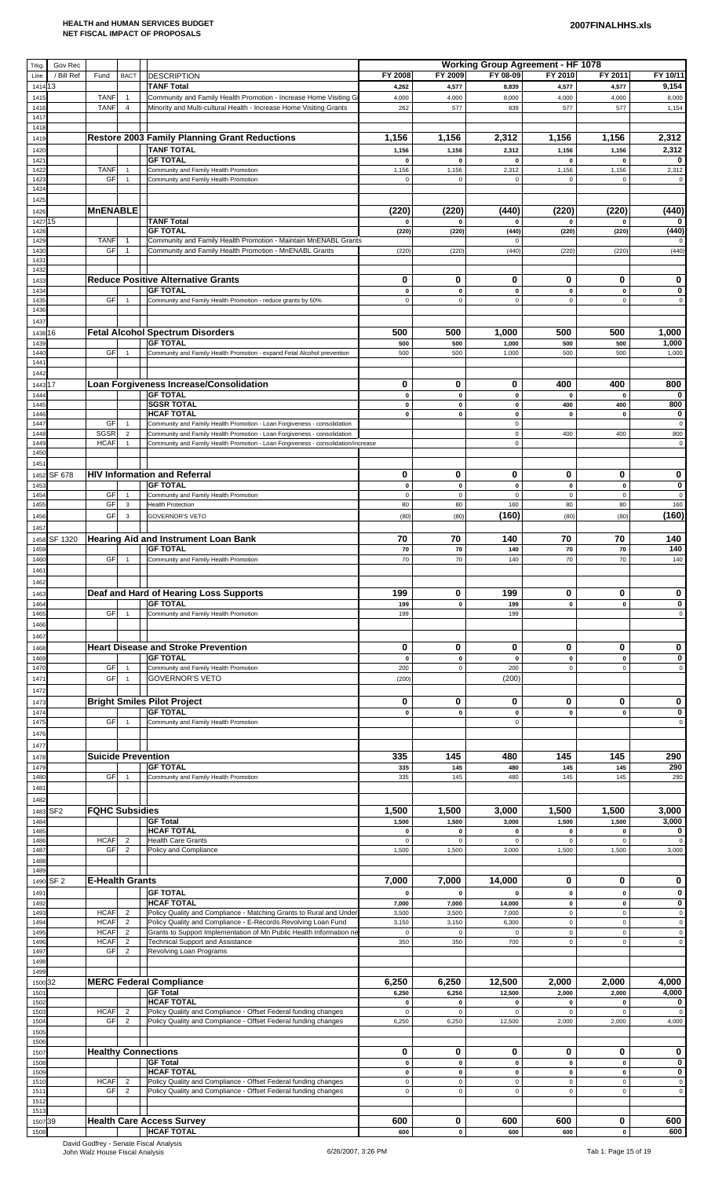**HEALTH and HUMAN SERVICES BUDGET**
**NET FISCAL IMPACT OF PROPOSALS**

**2007FINALHHS.xls**

| Trkg. Line | Gov Rec / Bill Ref | Fund | BACT | DESCRIPTION | FY 2008 | FY 2009 | FY 08-09 | FY 2010 | FY 2011 | FY 10/11 |
|---|---|---|---|---|---|---|---|---|---|---|
| | | | | **Working Group Agreement - HF 1078** | | | | | | |
| 1414 | 13 | | | **TANF Total** | 4,262 | 4,577 | 8,839 | 4,577 | 4,577 | 9,154 |
| 1415 | | TANF | 1 | Community and Family Health Promotion - Increase Home Visiting G | 4,000 | 4,000 | 8,000 | 4,000 | 4,000 | 8,000 |
| 1416 | | TANF | 4 | Minority and Multi-cultural Health - Increase Home Visiting Grants | 262 | 577 | 839 | 577 | 577 | 1,154 |
| 1417 | | | | | | | | | | |
| 1418 | | | | | | | | | | |
| 1419 | | | | **Restore 2003 Family Planning Grant Reductions** | 1,156 | 1,156 | 2,312 | 1,156 | 1,156 | 2,312 |
| 1420 | | | | **TANF TOTAL** | 1,156 | 1,156 | 2,312 | 1,156 | 1,156 | 2,312 |
| 1421 | | | | **GF TOTAL** | 0 | 0 | 0 | 0 | 0 | 0 |
| 1422 | | TANF | 1 | Community and Family Health Promotion | 1,156 | 1,156 | 2,312 | 1,156 | 1,156 | 2,312 |
| 1423 | | GF | 1 | Community and Family Health Promotion | 0 | 0 | 0 | 0 | 0 | 0 |
| 1424 | | | | | | | | | | |
| 1425 | | | | | | | | | | |
| 1426 | | **MnENABLE** | | | (220) | (220) | (440) | (220) | (220) | (440) |
| 1427 | 15 | | | **TANF Total** | 0 | 0 | 0 | 0 | 0 | 0 |
| 1428 | | | | **GF TOTAL** | (220) | (220) | (440) | (220) | (220) | (440) |
| 1429 | | TANF | 1 | Community and Family Health Promotion - Maintain MnENABL Grants | | | 0 | | | 0 |
| 1430 | | GF | 1 | Community and Family Health Promotion - MnENABL Grants | (220) | (220) | (440) | (220) | (220) | (440) |
| 1431 | | | | | | | | | | |
| 1432 | | | | | | | | | | |
| 1433 | | | | **Reduce Positive Alternative Grants** | 0 | 0 | 0 | 0 | 0 | 0 |
| 1434 | | | | **GF TOTAL** | 0 | 0 | 0 | 0 | 0 | 0 |
| 1435 | | GF | 1 | Community and Family Health Promotion - reduce grants by 50% | 0 | 0 | 0 | 0 | 0 | 0 |
| 1436 | | | | | | | | | | |
| 1437 | | | | | | | | | | |
| 1438 | 16 | | | **Fetal Alcohol Spectrum Disorders** | 500 | 500 | 1,000 | 500 | 500 | 1,000 |
| 1439 | | | | **GF TOTAL** | 500 | 500 | 1,000 | 500 | 500 | 1,000 |
| 1440 | | GF | 1 | Community and Family Health Promotion - expand Fetal Alcohol prevention | 500 | 500 | 1,000 | 500 | 500 | 1,000 |
| 1441 | | | | | | | | | | |
| 1442 | | | | | | | | | | |
| 1443 | 17 | | | **Loan Forgiveness Increase/Consolidation** | 0 | 0 | 0 | 400 | 400 | 800 |
| 1444 | | | | **GF TOTAL** | 0 | 0 | 0 | 0 | 0 | 0 |
| 1445 | | | | **SGSR TOTAL** | 0 | 0 | 0 | 400 | 400 | 800 |
| 1446 | | | | **HCAF TOTAL** | 0 | 0 | 0 | 0 | 0 | 0 |
| 1447 | | GF | 1 | Community and Family Health Promotion - Loan Forgiveness - consolidation | | | 0 | | | 0 |
| 1448 | | SGSR | 2 | Community and Family Health Promotion - Loan Forgiveness - consolidation | | | 0 | 400 | 400 | 800 |
| 1449 | | HCAF | 1 | Community and Family Health Promotion - Loan Forgiveness - consolidation/increase | | | 0 | | | 0 |
| 1450 | | | | | | | | | | |
| 1451 | | | | | | | | | | |
| 1452 | SF 678 | | | **HIV Information and Referral** | 0 | 0 | 0 | 0 | 0 | 0 |
| 1453 | | | | **GF TOTAL** | 0 | 0 | 0 | 0 | 0 | 0 |
| 1454 | | GF | 1 | Community and Family Health Promotion | 0 | 0 | 0 | 0 | 0 | 0 |
| 1455 | | GF | 3 | Health Protection | 80 | 80 | 160 | 80 | 80 | 160 |
| 1456 | | GF | 3 | GOVERNOR'S VETO | (80) | (80) | (160) | (80) | (80) | (160) |
| 1457 | | | | | | | | | | |
| 1458 | SF 1320 | | | **Hearing Aid and Instrument Loan Bank** | 70 | 70 | 140 | 70 | 70 | 140 |
| 1459 | | | | **GF TOTAL** | 70 | 70 | 140 | 70 | 70 | 140 |
| 1460 | | GF | 1 | Community and Family Health Promotion | 70 | 70 | 140 | 70 | 70 | 140 |
| 1461 | | | | | | | | | | |
| 1462 | | | | | | | | | | |
| 1463 | | | | **Deaf and Hard of Hearing Loss Supports** | 199 | 0 | 199 | 0 | 0 | 0 |
| 1464 | | | | **GF TOTAL** | 199 | 0 | 199 | 0 | 0 | 0 |
| 1465 | | GF | 1 | Community and Family Health Promotion | 199 | | 199 | | | 0 |
| 1466 | | | | | | | | | | |
| 1467 | | | | | | | | | | |
| 1468 | | | | **Heart Disease and Stroke Prevention** | 0 | 0 | 0 | 0 | 0 | 0 |
| 1469 | | | | **GF TOTAL** | 0 | 0 | 0 | 0 | 0 | 0 |
| 1470 | | GF | 1 | Community and Family Health Promotion | 200 | 0 | 200 | 0 | 0 | 0 |
| 1471 | | GF | 1 | GOVERNOR'S VETO | (200) | | (200) | | | |
| 1472 | | | | | | | | | | |
| 1473 | | | | **Bright Smiles Pilot Project** | 0 | 0 | 0 | 0 | 0 | 0 |
| 1474 | | | | **GF TOTAL** | 0 | 0 | 0 | 0 | 0 | 0 |
| 1475 | | GF | 1 | Community and Family Health Promotion | | | 0 | | | 0 |
| 1476 | | | | | | | | | | |
| 1477 | | | | | | | | | | |
| 1478 | | **Suicide Prevention** | | | 335 | 145 | 480 | 145 | 145 | 290 |
| 1479 | | | | **GF TOTAL** | 335 | 145 | 480 | 145 | 145 | 290 |
| 1480 | | GF | 1 | Community and Family Health Promotion | 335 | 145 | 480 | 145 | 145 | 290 |
| 1481 | | | | | | | | | | |
| 1482 | | | | | | | | | | |
| 1483 | SF2 | **FQHC Subsidies** | | | 1,500 | 1,500 | 3,000 | 1,500 | 1,500 | 3,000 |
| 1484 | | | | **GF Total** | 1,500 | 1,500 | 3,000 | 1,500 | 1,500 | 3,000 |
| 1485 | | | | **HCAF TOTAL** | 0 | 0 | 0 | 0 | 0 | 0 |
| 1486 | | HCAF | 2 | Health Care Grants | 0 | 0 | 0 | 0 | 0 | 0 |
| 1487 | | GF | 2 | Policy and Compliance | 1,500 | 1,500 | 3,000 | 1,500 | 1,500 | 3,000 |
| 1488 | | | | | | | | | | |
| 1489 | | | | | | | | | | |
| 1490 | SF 2 | **E-Health Grants** | | | 7,000 | 7,000 | 14,000 | 0 | 0 | 0 |
| 1491 | | | | **GF TOTAL** | 0 | 0 | 0 | 0 | 0 | 0 |
| 1492 | | | | **HCAF TOTAL** | 7,000 | 7,000 | 14,000 | 0 | 0 | 0 |
| 1493 | | HCAF | 2 | Policy Quality and Compliance - Matching Grants to Rural and Under | 3,500 | 3,500 | 7,000 | 0 | 0 | 0 |
| 1494 | | HCAF | 2 | Policy Quality and Compliance - E-Records Revolving Loan Fund | 3,150 | 3,150 | 6,300 | 0 | 0 | 0 |
| 1495 | | HCAF | 2 | Grants to Support Implementation of Mn Public Health Information ne | 0 | 0 | 0 | 0 | 0 | 0 |
| 1496 | | HCAF | 2 | Technical Support and Assistance | 350 | 350 | 700 | 0 | 0 | 0 |
| 1497 | | GF | 2 | Revolving Loan Programs | | | | | | |
| 1498 | | | | | | | | | | |
| 1499 | | | | | | | | | | |
| 1500 | 32 | | | **MERC Federal Compliance** | 6,250 | 6,250 | 12,500 | 2,000 | 2,000 | 4,000 |
| 1501 | | | | **GF Total** | 6,250 | 6,250 | 12,500 | 2,000 | 2,000 | 4,000 |
| 1502 | | | | **HCAF TOTAL** | 0 | 0 | 0 | 0 | 0 | 0 |
| 1503 | | HCAF | 2 | Policy Quality and Compliance - Offset Federal funding changes | 0 | 0 | 0 | 0 | 0 | 0 |
| 1504 | | GF | 2 | Policy Quality and Compliance - Offset Federal funding changes | 6,250 | 6,250 | 12,500 | 2,000 | 2,000 | 4,000 |
| 1505 | | | | | | | | | | |
| 1506 | | | | | | | | | | |
| 1507 | | **Healthy Connections** | | | 0 | 0 | 0 | 0 | 0 | 0 |
| 1508 | | | | **GF Total** | 0 | 0 | 0 | 0 | 0 | 0 |
| 1509 | | | | **HCAF TOTAL** | 0 | 0 | 0 | 0 | 0 | 0 |
| 1510 | | HCAF | 2 | Policy Quality and Compliance - Offset Federal funding changes | 0 | 0 | 0 | 0 | 0 | 0 |
| 1511 | | GF | 2 | Policy Quality and Compliance - Offset Federal funding changes | 0 | 0 | 0 | 0 | 0 | 0 |
| 1512 | | | | | | | | | | |
| 1513 | | | | | | | | | | |
| 1507 | 39 | | | **Health Care Access Survey** | 600 | 0 | 600 | 600 | 0 | 600 |
| 1508 | | | | **HCAF TOTAL** | 600 | 0 | 600 | 600 | 0 | 600 |

David Godfrey - Senate Fiscal Analysis
John Walz House Fiscal Analysis

6/26/2007, 3:26 PM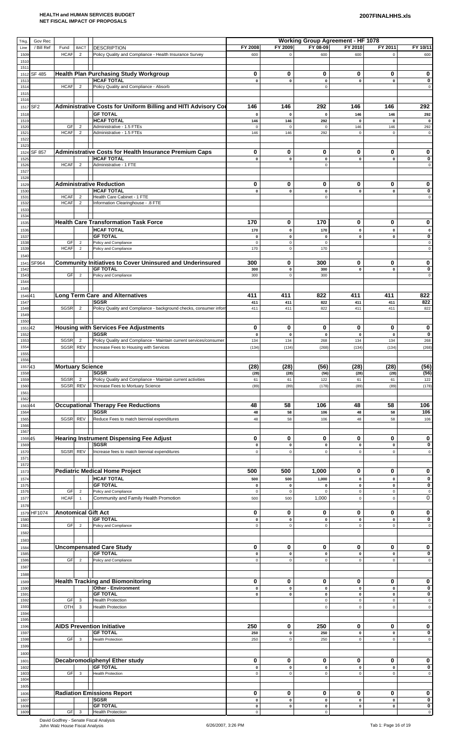# HEALTH and HUMAN SERVICES BUDGET
## NET FISCAL IMPACT OF PROPOSALS

2007FINALHHS.xls

| Trkg. Line | Gov Rec / Bill Ref | Fund | BACT | DESCRIPTION | Working Group Agreement - HF 1078 FY 2008 | FY 2009 | FY 08-09 | FY 2010 | FY 2011 | FY 10/11 |
|---|---|---|---|---|---|---|---|---|---|---|
| 1509 | | HCAF | 2 | Policy Quality and Compliance - Health Insurance Survey | 600 | 0 | 600 | 600 | 0 | 600 |
| 1510 | | | | | | | | | | |
| 1511 | | | | | | | | | | |
| 1512 | SF 485 | | | **Health Plan Purchasing Study Workgroup** | **0** | **0** | **0** | **0** | **0** | **0** |
| 1513 | | | | **HCAF TOTAL** | **0** | **0** | **0** | **0** | **0** | **0** |
| 1514 | | HCAF | 2 | Policy Quality and Compliance - Absorb | | | 0 | | | 0 |
| 1515 | | | | | | | | | | |
| 1516 | | | | | | | | | | |
| 1517 | SF2 | | | **Administrative Costs for Uniform Billing and HITI Advisory Co** | **146** | **146** | **292** | **146** | **146** | **292** |
| 1518 | | | | **GF TOTAL** | **0** | **0** | **0** | **146** | **146** | **292** |
| 1519 | | | | **HCAF TOTAL** | **146** | **146** | **292** | **0** | **0** | **0** |
| 1520 | | GF | 2 | Administrative - 1.5 FTEs | 0 | 0 | 0 | 146 | 146 | 292 |
| 1521 | | HCAF | 2 | Administrative - 1.5 FTEs | 146 | 146 | 292 | 0 | 0 | 0 |
| 1522 | | | | | | | | | | |
| 1523 | | | | | | | | | | |
| 1524 | SF 857 | | | **Administrative Costs for Health Insurance Premium Caps** | **0** | **0** | **0** | **0** | **0** | **0** |
| 1525 | | | | **HCAF TOTAL** | **0** | **0** | **0** | **0** | **0** | **0** |
| 1526 | | HCAF | 2 | Administrative - 1 FTE | | | 0 | | | 0 |
| 1527 | | | | | | | | | | |
| 1528 | | | | | | | | | | |
| 1529 | | | | **Administrative Reduction** | **0** | **0** | **0** | **0** | **0** | **0** |
| 1530 | | | | **HCAF TOTAL** | **0** | **0** | **0** | **0** | **0** | **0** |
| 1531 | | HCAF | 2 | Health Care Cabinet - 1 FTE | | | 0 | | | 0 |
| 1532 | | HCAF | 2 | Information Clearinghouse - .8 FTE | | | | | | |
| 1533 | | | | | | | | | | |
| 1534 | | | | | | | | | | |
| 1535 | | | | **Health Care Transformation Task Force** | **170** | **0** | **170** | **0** | **0** | **0** |
| 1536 | | | | **HCAF TOTAL** | **170** | **0** | **170** | **0** | **0** | **0** |
| 1537 | | | | **GF TOTAL** | **0** | **0** | **0** | **0** | **0** | **0** |
| 1538 | | GF | 2 | Policy and Compliance | 0 | 0 | 0 | | | 0 |
| 1539 | | HCAF | 2 | Policy and Compliance | 170 | 0 | 170 | | | 0 |
| 1540 | | | | | | | | | | |
| 1541 | SF964 | | | **Community Initiatives to Cover Uninsured and Underinsured** | **300** | **0** | **300** | **0** | **0** | **0** |
| 1542 | | | | **GF TOTAL** | **300** | **0** | **300** | **0** | **0** | **0** |
| 1543 | | GF | 2 | Policy and Compliance | 300 | 0 | 300 | | | 0 |
| 1544 | | | | | | | | | | |
| 1545 | | | | | | | | | | |
| 1546 | 41 | | | **Long Term Care and Alternatives** | **411** | **411** | **822** | **411** | **411** | **822** |
| 1547 | | | | **SGSR** | **411** | **411** | **822** | **411** | **411** | **822** |
| 1548 | | SGSR | 2 | Policy Quality and Compliance - background checks, consumer inforr | 411 | 411 | 822 | 411 | 411 | 822 |
| 1549 | | | | | | | | | | |
| 1550 | | | | | | | | | | |
| 1551 | 42 | | | **Housing with Services Fee Adjustments** | **0** | **0** | **0** | **0** | **0** | **0** |
| 1552 | | | | **SGSR** | **0** | **0** | **0** | **0** | **0** | **0** |
| 1553 | | SGSR | 2 | Policy Quality and Compliance - Maintain current services/consumer | 134 | 134 | 268 | 134 | 134 | 268 |
| 1554 | | SGSR | REV | Increase Fees to Housing with Services | (134) | (134) | (268) | (134) | (134) | (268) |
| 1555 | | | | | | | | | | |
| 1556 | | | | | | | | | | |
| 1557 | 43 | **Mortuary Science** | | | **(28)** | **(28)** | **(56)** | **(28)** | **(28)** | **(56)** |
| 1558 | | | | **SGSR** | **(28)** | **(28)** | **(56)** | **(28)** | **(28)** | **(56)** |
| 1559 | | SGSR | 2 | Policy Quality and Compliance - Maintain current activities | 61 | 61 | 122 | 61 | 61 | 122 |
| 1560 | | SGSR | REV | Increase Fees to Mortuary Science | (89) | (89) | (178) | (89) | (89) | (178) |
| 1561 | | | | | | | | | | |
| 1562 | | | | | | | | | | |
| 1563 | 44 | | | **Occupational Therapy Fee Reductions** | **48** | **58** | **106** | **48** | **58** | **106** |
| 1564 | | | | **SGSR** | **48** | **58** | **106** | **48** | **58** | **106** |
| 1565 | | SGSR | REV | Reduce Fees to match biennial expenditures | 48 | 58 | 106 | 48 | 58 | 106 |
| 1566 | | | | | | | | | | |
| 1567 | | | | | | | | | | |
| 1568 | 45 | | | **Hearing Instrument Dispensing Fee Adjust** | **0** | **0** | **0** | **0** | **0** | **0** |
| 1569 | | | | **SGSR** | **0** | **0** | **0** | **0** | **0** | **0** |
| 1570 | | SGSR | REV | Increase fees to match biennial expenditures | 0 | 0 | 0 | 0 | 0 | 0 |
| 1571 | | | | | | | | | | |
| 1572 | | | | | | | | | | |
| 1573 | | | | **Pediatric Medical Home Project** | **500** | **500** | **1,000** | **0** | **0** | **0** |
| 1574 | | | | **HCAF TOTAL** | **500** | **500** | **1,000** | **0** | **0** | **0** |
| 1575 | | | | **GF TOTAL** | **0** | **0** | **0** | **0** | **0** | **0** |
| 1576 | | GF | 2 | Policy and Compliance | 0 | 0 | 0 | 0 | 0 | 0 |
| 1577 | | HCAF | 1 | Community and Family Health Promotion | 500 | 500 | 1,000 | 0 | 0 | 0 |
| 1578 | | | | | | | | | | |
| 1579 | HF1074 | **Anotomical Gift Act** | | | **0** | **0** | **0** | **0** | **0** | **0** |
| 1580 | | | | **GF TOTAL** | **0** | **0** | **0** | **0** | **0** | **0** |
| 1581 | | GF | 2 | Policy and Compliance | 0 | 0 | 0 | 0 | 0 | 0 |
| 1582 | | | | | | | | | | |
| 1583 | | | | | | | | | | |
| 1584 | | | | **Uncompensated Care Study** | **0** | **0** | **0** | **0** | **0** | **0** |
| 1585 | | | | **GF TOTAL** | **0** | **0** | **0** | **0** | **0** | **0** |
| 1586 | | GF | 2 | Policy and Compliance | 0 | 0 | 0 | 0 | 0 | 0 |
| 1587 | | | | | | | | | | |
| 1588 | | | | | | | | | | |
| 1589 | | | | **Health Tracking and Biomonitoring** | **0** | **0** | **0** | **0** | **0** | **0** |
| 1590 | | | | **Other - Environment** | **0** | **0** | **0** | **0** | **0** | **0** |
| 1591 | | | | **GF TOTAL** | **0** | **0** | **0** | **0** | **0** | **0** |
| 1592 | | GF | 3 | Health Protection | | | 0 | 0 | 0 | 0 |
| 1593 | | OTH | 3 | Health Protection | | | 0 | 0 | 0 | 0 |
| 1594 | | | | | | | | | | |
| 1595 | | | | | | | | | | |
| 1596 | | | | **AIDS Prevention Initiative** | **250** | **0** | **250** | **0** | **0** | **0** |
| 1597 | | | | **GF TOTAL** | **250** | **0** | **250** | **0** | **0** | **0** |
| 1598 | | GF | 3 | Health Protection | 250 | 0 | 250 | 0 | 0 | 0 |
| 1599 | | | | | | | | | | |
| 1600 | | | | | | | | | | |
| 1601 | | | | **Decabromodiphenyl Ether study** | **0** | **0** | **0** | **0** | **0** | **0** |
| 1602 | | | | **GF TOTAL** | **0** | **0** | **0** | **0** | **0** | **0** |
| 1603 | | GF | 3 | Health Protection | 0 | 0 | 0 | 0 | 0 | 0 |
| 1604 | | | | | | | | | | |
| 1605 | | | | | | | | | | |
| 1606 | | | | **Radiation Emissions Report** | **0** | **0** | **0** | **0** | **0** | **0** |
| 1607 | | | | **SGSR** | **0** | **0** | **0** | **0** | **0** | **0** |
| 1608 | | | | **GF TOTAL** | **0** | **0** | **0** | **0** | **0** | **0** |
| 1609 | | GF | 3 | Health Protection | 0 | | 0 | | | 0 |

David Godfrey - Senate Fiscal Analysis
John Walz House Fiscal Analysis

6/26/2007, 3:26 PM

Tab 1: Page 16 of 19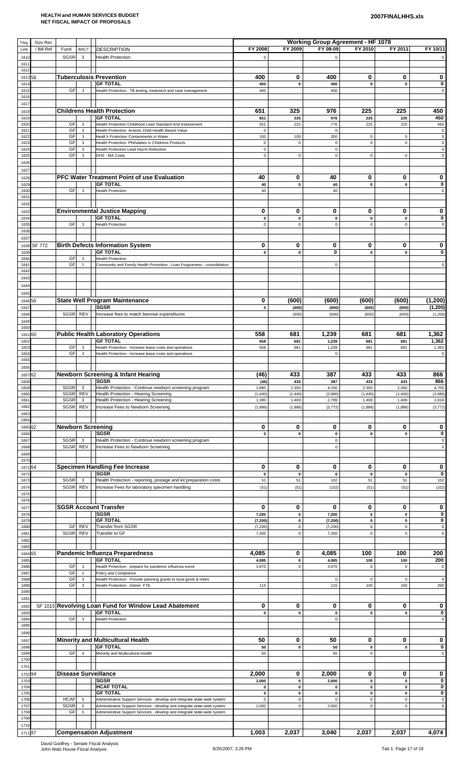# HEALTH and HUMAN SERVICES BUDGET
## NET FISCAL IMPACT OF PROPOSALS

2007FINALHHS.xls

| Trkg. Line | Gov Rec / Bill Ref | Fund | BACT | DESCRIPTION | FY 2008 | FY 2009 | FY 08-09 | FY 2010 | FY 2011 | FY 10/11 |
|---|---|---|---|---|---|---|---|---|---|---|
| | | | | | **Working Group Agreement - HF 1078** | | | | | |
| 1610 | | SGSR | 3 | Health Protection | 0 | | 0 | | | 0 |
| 1611 | | | | | | | | | | |
| 1612 | | | | | | | | | | |
| 1613 | 58 | | | **Tuberculosis Prevention** | **400** | **0** | **400** | **0** | **0** | **0** |
| 1614 | | | | **GF TOTAL** | 400 | 0 | 400 | 0 | 0 | 0 |
| 1615 | | GF | 3 | Health Protection - TB testing, treatment and case management | 400 | | 400 | | | 0 |
| 1616 | | | | | | | | | | |
| 1617 | | | | | | | | | | |
| 1618 | | | | **Childrens Health Protection** | **651** | **325** | **976** | **225** | **225** | **450** |
| 1619 | | | | **GF TOTAL** | 651 | 325 | 976 | 225 | 225 | 450 |
| 1620 | | GF | 3 | Health Protection Childhood Lead Standard And Assessment | 551 | 225 | 776 | 225 | 225 | 450 |
| 1621 | | GF | 3 | Health Protection Arsenic Child Health Based Value | 0 | | 0 | | | 0 |
| 1622 | | GF | 3 | Healt h Protection Contaminents in Water | 100 | 100 | 200 | 0 | 0 | 0 |
| 1623 | | GF | 3 | Health Protection Phthalates in Childrens Products | 0 | 0 | 0 | 0 | 0 | 0 |
| 1624 | | GF | 3 | Health Protection Lead Hazrd Reduction | 0 | | 0 | | | 0 |
| 1625 | | GF | 3 | DHS - MA Costs | 0 | 0 | 0 | 0 | 0 | 0 |
| 1626 | | | | | | | | | | |
| 1627 | | | | | | | | | | |
| 1628 | | | | **PFC Water Treatment Point of use Evaluation** | **40** | **0** | **40** | **0** | **0** | **0** |
| 1629 | | | | **GF TOTAL** | 40 | 0 | 40 | 0 | 0 | 0 |
| 1630 | | GF | 3 | Health Protection | 40 | | 40 | | | 0 |
| 1631 | | | | | | | | | | |
| 1632 | | | | | | | | | | |
| 1633 | | | | **Environmental Justice Mapping** | **0** | **0** | **0** | **0** | **0** | **0** |
| 1634 | | | | **GF TOTAL** | 0 | 0 | 0 | 0 | 0 | 0 |
| 1635 | | GF | 3 | Health Protection | 0 | 0 | 0 | 0 | 0 | 0 |
| 1636 | | | | | | | | | | |
| 1637 | | | | | | | | | | |
| 1638 | SF 772 | | | **Birth Defects Information System** | **0** | **0** | **0** | **0** | **0** | **0** |
| 1639 | | | | **GF TOTAL** | 0 | 0 | 0 | 0 | 0 | 0 |
| 1640 | | GF | 3 | Health Protection | | | | | | |
| 1641 | | GF | 1 | Community and Family Health Promotion - Loan Forgiveness - consolidation | | | 0 | | | 0 |
| 1642 | | | | | | | | | | |
| 1643 | | | | | | | | | | |
| 1644 | | | | | | | | | | |
| 1645 | | | | | | | | | | |
| 1646 | 56 | | | **State Well Program Maintenance** | **0** | **(600)** | **(600)** | **(600)** | **(600)** | **(1,200)** |
| 1647 | | | | **SGSR** | 0 | (600) | (600) | (600) | (600) | (1,200) |
| 1648 | | SGSR | REV | Increase fees to match biennial expenditures | | (600) | (600) | (600) | (600) | (1,200) |
| 1649 | | | | | | | | | | |
| 1650 | | | | | | | | | | |
| 1651 | 60 | | | **Public Health Laboratory Operations** | **558** | **681** | **1,239** | **681** | **681** | **1,362** |
| 1652 | | | | **GF TOTAL** | 558 | 681 | 1,239 | 681 | 681 | 1,362 |
| 1653 | | GF | 3 | Health Protection - Increase lease costs and operations | 558 | 681 | 1,239 | 681 | 681 | 1,362 |
| 1654 | | GF | 3 | Health Protection - Increase lease costs and operations | | | 0 | | | 0 |
| 1655 | | | | | | | | | | |
| 1656 | | | | | | | | | | |
| 1657 | 62 | | | **Newborn Screening & Infant Hearing** | **(46)** | **433** | **387** | **433** | **433** | **866** |
| 1658 | | | | **SGSR** | (46) | 433 | 387 | 433 | 433 | 866 |
| 1659 | | SGSR | 3 | Health Protection - Continue newborn screening program | 1,890 | 2,350 | 4,240 | 2,350 | 2,350 | 4,700 |
| 1660 | | SGSR | REV | Health Protection - Hearing Screening | (1,440) | (1,440) | (2,880) | (1,440) | (1,440) | (2,880) |
| 1661 | | SGSR | 3 | Health Protection - Hearing Screening | 1,390 | 1,409 | 2,799 | 1,409 | 1,409 | 2,818 |
| 1662 | | SGSR | REV | Increase Fees to Newborn Screening | (1,886) | (1,886) | (3,772) | (1,886) | (1,886) | (3,772) |
| 1663 | | | | | | | | | | |
| 1664 | | | | | | | | | | |
| 1665 | 62 | | | **Newborn Screening** | **0** | **0** | **0** | **0** | **0** | **0** |
| 1666 | | | | **SGSR** | 0 | 0 | 0 | 0 | 0 | 0 |
| 1667 | | SGSR | 3 | Health Protection - Continue newborn screening program | | | 0 | | | 0 |
| 1668 | | SGSR | REV | Increase Fees to Newborn Screening | | | 0 | | | 0 |
| 1669 | | | | | | | | | | |
| 1670 | | | | | | | | | | |
| 1671 | 64 | | | **Specimen Handling Fee Increase** | **0** | **0** | **0** | **0** | **0** | **0** |
| 1672 | | | | **SGSR** | 0 | 0 | 0 | 0 | 0 | 0 |
| 1673 | | SGSR | 3 | Health Protection - reporting, postage and kit preparation costs | 51 | 51 | 102 | 51 | 51 | 102 |
| 1674 | | SGSR | REV | Increase Fees for laboratory specimen handling | (51) | (51) | (102) | (51) | (51) | (102) |
| 1675 | | | | | | | | | | |
| 1676 | | | | | | | | | | |
| 1677 | | | | **SGSR Account Transfer** | **0** | **0** | **0** | **0** | **0** | **0** |
| 1678 | | | | **SGSR** | 7,200 | 0 | 7,200 | 0 | 0 | 0 |
| 1679 | | | | **GF TOTAL** | (7,200) | 0 | (7,200) | 0 | 0 | 0 |
| 1680 | | GF | REV | Transfer from SGSR | (7,200) | 0 | (7,200) | 0 | 0 | 0 |
| 1681 | | SGSR | REV | Transfer to GF | 7,200 | 0 | 7,200 | 0 | 0 | 0 |
| 1682 | | | | | | | | | | |
| 1683 | | | | | | | | | | |
| 1684 | 65 | | | **Pandemic Influenza Preparedness** | **4,085** | **0** | **4,085** | **100** | **100** | **200** |
| 1685 | | | | **GF TOTAL** | 4,085 | 0 | 4,085 | 100 | 100 | 200 |
| 1686 | | GF | 3 | Health Protection - prepare for pandemic influenza event | 3,970 | 0 | 3,970 | 0 | 0 | 0 |
| 1687 | | GF | 2 | Policy and Compliance | | | | | | |
| 1688 | | GF | 3 | Health Protection - Provide planning grants to local govts & tribes | | | 0 | 0 | 0 | 0 |
| 1689 | | GF | 3 | Health Protection - Admin FTE | 115 | | 115 | 100 | 100 | 200 |
| 1690 | | | | | | | | | | |
| 1691 | | | | | | | | | | |
| 1692 | | SF 1015 | | **Revolving Loan Fund for Window Lead Abatement** | **0** | **0** | **0** | **0** | **0** | **0** |
| 1693 | | | | **GF TOTAL** | 0 | 0 | 0 | 0 | 0 | 0 |
| 1694 | | GF | 3 | Health Protection | | | 0 | | | 0 |
| 1695 | | | | | | | | | | |
| 1696 | | | | | | | | | | |
| 1697 | | | | **Minority and Multicultural Health** | **50** | **0** | **50** | **0** | **0** | **0** |
| 1698 | | | | **GF TOTAL** | 50 | 0 | 50 | 0 | 0 | 0 |
| 1699 | | GF | 4 | Minority and Multicultural Health | 50 | | 50 | 0 | | 0 |
| 1700 | | | | | | | | | | |
| 1701 | | | | | | | | | | |
| 1702 | 94 | | | **Disease Surveillance** | **2,000** | **0** | **2,000** | **0** | **0** | **0** |
| 1703 | | | | **SGSR** | 2,000 | 0 | 2,000 | 0 | 0 | 0 |
| 1704 | | | | **HCAF TOTAL** | 0 | 0 | 0 | 0 | 0 | 0 |
| 1705 | | | | **GF TOTAL** | 0 | 0 | 0 | 0 | 0 | 0 |
| 1706 | | HCAF | 5 | Administrative Support Services - develop and integrate state-wide system | 0 | 0 | 0 | 0 | 0 | 0 |
| 1707 | | SGSR | 5 | Administrative Support Services - develop and integrate state-wide system | 2,000 | 0 | 2,000 | 0 | 0 | 0 |
| 1708 | | GF | 5 | Administrative Support Services - develop and integrate state-wide system | | | | | | |
| 1709 | | | | | | | | | | |
| 1710 | | | | | | | | | | |
| 1711 | 97 | | | **Compensation Adjustment** | **1,003** | **2,037** | **3,040** | **2,037** | **2,037** | **4,074** |

David Godfrey - Senate Fiscal Analysis
John Walz House Fiscal Analysis

6/26/2007, 3:26 PM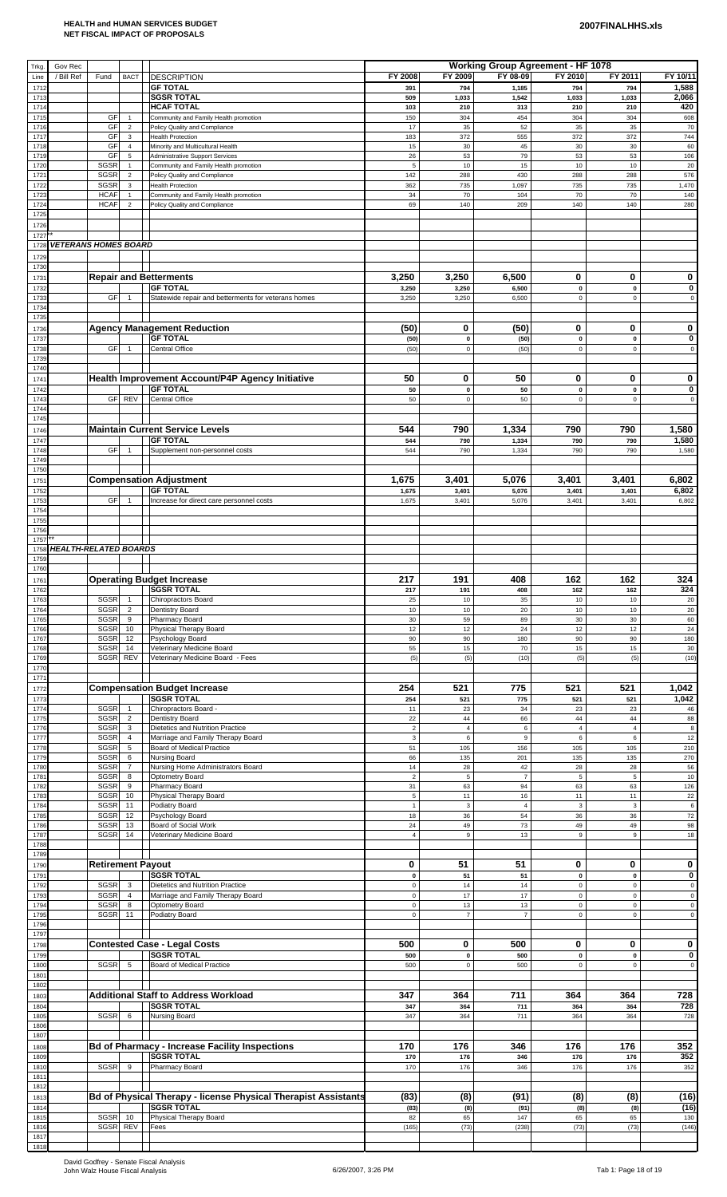**HEALTH and HUMAN SERVICES BUDGET**
**NET FISCAL IMPACT OF PROPOSALS**

2007FINALHHS.xls

| Trkg. Line | Gov Rec / Bill Ref | Fund | BACT | DESCRIPTION | FY 2008 | FY 2009 | FY 08-09 | FY 2010 | FY 2011 | FY 10/11 |
|---|---|---|---|---|---|---|---|---|---|---|
| | | | | | **Working Group Agreement - HF 1078** | | | | | |
| 1712 | | | | **GF TOTAL** | 391 | 794 | 1,185 | 794 | 794 | 1,588 |
| 1713 | | | | **SGSR TOTAL** | 509 | 1,033 | 1,542 | 1,033 | 1,033 | 2,066 |
| 1714 | | | | **HCAF TOTAL** | 103 | 210 | 313 | 210 | 210 | 420 |
| 1715 | | GF | 1 | Community and Family Health promotion | 150 | 304 | 454 | 304 | 304 | 608 |
| 1716 | | GF | 2 | Policy Quality and Compliance | 17 | 35 | 52 | 35 | 35 | 70 |
| 1717 | | GF | 3 | Health Protection | 183 | 372 | 555 | 372 | 372 | 744 |
| 1718 | | GF | 4 | Minority and Multicultural Health | 15 | 30 | 45 | 30 | 30 | 60 |
| 1719 | | GF | 5 | Administrative Support Services | 26 | 53 | 79 | 53 | 53 | 106 |
| 1720 | | SGSR | 1 | Community and Family Health promotion | 5 | 10 | 15 | 10 | 10 | 20 |
| 1721 | | SGSR | 2 | Policy Quality and Compliance | 142 | 288 | 430 | 288 | 288 | 576 |
| 1722 | | SGSR | 3 | Health Protection | 362 | 735 | 1,097 | 735 | 735 | 1,470 |
| 1723 | | HCAF | 1 | Community and Family Health promotion | 34 | 70 | 104 | 70 | 70 | 140 |
| 1724 | | HCAF | 2 | Policy Quality and Compliance | 69 | 140 | 209 | 140 | 140 | 280 |
| 1725 | | | | | | | | | | |
| 1726 | | | | | | | | | | |
| 1727 | ** | | | | | | | | | |
| 1728 | ***VETERANS HOMES BOARD*** | | | | | | | | | |
| 1729 | | | | | | | | | | |
| 1730 | | | | | | | | | | |
| 1731 | | | | **Repair and Betterments** | **3,250** | **3,250** | **6,500** | **0** | **0** | **0** |
| 1732 | | | | **GF TOTAL** | 3,250 | 3,250 | 6,500 | 0 | 0 | 0 |
| 1733 | | GF | 1 | Statewide repair and betterments for veterans homes | 3,250 | 3,250 | 6,500 | 0 | 0 | 0 |
| 1734 | | | | | | | | | | |
| 1735 | | | | | | | | | | |
| 1736 | | | | **Agency Management Reduction** | **(50)** | **0** | **(50)** | **0** | **0** | **0** |
| 1737 | | | | **GF TOTAL** | (50) | 0 | (50) | 0 | 0 | 0 |
| 1738 | | GF | 1 | Central Office | (50) | 0 | (50) | 0 | 0 | 0 |
| 1739 | | | | | | | | | | |
| 1740 | | | | | | | | | | |
| 1741 | | | | **Health Improvement Account/P4P Agency Initiative** | **50** | **0** | **50** | **0** | **0** | **0** |
| 1742 | | | | **GF TOTAL** | 50 | 0 | 50 | 0 | 0 | 0 |
| 1743 | | GF | REV | Central Office | 50 | 0 | 50 | 0 | 0 | 0 |
| 1744 | | | | | | | | | | |
| 1745 | | | | | | | | | | |
| 1746 | | | | **Maintain Current Service Levels** | **544** | **790** | **1,334** | **790** | **790** | **1,580** |
| 1747 | | | | **GF TOTAL** | 544 | 790 | 1,334 | 790 | 790 | 1,580 |
| 1748 | | GF | 1 | Supplement non-personnel costs | 544 | 790 | 1,334 | 790 | 790 | 1,580 |
| 1749 | | | | | | | | | | |
| 1750 | | | | | | | | | | |
| 1751 | | | | **Compensation Adjustment** | **1,675** | **3,401** | **5,076** | **3,401** | **3,401** | **6,802** |
| 1752 | | | | **GF TOTAL** | 1,675 | 3,401 | 5,076 | 3,401 | 3,401 | 6,802 |
| 1753 | | GF | 1 | Increase for direct care personnel costs | 1,675 | 3,401 | 5,076 | 3,401 | 3,401 | 6,802 |
| 1754 | | | | | | | | | | |
| 1755 | | | | | | | | | | |
| 1756 | | | | | | | | | | |
| 1757 | ** | | | | | | | | | |
| 1758 | ***HEALTH-RELATED BOARDS*** | | | | | | | | | |
| 1759 | | | | | | | | | | |
| 1760 | | | | | | | | | | |
| 1761 | | | | **Operating Budget Increase** | **217** | **191** | **408** | **162** | **162** | **324** |
| 1762 | | | | **SGSR TOTAL** | 217 | 191 | 408 | 162 | 162 | 324 |
| 1763 | | SGSR | 1 | Chiropractors Board | 25 | 10 | 35 | 10 | 10 | 20 |
| 1764 | | SGSR | 2 | Dentistry Board | 10 | 10 | 20 | 10 | 10 | 20 |
| 1765 | | SGSR | 9 | Pharmacy Board | 30 | 59 | 89 | 30 | 30 | 60 |
| 1766 | | SGSR | 10 | Physical Therapy Board | 12 | 12 | 24 | 12 | 12 | 24 |
| 1767 | | SGSR | 12 | Psychology Board | 90 | 90 | 180 | 90 | 90 | 180 |
| 1768 | | SGSR | 14 | Veterinary Medicine Board | 55 | 15 | 70 | 15 | 15 | 30 |
| 1769 | | SGSR | REV | Veterinary Medicine Board - Fees | (5) | (5) | (10) | (5) | (5) | (10) |
| 1770 | | | | | | | | | | |
| 1771 | | | | | | | | | | |
| 1772 | | | | **Compensation Budget Increase** | **254** | **521** | **775** | **521** | **521** | **1,042** |
| 1773 | | | | **SGSR TOTAL** | 254 | 521 | 775 | 521 | 521 | 1,042 |
| 1774 | | SGSR | 1 | Chiropractors Board - | 11 | 23 | 34 | 23 | 23 | 46 |
| 1775 | | SGSR | 2 | Dentistry Board | 22 | 44 | 66 | 44 | 44 | 88 |
| 1776 | | SGSR | 3 | Dietetics and Nutrition Practice | 2 | 4 | 6 | 4 | 4 | 8 |
| 1777 | | SGSR | 4 | Marriage and Family Therapy Board | 3 | 6 | 9 | 6 | 6 | 12 |
| 1778 | | SGSR | 5 | Board of Medical Practice | 51 | 105 | 156 | 105 | 105 | 210 |
| 1779 | | SGSR | 6 | Nursing Board | 66 | 135 | 201 | 135 | 135 | 270 |
| 1780 | | SGSR | 7 | Nursing Home Administrators Board | 14 | 28 | 42 | 28 | 28 | 56 |
| 1781 | | SGSR | 8 | Optometry Board | 2 | 5 | 7 | 5 | 5 | 10 |
| 1782 | | SGSR | 9 | Pharmacy Board | 31 | 63 | 94 | 63 | 63 | 126 |
| 1783 | | SGSR | 10 | Physical Therapy Board | 5 | 11 | 16 | 11 | 11 | 22 |
| 1784 | | SGSR | 11 | Podiatry Board | 1 | 3 | 4 | 3 | 3 | 6 |
| 1785 | | SGSR | 12 | Psychology Board | 18 | 36 | 54 | 36 | 36 | 72 |
| 1786 | | SGSR | 13 | Board of Social Work | 24 | 49 | 73 | 49 | 49 | 98 |
| 1787 | | SGSR | 14 | Veterinary Medicine Board | 4 | 9 | 13 | 9 | 9 | 18 |
| 1788 | | | | | | | | | | |
| 1789 | | | | | | | | | | |
| 1790 | | | | **Retirement Payout** | **0** | **51** | **51** | **0** | **0** | **0** |
| 1791 | | | | **SGSR TOTAL** | 0 | 51 | 51 | 0 | 0 | 0 |
| 1792 | | SGSR | 3 | Dietetics and Nutrition Practice | 0 | 14 | 14 | 0 | 0 | 0 |
| 1793 | | SGSR | 4 | Marriage and Family Therapy Board | 0 | 17 | 17 | 0 | 0 | 0 |
| 1794 | | SGSR | 8 | Optometry Board | 0 | 13 | 13 | 0 | 0 | 0 |
| 1795 | | SGSR | 11 | Podiatry Board | 0 | 7 | 7 | 0 | 0 | 0 |
| 1796 | | | | | | | | | | |
| 1797 | | | | | | | | | | |
| 1798 | | | | **Contested Case - Legal Costs** | **500** | **0** | **500** | **0** | **0** | **0** |
| 1799 | | | | **SGSR TOTAL** | 500 | 0 | 500 | 0 | 0 | 0 |
| 1800 | | SGSR | 5 | Board of Medical Practice | 500 | 0 | 500 | 0 | 0 | 0 |
| 1801 | | | | | | | | | | |
| 1802 | | | | | | | | | | |
| 1803 | | | | **Additional Staff to Address Workload** | **347** | **364** | **711** | **364** | **364** | **728** |
| 1804 | | | | **SGSR TOTAL** | 347 | 364 | 711 | 364 | 364 | 728 |
| 1805 | | SGSR | 6 | Nursing Board | 347 | 364 | 711 | 364 | 364 | 728 |
| 1806 | | | | | | | | | | |
| 1807 | | | | | | | | | | |
| 1808 | | | | **Bd of Pharmacy - Increase Facility Inspections** | **170** | **176** | **346** | **176** | **176** | **352** |
| 1809 | | | | **SGSR TOTAL** | 170 | 176 | 346 | 176 | 176 | 352 |
| 1810 | | SGSR | 9 | Pharmacy Board | 170 | 176 | 346 | 176 | 176 | 352 |
| 1811 | | | | | | | | | | |
| 1812 | | | | | | | | | | |
| 1813 | | | | **Bd of Physical Therapy - license Physical Therapist Assistants** | **(83)** | **(8)** | **(91)** | **(8)** | **(8)** | **(16)** |
| 1814 | | | | **SGSR TOTAL** | (83) | (8) | (91) | (8) | (8) | (16) |
| 1815 | | SGSR | 10 | Physical Therapy Board | 82 | 65 | 147 | 65 | 65 | 130 |
| 1816 | | SGSR | REV | Fees | (165) | (73) | (238) | (73) | (73) | (146) |
| 1817 | | | | | | | | | | |
| 1818 | | | | | | | | | | |

David Godfrey - Senate Fiscal Analysis
John Walz House Fiscal Analysis

6/26/2007, 3:26 PM

Tab 1: Page 18 of 19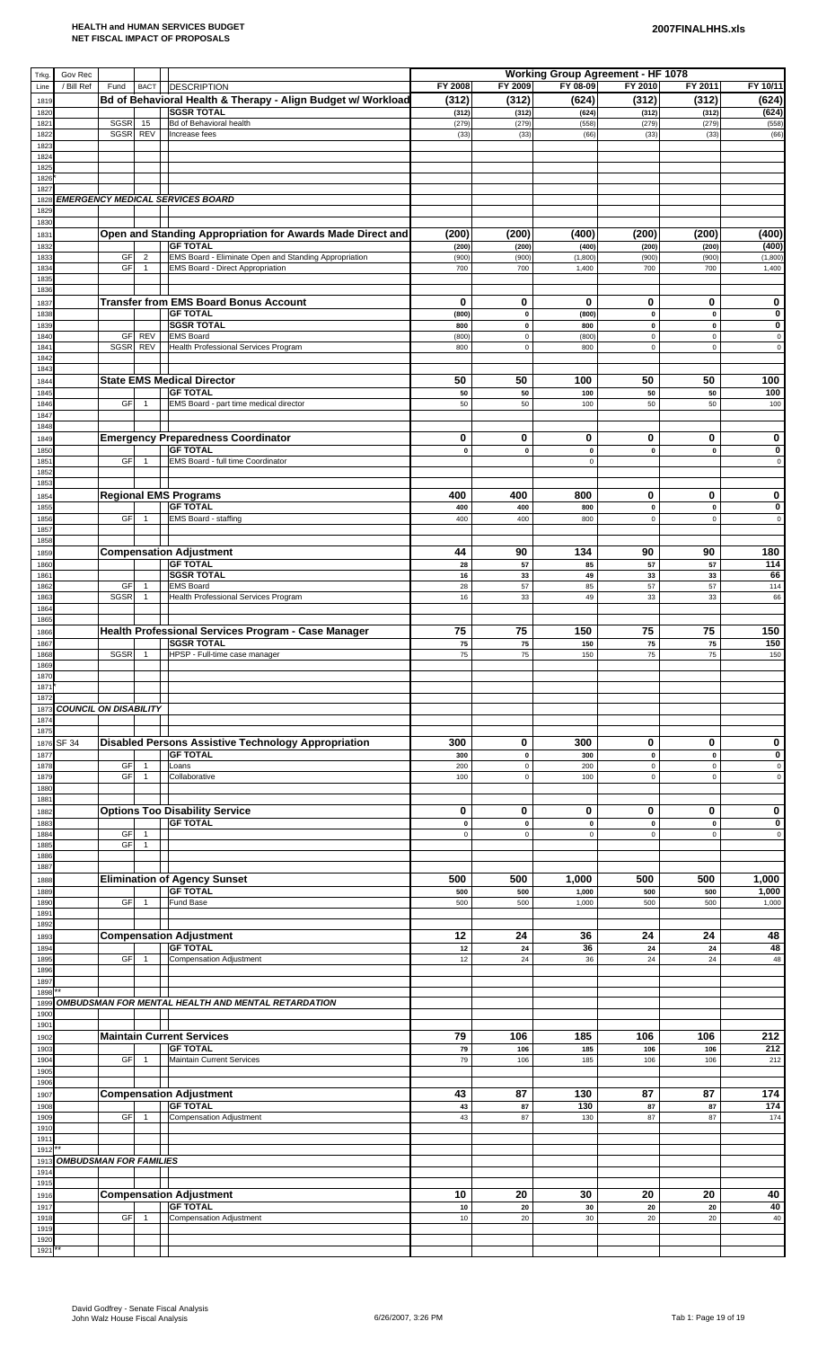**HEALTH and HUMAN SERVICES BUDGET**
**NET FISCAL IMPACT OF PROPOSALS**

**2007FINALHHS.xls**

| Trkg. Line | Gov Rec / Bill Ref | Fund | BACT | DESCRIPTION | Working Group Agreement - HF 1078 FY 2008 | FY 2009 | FY 08-09 | FY 2010 | FY 2011 | FY 10/11 |
|---|---|---|---|---|---|---|---|---|---|---|
| 1819 | | | | **Bd of Behavioral Health & Therapy - Align Budget w/ Workload** | **(312)** | **(312)** | **(624)** | **(312)** | **(312)** | **(624)** |
| 1820 | | | | **SGSR TOTAL** | (312) | (312) | (624) | (312) | (312) | (624) |
| 1821 | | SGSR | 15 | Bd of Behavioral health | (279) | (279) | (558) | (279) | (279) | (558) |
| 1822 | | SGSR | REV | Increase fees | (33) | (33) | (66) | (33) | (33) | (66) |
| 1823 | | | | | | | | | | |
| 1824 | | | | | | | | | | |
| 1825 | | | | | | | | | | |
| 1826 | * | | | | | | | | | |
| 1827 | | | | | | | | | | |
| 1828 | | | | ***EMERGENCY MEDICAL SERVICES BOARD*** | | | | | | |
| 1829 | | | | | | | | | | |
| 1830 | | | | | | | | | | |
| 1831 | | | | **Open and Standing Appropriation for Awards Made Direct and** | **(200)** | **(200)** | **(400)** | **(200)** | **(200)** | **(400)** |
| 1832 | | | | **GF TOTAL** | (200) | (200) | (400) | (200) | (200) | (400) |
| 1833 | | GF | 2 | EMS Board - Eliminate Open and Standing Appropriation | (900) | (900) | (1,800) | (900) | (900) | (1,800) |
| 1834 | | GF | 1 | EMS Board - Direct Appropriation | 700 | 700 | 1,400 | 700 | 700 | 1,400 |
| 1835 | | | | | | | | | | |
| 1836 | | | | | | | | | | |
| 1837 | | | | **Transfer from EMS Board Bonus Account** | **0** | **0** | **0** | **0** | **0** | **0** |
| 1838 | | | | **GF TOTAL** | (800) | 0 | (800) | 0 | 0 | 0 |
| 1839 | | | | **SGSR TOTAL** | 800 | 0 | 800 | 0 | 0 | 0 |
| 1840 | | GF | REV | EMS Board | (800) | 0 | (800) | 0 | 0 | 0 |
| 1841 | | SGSR | REV | Health Professional Services Program | 800 | 0 | 800 | 0 | 0 | 0 |
| 1842 | | | | | | | | | | |
| 1843 | | | | | | | | | | |
| 1844 | | | | **State EMS Medical Director** | **50** | **50** | **100** | **50** | **50** | **100** |
| 1845 | | | | **GF TOTAL** | 50 | 50 | 100 | 50 | 50 | 100 |
| 1846 | | GF | 1 | EMS Board - part time medical director | 50 | 50 | 100 | 50 | 50 | 100 |
| 1847 | | | | | | | | | | |
| 1848 | | | | | | | | | | |
| 1849 | | | | **Emergency Preparedness Coordinator** | **0** | **0** | **0** | **0** | **0** | **0** |
| 1850 | | | | **GF TOTAL** | 0 | 0 | 0 | 0 | 0 | 0 |
| 1851 | | GF | 1 | EMS Board - full time Coordinator | | | 0 | | | 0 |
| 1852 | | | | | | | | | | |
| 1853 | | | | | | | | | | |
| 1854 | | | | **Regional EMS Programs** | **400** | **400** | **800** | **0** | **0** | **0** |
| 1855 | | | | **GF TOTAL** | 400 | 400 | 800 | 0 | 0 | 0 |
| 1856 | | GF | 1 | EMS Board - staffing | 400 | 400 | 800 | 0 | 0 | 0 |
| 1857 | | | | | | | | | | |
| 1858 | | | | | | | | | | |
| 1859 | | | | **Compensation Adjustment** | **44** | **90** | **134** | **90** | **90** | **180** |
| 1860 | | | | **GF TOTAL** | 28 | 57 | 85 | 57 | 57 | 114 |
| 1861 | | | | **SGSR TOTAL** | 16 | 33 | 49 | 33 | 33 | 66 |
| 1862 | | GF | 1 | EMS Board | 28 | 57 | 85 | 57 | 57 | 114 |
| 1863 | | SGSR | 1 | Health Professional Services Program | 16 | 33 | 49 | 33 | 33 | 66 |
| 1864 | | | | | | | | | | |
| 1865 | | | | | | | | | | |
| 1866 | | | | **Health Professional Services Program - Case Manager** | **75** | **75** | **150** | **75** | **75** | **150** |
| 1867 | | | | **SGSR TOTAL** | 75 | 75 | 150 | 75 | 75 | 150 |
| 1868 | | SGSR | 1 | HPSP - Full-time case manager | 75 | 75 | 150 | 75 | 75 | 150 |
| 1869 | | | | | | | | | | |
| 1870 | | | | | | | | | | |
| 1871 | * | | | | | | | | | |
| 1872 | | | | | | | | | | |
| 1873 | ***COUNCIL ON DISABILITY*** | | | | | | | | | |
| 1874 | | | | | | | | | | |
| 1875 | | | | | | | | | | |
| 1876 | SF 34 | | | **Disabled Persons Assistive Technology Appropriation** | **300** | **0** | **300** | **0** | **0** | **0** |
| 1877 | | | | **GF TOTAL** | 300 | 0 | 300 | 0 | 0 | 0 |
| 1878 | | GF | 1 | Loans | 200 | 0 | 200 | 0 | 0 | 0 |
| 1879 | | GF | 1 | Collaborative | 100 | 0 | 100 | 0 | 0 | 0 |
| 1880 | | | | | | | | | | |
| 1881 | | | | | | | | | | |
| 1882 | | | | **Options Too Disability Service** | **0** | **0** | **0** | **0** | **0** | **0** |
| 1883 | | | | **GF TOTAL** | 0 | 0 | 0 | 0 | 0 | 0 |
| 1884 | | GF | 1 | | 0 | 0 | 0 | 0 | 0 | 0 |
| 1885 | | GF | 1 | | | | | | | |
| 1886 | | | | | | | | | | |
| 1887 | | | | | | | | | | |
| 1888 | | | | **Elimination of Agency Sunset** | **500** | **500** | **1,000** | **500** | **500** | **1,000** |
| 1889 | | | | **GF TOTAL** | 500 | 500 | 1,000 | 500 | 500 | 1,000 |
| 1890 | | GF | 1 | Fund Base | 500 | 500 | 1,000 | 500 | 500 | 1,000 |
| 1891 | | | | | | | | | | |
| 1892 | | | | | | | | | | |
| 1893 | | | | **Compensation Adjustment** | **12** | **24** | **36** | **24** | **24** | **48** |
| 1894 | | | | **GF TOTAL** | 12 | 24 | 36 | 24 | 24 | 48 |
| 1895 | | GF | 1 | Compensation Adjustment | 12 | 24 | 36 | 24 | 24 | 48 |
| 1896 | | | | | | | | | | |
| 1897 | | | | | | | | | | |
| 1898 | ** | | | | | | | | | |
| 1899 | | | | ***OMBUDSMAN FOR MENTAL HEALTH AND MENTAL RETARDATION*** | | | | | | |
| 1900 | | | | | | | | | | |
| 1901 | | | | | | | | | | |
| 1902 | | | | **Maintain Current Services** | **79** | **106** | **185** | **106** | **106** | **212** |
| 1903 | | | | **GF TOTAL** | 79 | 106 | 185 | 106 | 106 | 212 |
| 1904 | | GF | 1 | Maintain Current Services | 79 | 106 | 185 | 106 | 106 | 212 |
| 1905 | | | | | | | | | | |
| 1906 | | | | | | | | | | |
| 1907 | | | | **Compensation Adjustment** | **43** | **87** | **130** | **87** | **87** | **174** |
| 1908 | | | | **GF TOTAL** | 43 | 87 | 130 | 87 | 87 | 174 |
| 1909 | | GF | 1 | Compensation Adjustment | 43 | 87 | 130 | 87 | 87 | 174 |
| 1910 | | | | | | | | | | |
| 1911 | | | | | | | | | | |
| 1912 | ** | | | | | | | | | |
| 1913 | ***OMBUDSMAN FOR FAMILIES*** | | | | | | | | | |
| 1914 | | | | | | | | | | |
| 1915 | | | | | | | | | | |
| 1916 | | | | **Compensation Adjustment** | **10** | **20** | **30** | **20** | **20** | **40** |
| 1917 | | | | **GF TOTAL** | 10 | 20 | 30 | 20 | 20 | 40 |
| 1918 | | GF | 1 | Compensation Adjustment | 10 | 20 | 30 | 20 | 20 | 40 |
| 1919 | | | | | | | | | | |
| 1920 | | | | | | | | | | |
| 1921 | ** | | | | | | | | | |

David Godfrey - Senate Fiscal Analysis
John Walz House Fiscal Analysis

6/26/2007, 3:26 PM